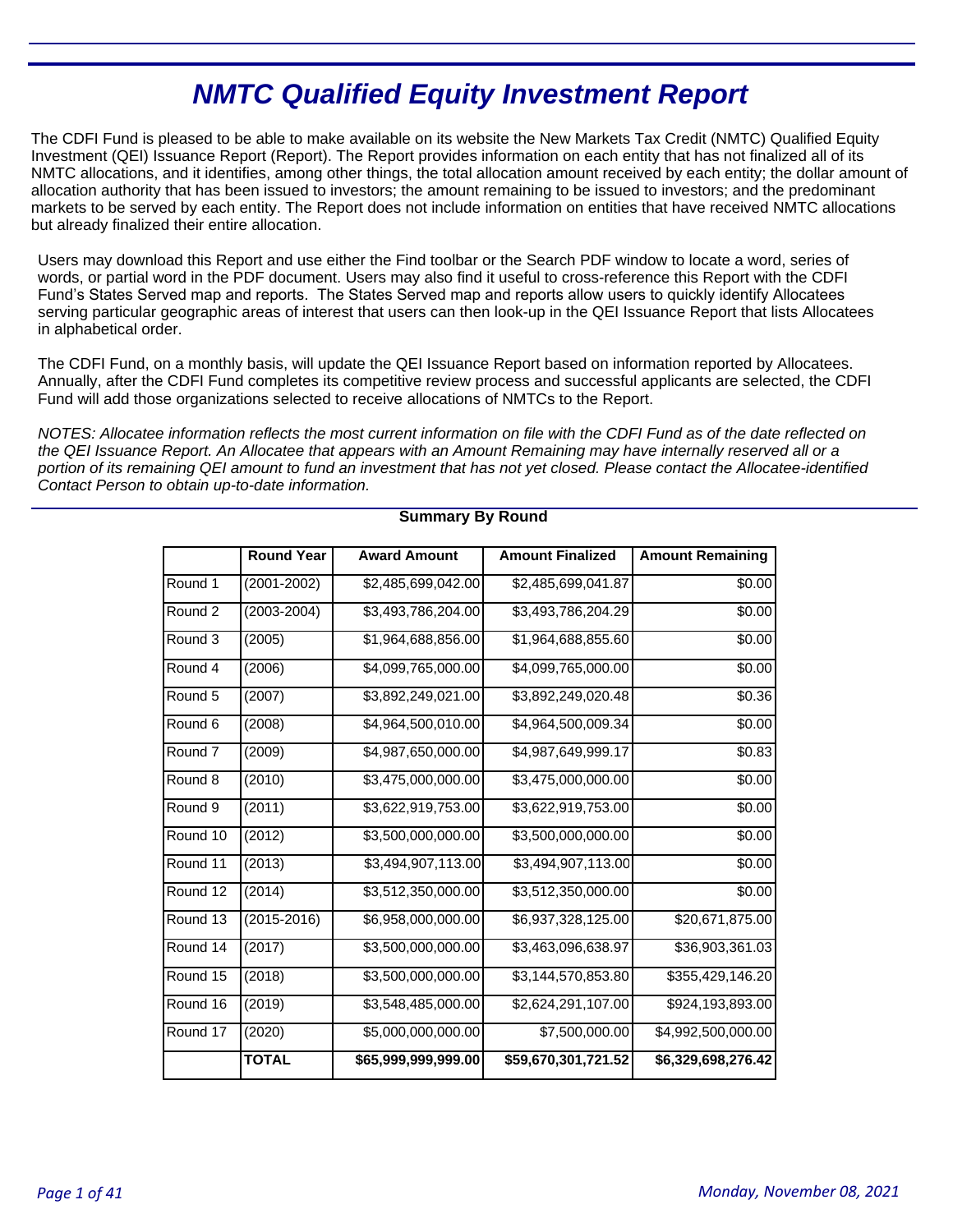# NMTC Qualified Equity Investment Report

The CDFI Fund is pleased to be able to make available on its website the New Markets Tax Credit (NMTC) Qualified Equity Investment (QEI) Issuance Report (Report). The Report provides information on each entity that has not finalized all of its NMTC allocations, and it identifies, among other things, the total allocation amount received by each entity; the dollar amount of allocation authority that has been issued to investors; the amount remaining to be issued to investors; and the predominant markets to be served by each entity. The Report does not include information on entities that have received NMTC allocations but already finalized their entire allocation.

Users may download this Report and use either the Find toolbar or the Search PDF window to locate a word, series of words, or partial word in the PDF document. Users may also find it useful to cross-reference this Report with the CDFI Fund's States Served map and reports. The States Served map and reports allow users to quickly identify Allocatees serving particular geographic areas of interest that users can then look-up in the QEI Issuance Report that lists Allocatees in alphabetical order.

The CDFI Fund, on a monthly basis, will update the QEI Issuance Report based on information reported by Allocatees. Annually, after the CDFI Fund completes its competitive review process and successful applicants are selected, the CDFI Fund will add those organizations selected to receive allocations of NMTCs to the Report.

*NOTES: Allocatee information reflects the most current information on file with the CDFI Fund as of the date reflected on the QEI Issuance Report. An Allocatee that appears with an Amount Remaining may have internally reserved all or a portion of its remaining QEI amount to fund an investment that has not yet closed. Please contact the Allocatee-identified Contact Person to obtain up-to-date information.*

**Summary By Round**

| | Round Year | Award Amount | Amount Finalized | Amount Remaining |
|---|---|---|---|---|
| Round 1 | (2001-2002) | $2,485,699,042.00 | $2,485,699,041.87 | $0.00 |
| Round 2 | (2003-2004) | $3,493,786,204.00 | $3,493,786,204.29 | $0.00 |
| Round 3 | (2005) | $1,964,688,856.00 | $1,964,688,855.60 | $0.00 |
| Round 4 | (2006) | $4,099,765,000.00 | $4,099,765,000.00 | $0.00 |
| Round 5 | (2007) | $3,892,249,021.00 | $3,892,249,020.48 | $0.36 |
| Round 6 | (2008) | $4,964,500,010.00 | $4,964,500,009.34 | $0.00 |
| Round 7 | (2009) | $4,987,650,000.00 | $4,987,649,999.17 | $0.83 |
| Round 8 | (2010) | $3,475,000,000.00 | $3,475,000,000.00 | $0.00 |
| Round 9 | (2011) | $3,622,919,753.00 | $3,622,919,753.00 | $0.00 |
| Round 10 | (2012) | $3,500,000,000.00 | $3,500,000,000.00 | $0.00 |
| Round 11 | (2013) | $3,494,907,113.00 | $3,494,907,113.00 | $0.00 |
| Round 12 | (2014) | $3,512,350,000.00 | $3,512,350,000.00 | $0.00 |
| Round 13 | (2015-2016) | $6,958,000,000.00 | $6,937,328,125.00 | $20,671,875.00 |
| Round 14 | (2017) | $3,500,000,000.00 | $3,463,096,638.97 | $36,903,361.03 |
| Round 15 | (2018) | $3,500,000,000.00 | $3,144,570,853.80 | $355,429,146.20 |
| Round 16 | (2019) | $3,548,485,000.00 | $2,624,291,107.00 | $924,193,893.00 |
| Round 17 | (2020) | $5,000,000,000.00 | $7,500,000.00 | $4,992,500,000.00 |
| | **TOTAL** | **$65,999,999,999.00** | **$59,670,301,721.52** | **$6,329,698,276.42** |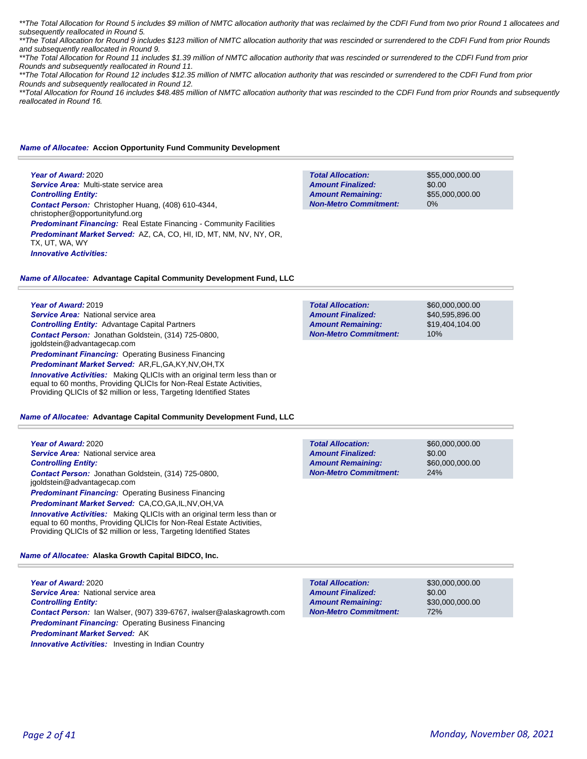*\*\*The Total Allocation for Round 5 includes $9 million of NMTC allocation authority that was reclaimed by the CDFI Fund from two prior Round 1 allocatees and subsequently reallocated in Round 5.*

*\*\*The Total Allocation for Round 9 includes $123 million of NMTC allocation authority that was rescinded or surrendered to the CDFI Fund from prior Rounds and subsequently reallocated in Round 9.*

*\*\*The Total Allocation for Round 11 includes $1.39 million of NMTC allocation authority that was rescinded or surrendered to the CDFI Fund from prior Rounds and subsequently reallocated in Round 11.*

*\*\*The Total Allocation for Round 12 includes $12.35 million of NMTC allocation authority that was rescinded or surrendered to the CDFI Fund from prior Rounds and subsequently reallocated in Round 12.*

*\*\*Total Allocation for Round 16 includes $48.485 million of NMTC allocation authority that was rescinded to the CDFI Fund from prior Rounds and subsequently reallocated in Round 16.*

**Name of Allocatee: Accion Opportunity Fund Community Development**

**Year of Award:** 2020
**Service Area:** Multi-state service area
**Controlling Entity:**
**Contact Person:** Christopher Huang, (408) 610-4344, christopher@opportunityfund.org
**Predominant Financing:** Real Estate Financing - Community Facilities
**Predominant Market Served:** AZ, CA, CO, HI, ID, MT, NM, NV, NY, OR, TX, UT, WA, WY
**Innovative Activities:**

| | |
|---|---|
| **Total Allocation:** | $55,000,000.00 |
| **Amount Finalized:** | $0.00 |
| **Amount Remaining:** | $55,000,000.00 |
| **Non-Metro Commitment:** | 0% |

**Name of Allocatee: Advantage Capital Community Development Fund, LLC**

**Year of Award:** 2019
**Service Area:** National service area
**Controlling Entity:** Advantage Capital Partners
**Contact Person:** Jonathan Goldstein, (314) 725-0800, jgoldstein@advantagecap.com
**Predominant Financing:** Operating Business Financing
**Predominant Market Served:** AR,FL,GA,KY,NV,OH,TX
**Innovative Activities:** Making QLICIs with an original term less than or equal to 60 months, Providing QLICIs for Non-Real Estate Activities, Providing QLICIs of $2 million or less, Targeting Identified States

| | |
|---|---|
| **Total Allocation:** | $60,000,000.00 |
| **Amount Finalized:** | $40,595,896.00 |
| **Amount Remaining:** | $19,404,104.00 |
| **Non-Metro Commitment:** | 10% |

**Name of Allocatee: Advantage Capital Community Development Fund, LLC**

**Year of Award:** 2020
**Service Area:** National service area
**Controlling Entity:**
**Contact Person:** Jonathan Goldstein, (314) 725-0800, jgoldstein@advantagecap.com
**Predominant Financing:** Operating Business Financing
**Predominant Market Served:** CA,CO,GA,IL,NV,OH,VA
**Innovative Activities:** Making QLICIs with an original term less than or equal to 60 months, Providing QLICIs for Non-Real Estate Activities, Providing QLICIs of $2 million or less, Targeting Identified States

| | |
|---|---|
| **Total Allocation:** | $60,000,000.00 |
| **Amount Finalized:** | $0.00 |
| **Amount Remaining:** | $60,000,000.00 |
| **Non-Metro Commitment:** | 24% |

**Name of Allocatee: Alaska Growth Capital BIDCO, Inc.**

**Year of Award:** 2020
**Service Area:** National service area
**Controlling Entity:**
**Contact Person:** Ian Walser, (907) 339-6767, iwalser@alaskagrowth.com
**Predominant Financing:** Operating Business Financing
**Predominant Market Served:** AK
**Innovative Activities:** Investing in Indian Country

| | |
|---|---|
| **Total Allocation:** | $30,000,000.00 |
| **Amount Finalized:** | $0.00 |
| **Amount Remaining:** | $30,000,000.00 |
| **Non-Metro Commitment:** | 72% |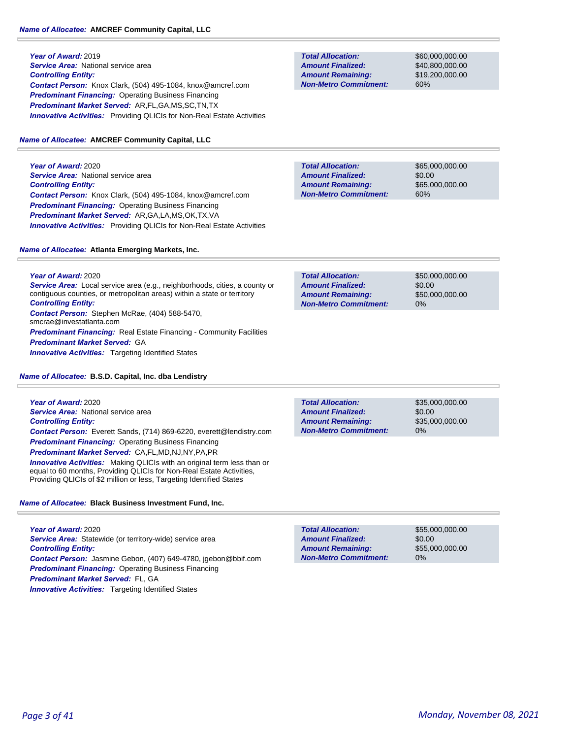**Name of Allocatee:** **AMCREF Community Capital, LLC**

**Year of Award:** 2019
**Service Area:** National service area
**Controlling Entity:**
**Contact Person:** Knox Clark, (504) 495-1084, knox@amcref.com
**Predominant Financing:** Operating Business Financing
**Predominant Market Served:** AR,FL,GA,MS,SC,TN,TX
**Innovative Activities:** Providing QLICIs for Non-Real Estate Activities

| | |
|---|---|
| **Total Allocation:** | $60,000,000.00 |
| **Amount Finalized:** | $40,800,000.00 |
| **Amount Remaining:** | $19,200,000.00 |
| **Non-Metro Commitment:** | 60% |

**Name of Allocatee:** **AMCREF Community Capital, LLC**

**Year of Award:** 2020
**Service Area:** National service area
**Controlling Entity:**
**Contact Person:** Knox Clark, (504) 495-1084, knox@amcref.com
**Predominant Financing:** Operating Business Financing
**Predominant Market Served:** AR,GA,LA,MS,OK,TX,VA
**Innovative Activities:** Providing QLICIs for Non-Real Estate Activities

| | |
|---|---|
| **Total Allocation:** | $65,000,000.00 |
| **Amount Finalized:** | $0.00 |
| **Amount Remaining:** | $65,000,000.00 |
| **Non-Metro Commitment:** | 60% |

**Name of Allocatee:** **Atlanta Emerging Markets, Inc.**

**Year of Award:** 2020
**Service Area:** Local service area (e.g., neighborhoods, cities, a county or contiguous counties, or metropolitan areas) within a state or territory
**Controlling Entity:**
**Contact Person:** Stephen McRae, (404) 588-5470, smcrae@investatlanta.com
**Predominant Financing:** Real Estate Financing - Community Facilities
**Predominant Market Served:** GA
**Innovative Activities:** Targeting Identified States

| | |
|---|---|
| **Total Allocation:** | $50,000,000.00 |
| **Amount Finalized:** | $0.00 |
| **Amount Remaining:** | $50,000,000.00 |
| **Non-Metro Commitment:** | 0% |

**Name of Allocatee:** **B.S.D. Capital, Inc. dba Lendistry**

**Year of Award:** 2020
**Service Area:** National service area
**Controlling Entity:**
**Contact Person:** Everett Sands, (714) 869-6220, everett@lendistry.com
**Predominant Financing:** Operating Business Financing
**Predominant Market Served:** CA,FL,MD,NJ,NY,PA,PR
**Innovative Activities:** Making QLICIs with an original term less than or equal to 60 months, Providing QLICIs for Non-Real Estate Activities, Providing QLICIs of $2 million or less, Targeting Identified States

| | |
|---|---|
| **Total Allocation:** | $35,000,000.00 |
| **Amount Finalized:** | $0.00 |
| **Amount Remaining:** | $35,000,000.00 |
| **Non-Metro Commitment:** | 0% |

**Name of Allocatee:** **Black Business Investment Fund, Inc.**

**Year of Award:** 2020
**Service Area:** Statewide (or territory-wide) service area
**Controlling Entity:**
**Contact Person:** Jasmine Gebon, (407) 649-4780, jgebon@bbif.com
**Predominant Financing:** Operating Business Financing
**Predominant Market Served:** FL, GA
**Innovative Activities:** Targeting Identified States

| | |
|---|---|
| **Total Allocation:** | $55,000,000.00 |
| **Amount Finalized:** | $0.00 |
| **Amount Remaining:** | $55,000,000.00 |
| **Non-Metro Commitment:** | 0% |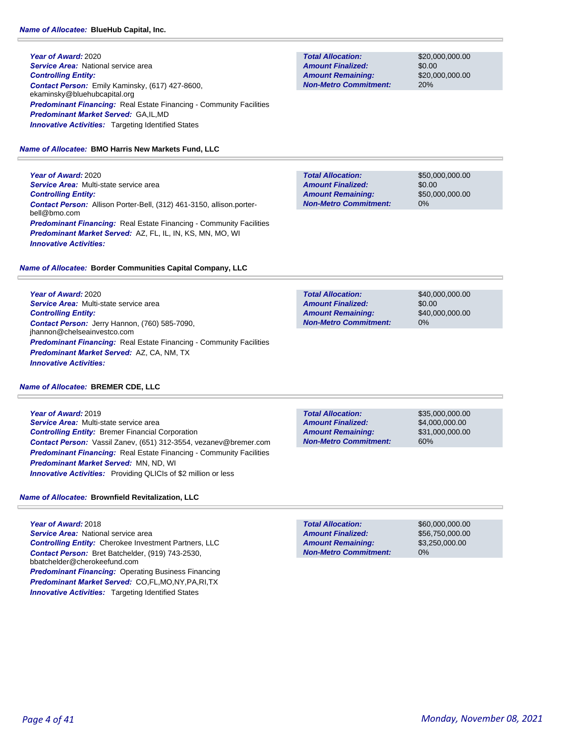**Name of Allocatee:** BlueHub Capital, Inc.

**Year of Award:** 2020
**Service Area:** National service area
**Controlling Entity:**
**Contact Person:** Emily Kaminsky, (617) 427-8600, ekaminsky@bluehubcapital.org
**Predominant Financing:** Real Estate Financing - Community Facilities
**Predominant Market Served:** GA,IL,MD
**Innovative Activities:** Targeting Identified States

| | |
|---|---|
| **Total Allocation:** | $20,000,000.00 |
| **Amount Finalized:** | $0.00 |
| **Amount Remaining:** | $20,000,000.00 |
| **Non-Metro Commitment:** | 20% |

**Name of Allocatee:** BMO Harris New Markets Fund, LLC

**Year of Award:** 2020
**Service Area:** Multi-state service area
**Controlling Entity:**
**Contact Person:** Allison Porter-Bell, (312) 461-3150, allison.porter-bell@bmo.com
**Predominant Financing:** Real Estate Financing - Community Facilities
**Predominant Market Served:** AZ, FL, IL, IN, KS, MN, MO, WI
**Innovative Activities:**

| | |
|---|---|
| **Total Allocation:** | $50,000,000.00 |
| **Amount Finalized:** | $0.00 |
| **Amount Remaining:** | $50,000,000.00 |
| **Non-Metro Commitment:** | 0% |

**Name of Allocatee:** Border Communities Capital Company, LLC

**Year of Award:** 2020
**Service Area:** Multi-state service area
**Controlling Entity:**
**Contact Person:** Jerry Hannon, (760) 585-7090, jhannon@chelseainvestco.com
**Predominant Financing:** Real Estate Financing - Community Facilities
**Predominant Market Served:** AZ, CA, NM, TX
**Innovative Activities:**

| | |
|---|---|
| **Total Allocation:** | $40,000,000.00 |
| **Amount Finalized:** | $0.00 |
| **Amount Remaining:** | $40,000,000.00 |
| **Non-Metro Commitment:** | 0% |

**Name of Allocatee:** BREMER CDE, LLC

**Year of Award:** 2019
**Service Area:** Multi-state service area
**Controlling Entity:** Bremer Financial Corporation
**Contact Person:** Vassil Zanev, (651) 312-3554, vezanev@bremer.com
**Predominant Financing:** Real Estate Financing - Community Facilities
**Predominant Market Served:** MN, ND, WI
**Innovative Activities:** Providing QLICIs of $2 million or less

| | |
|---|---|
| **Total Allocation:** | $35,000,000.00 |
| **Amount Finalized:** | $4,000,000.00 |
| **Amount Remaining:** | $31,000,000.00 |
| **Non-Metro Commitment:** | 60% |

**Name of Allocatee:** Brownfield Revitalization, LLC

**Year of Award:** 2018
**Service Area:** National service area
**Controlling Entity:** Cherokee Investment Partners, LLC
**Contact Person:** Bret Batchelder, (919) 743-2530, bbatchelder@cherokeefund.com
**Predominant Financing:** Operating Business Financing
**Predominant Market Served:** CO,FL,MO,NY,PA,RI,TX
**Innovative Activities:** Targeting Identified States

| | |
|---|---|
| **Total Allocation:** | $60,000,000.00 |
| **Amount Finalized:** | $56,750,000.00 |
| **Amount Remaining:** | $3,250,000.00 |
| **Non-Metro Commitment:** | 0% |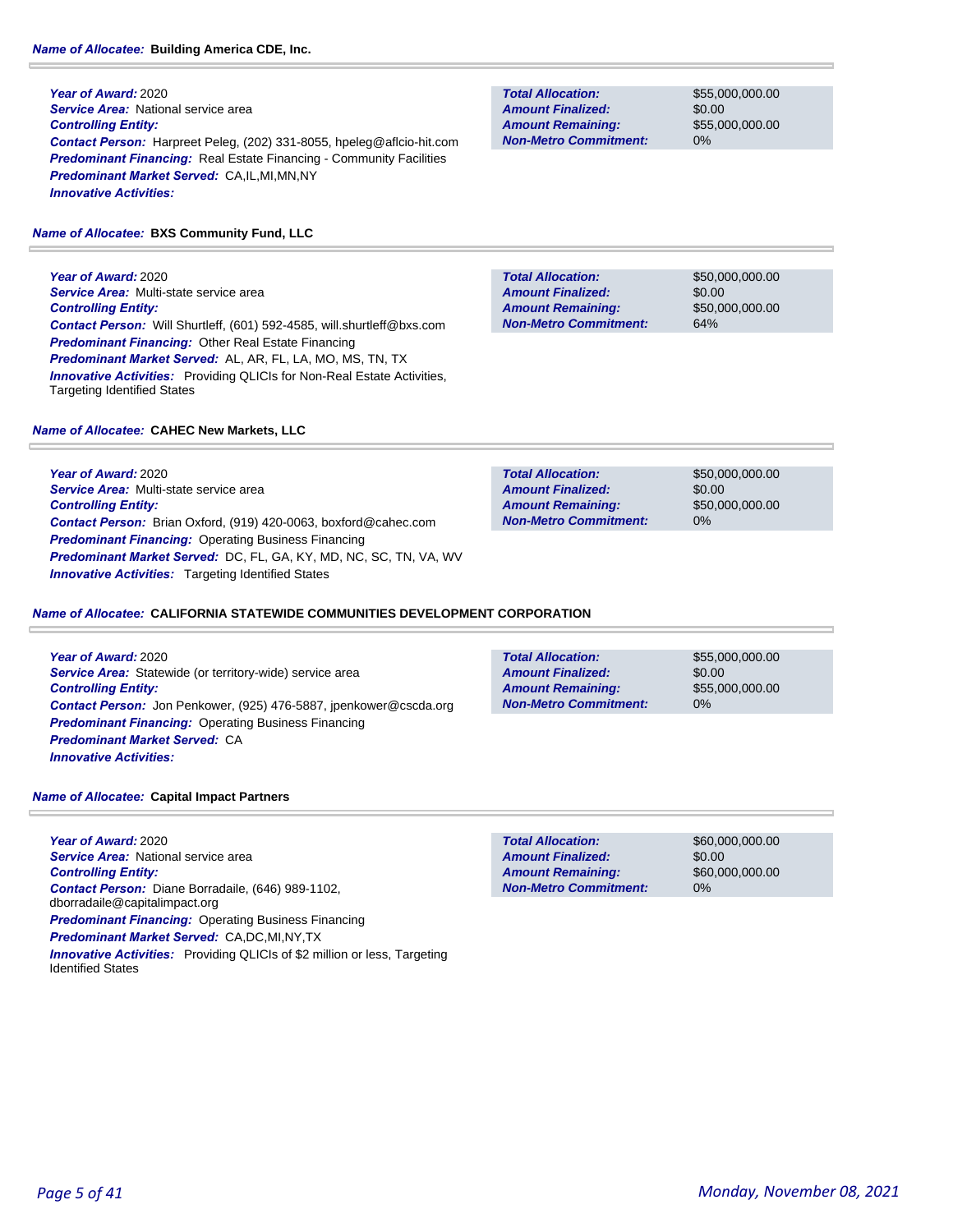**Name of Allocatee:** **Building America CDE, Inc.**

**Year of Award:** 2020
**Service Area:** National service area
**Controlling Entity:**
**Contact Person:** Harpreet Peleg, (202) 331-8055, hpeleg@aflcio-hit.com
**Predominant Financing:** Real Estate Financing - Community Facilities
**Predominant Market Served:** CA,IL,MI,MN,NY
**Innovative Activities:**

| | |
|---|---|
| **Total Allocation:** | $55,000,000.00 |
| **Amount Finalized:** | $0.00 |
| **Amount Remaining:** | $55,000,000.00 |
| **Non-Metro Commitment:** | 0% |

**Name of Allocatee:** **BXS Community Fund, LLC**

**Year of Award:** 2020
**Service Area:** Multi-state service area
**Controlling Entity:**
**Contact Person:** Will Shurtleff, (601) 592-4585, will.shurtleff@bxs.com
**Predominant Financing:** Other Real Estate Financing
**Predominant Market Served:** AL, AR, FL, LA, MO, MS, TN, TX
**Innovative Activities:** Providing QLICIs for Non-Real Estate Activities, Targeting Identified States

| | |
|---|---|
| **Total Allocation:** | $50,000,000.00 |
| **Amount Finalized:** | $0.00 |
| **Amount Remaining:** | $50,000,000.00 |
| **Non-Metro Commitment:** | 64% |

**Name of Allocatee:** **CAHEC New Markets, LLC**

**Year of Award:** 2020
**Service Area:** Multi-state service area
**Controlling Entity:**
**Contact Person:** Brian Oxford, (919) 420-0063, boxford@cahec.com
**Predominant Financing:** Operating Business Financing
**Predominant Market Served:** DC, FL, GA, KY, MD, NC, SC, TN, VA, WV
**Innovative Activities:** Targeting Identified States

| | |
|---|---|
| **Total Allocation:** | $50,000,000.00 |
| **Amount Finalized:** | $0.00 |
| **Amount Remaining:** | $50,000,000.00 |
| **Non-Metro Commitment:** | 0% |

**Name of Allocatee:** **CALIFORNIA STATEWIDE COMMUNITIES DEVELOPMENT CORPORATION**

**Year of Award:** 2020
**Service Area:** Statewide (or territory-wide) service area
**Controlling Entity:**
**Contact Person:** Jon Penkower, (925) 476-5887, jpenkower@cscda.org
**Predominant Financing:** Operating Business Financing
**Predominant Market Served:** CA
**Innovative Activities:**

| | |
|---|---|
| **Total Allocation:** | $55,000,000.00 |
| **Amount Finalized:** | $0.00 |
| **Amount Remaining:** | $55,000,000.00 |
| **Non-Metro Commitment:** | 0% |

**Name of Allocatee:** **Capital Impact Partners**

**Year of Award:** 2020
**Service Area:** National service area
**Controlling Entity:**
**Contact Person:** Diane Borradaile, (646) 989-1102, dborradaile@capitalimpact.org
**Predominant Financing:** Operating Business Financing
**Predominant Market Served:** CA,DC,MI,NY,TX
**Innovative Activities:** Providing QLICIs of $2 million or less, Targeting Identified States

| | |
|---|---|
| **Total Allocation:** | $60,000,000.00 |
| **Amount Finalized:** | $0.00 |
| **Amount Remaining:** | $60,000,000.00 |
| **Non-Metro Commitment:** | 0% |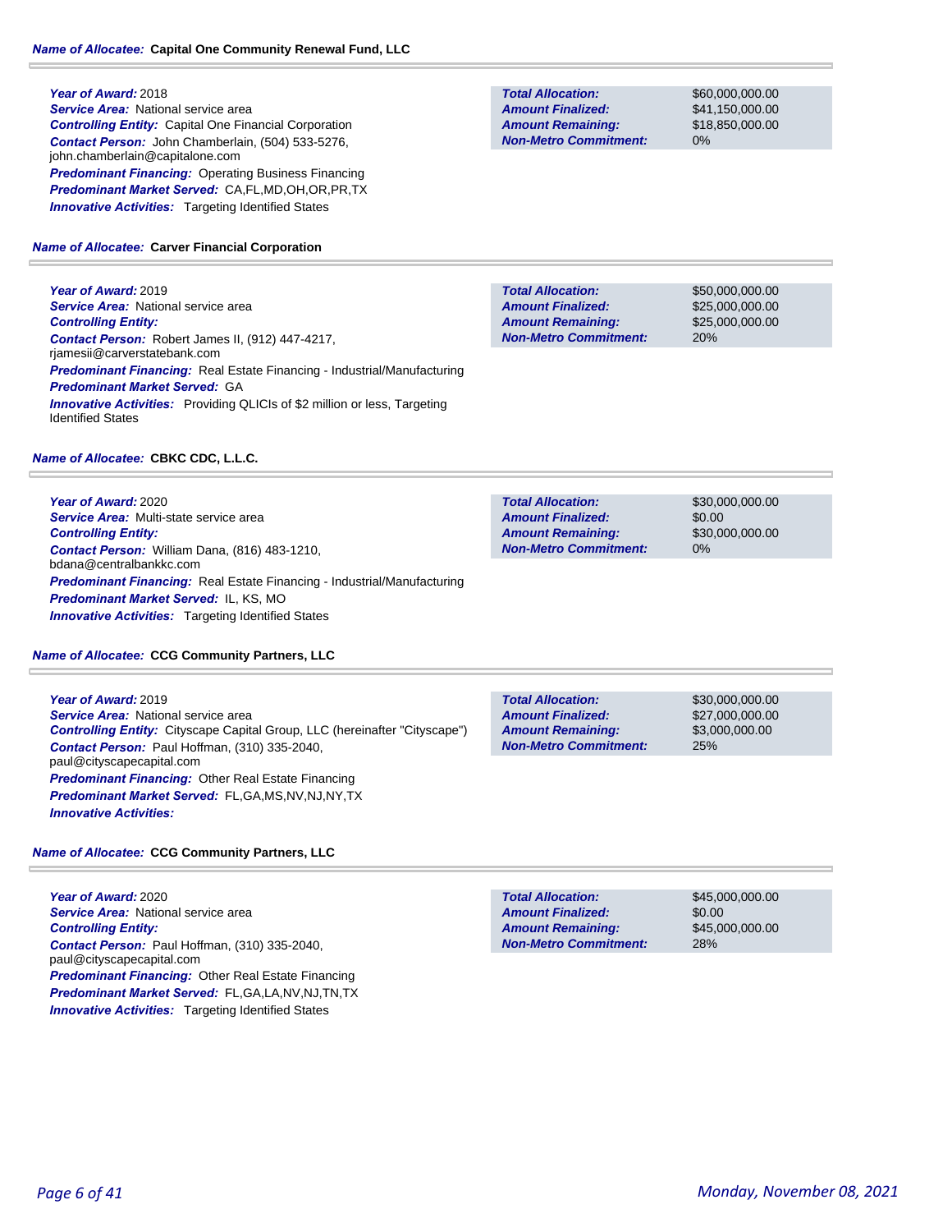**Name of Allocatee:** **Capital One Community Renewal Fund, LLC**

**Year of Award:** 2018
**Service Area:** National service area
**Controlling Entity:** Capital One Financial Corporation
**Contact Person:** John Chamberlain, (504) 533-5276, john.chamberlain@capitalone.com
**Predominant Financing:** Operating Business Financing
**Predominant Market Served:** CA,FL,MD,OH,OR,PR,TX
**Innovative Activities:** Targeting Identified States

| | |
|---|---|
| **Total Allocation:** | $60,000,000.00 |
| **Amount Finalized:** | $41,150,000.00 |
| **Amount Remaining:** | $18,850,000.00 |
| **Non-Metro Commitment:** | 0% |

**Name of Allocatee:** **Carver Financial Corporation**

**Year of Award:** 2019
**Service Area:** National service area
**Controlling Entity:**
**Contact Person:** Robert James II, (912) 447-4217, rjamesii@carverstatebank.com
**Predominant Financing:** Real Estate Financing - Industrial/Manufacturing
**Predominant Market Served:** GA
**Innovative Activities:** Providing QLICIs of $2 million or less, Targeting Identified States

| | |
|---|---|
| **Total Allocation:** | $50,000,000.00 |
| **Amount Finalized:** | $25,000,000.00 |
| **Amount Remaining:** | $25,000,000.00 |
| **Non-Metro Commitment:** | 20% |

**Name of Allocatee:** **CBKC CDC, L.L.C.**

**Year of Award:** 2020
**Service Area:** Multi-state service area
**Controlling Entity:**
**Contact Person:** William Dana, (816) 483-1210, bdana@centralbankkc.com
**Predominant Financing:** Real Estate Financing - Industrial/Manufacturing
**Predominant Market Served:** IL, KS, MO
**Innovative Activities:** Targeting Identified States

| | |
|---|---|
| **Total Allocation:** | $30,000,000.00 |
| **Amount Finalized:** | $0.00 |
| **Amount Remaining:** | $30,000,000.00 |
| **Non-Metro Commitment:** | 0% |

**Name of Allocatee:** **CCG Community Partners, LLC**

**Year of Award:** 2019
**Service Area:** National service area
**Controlling Entity:** Cityscape Capital Group, LLC (hereinafter "Cityscape")
**Contact Person:** Paul Hoffman, (310) 335-2040, paul@cityscapecapital.com
**Predominant Financing:** Other Real Estate Financing
**Predominant Market Served:** FL,GA,MS,NV,NJ,NY,TX
**Innovative Activities:**

| | |
|---|---|
| **Total Allocation:** | $30,000,000.00 |
| **Amount Finalized:** | $27,000,000.00 |
| **Amount Remaining:** | $3,000,000.00 |
| **Non-Metro Commitment:** | 25% |

**Name of Allocatee:** **CCG Community Partners, LLC**

**Year of Award:** 2020
**Service Area:** National service area
**Controlling Entity:**
**Contact Person:** Paul Hoffman, (310) 335-2040, paul@cityscapecapital.com
**Predominant Financing:** Other Real Estate Financing
**Predominant Market Served:** FL,GA,LA,NV,NJ,TN,TX
**Innovative Activities:** Targeting Identified States

| | |
|---|---|
| **Total Allocation:** | $45,000,000.00 |
| **Amount Finalized:** | $0.00 |
| **Amount Remaining:** | $45,000,000.00 |
| **Non-Metro Commitment:** | 28% |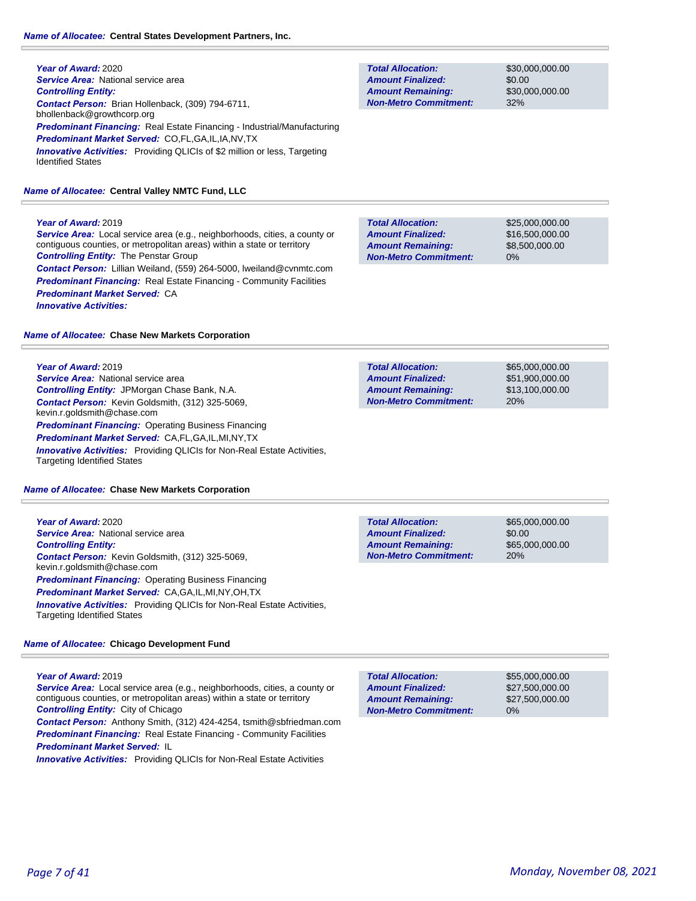**Name of Allocatee:** **Central States Development Partners, Inc.**

**Year of Award:** 2020
**Service Area:** National service area
**Controlling Entity:**
**Contact Person:** Brian Hollenback, (309) 794-6711, bhollenback@growthcorp.org
**Predominant Financing:** Real Estate Financing - Industrial/Manufacturing
**Predominant Market Served:** CO,FL,GA,IL,IA,NV,TX
**Innovative Activities:** Providing QLICIs of $2 million or less, Targeting Identified States

| | |
|---|---|
| **Total Allocation:** | $30,000,000.00 |
| **Amount Finalized:** | $0.00 |
| **Amount Remaining:** | $30,000,000.00 |
| **Non-Metro Commitment:** | 32% |

**Name of Allocatee:** **Central Valley NMTC Fund, LLC**

**Year of Award:** 2019
**Service Area:** Local service area (e.g., neighborhoods, cities, a county or contiguous counties, or metropolitan areas) within a state or territory
**Controlling Entity:** The Penstar Group
**Contact Person:** Lillian Weiland, (559) 264-5000, lweiland@cvnmtc.com
**Predominant Financing:** Real Estate Financing - Community Facilities
**Predominant Market Served:** CA
**Innovative Activities:**

| | |
|---|---|
| **Total Allocation:** | $25,000,000.00 |
| **Amount Finalized:** | $16,500,000.00 |
| **Amount Remaining:** | $8,500,000.00 |
| **Non-Metro Commitment:** | 0% |

**Name of Allocatee:** **Chase New Markets Corporation**

**Year of Award:** 2019
**Service Area:** National service area
**Controlling Entity:** JPMorgan Chase Bank, N.A.
**Contact Person:** Kevin Goldsmith, (312) 325-5069, kevin.r.goldsmith@chase.com
**Predominant Financing:** Operating Business Financing
**Predominant Market Served:** CA,FL,GA,IL,MI,NY,TX
**Innovative Activities:** Providing QLICIs for Non-Real Estate Activities, Targeting Identified States

| | |
|---|---|
| **Total Allocation:** | $65,000,000.00 |
| **Amount Finalized:** | $51,900,000.00 |
| **Amount Remaining:** | $13,100,000.00 |
| **Non-Metro Commitment:** | 20% |

**Name of Allocatee:** **Chase New Markets Corporation**

**Year of Award:** 2020
**Service Area:** National service area
**Controlling Entity:**
**Contact Person:** Kevin Goldsmith, (312) 325-5069, kevin.r.goldsmith@chase.com
**Predominant Financing:** Operating Business Financing
**Predominant Market Served:** CA,GA,IL,MI,NY,OH,TX
**Innovative Activities:** Providing QLICIs for Non-Real Estate Activities, Targeting Identified States

| | |
|---|---|
| **Total Allocation:** | $65,000,000.00 |
| **Amount Finalized:** | $0.00 |
| **Amount Remaining:** | $65,000,000.00 |
| **Non-Metro Commitment:** | 20% |

**Name of Allocatee:** **Chicago Development Fund**

**Year of Award:** 2019
**Service Area:** Local service area (e.g., neighborhoods, cities, a county or contiguous counties, or metropolitan areas) within a state or territory
**Controlling Entity:** City of Chicago
**Contact Person:** Anthony Smith, (312) 424-4254, tsmith@sbfriedman.com
**Predominant Financing:** Real Estate Financing - Community Facilities
**Predominant Market Served:** IL
**Innovative Activities:** Providing QLICIs for Non-Real Estate Activities

| | |
|---|---|
| **Total Allocation:** | $55,000,000.00 |
| **Amount Finalized:** | $27,500,000.00 |
| **Amount Remaining:** | $27,500,000.00 |
| **Non-Metro Commitment:** | 0% |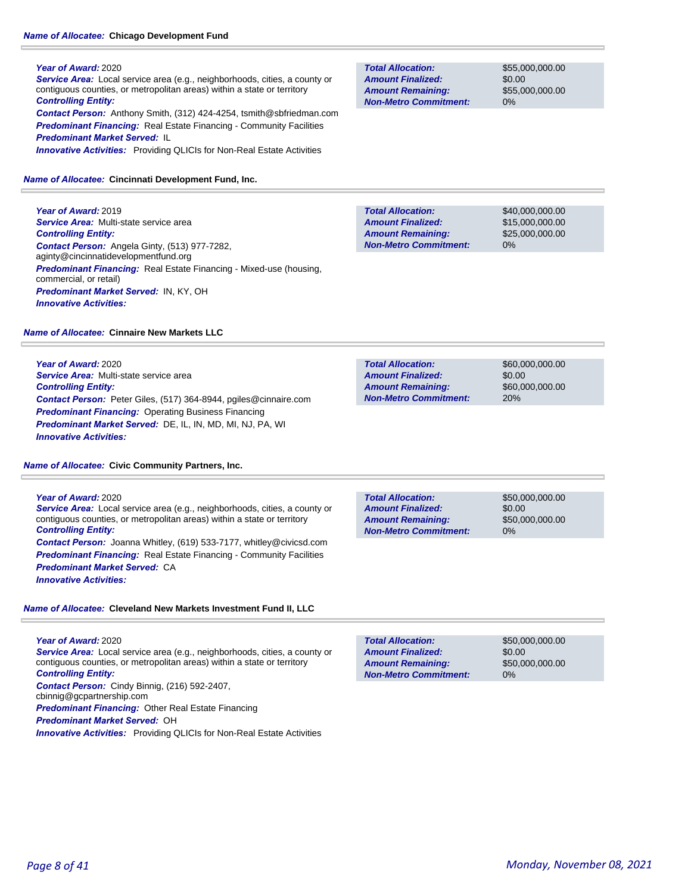**Name of Allocatee:** Chicago Development Fund

**Year of Award:** 2020
**Service Area:** Local service area (e.g., neighborhoods, cities, a county or contiguous counties, or metropolitan areas) within a state or territory
**Controlling Entity:**
**Contact Person:** Anthony Smith, (312) 424-4254, tsmith@sbfriedman.com
**Predominant Financing:** Real Estate Financing - Community Facilities
**Predominant Market Served:** IL
**Innovative Activities:** Providing QLICIs for Non-Real Estate Activities

| | |
|---|---|
| **Total Allocation:** | $55,000,000.00 |
| **Amount Finalized:** | $0.00 |
| **Amount Remaining:** | $55,000,000.00 |
| **Non-Metro Commitment:** | 0% |

**Name of Allocatee:** Cincinnati Development Fund, Inc.

**Year of Award:** 2019
**Service Area:** Multi-state service area
**Controlling Entity:**
**Contact Person:** Angela Ginty, (513) 977-7282, aginty@cincinnatidevelopmentfund.org
**Predominant Financing:** Real Estate Financing - Mixed-use (housing, commercial, or retail)
**Predominant Market Served:** IN, KY, OH
**Innovative Activities:**

| | |
|---|---|
| **Total Allocation:** | $40,000,000.00 |
| **Amount Finalized:** | $15,000,000.00 |
| **Amount Remaining:** | $25,000,000.00 |
| **Non-Metro Commitment:** | 0% |

**Name of Allocatee:** Cinnaire New Markets LLC

**Year of Award:** 2020
**Service Area:** Multi-state service area
**Controlling Entity:**
**Contact Person:** Peter Giles, (517) 364-8944, pgiles@cinnaire.com
**Predominant Financing:** Operating Business Financing
**Predominant Market Served:** DE, IL, IN, MD, MI, NJ, PA, WI
**Innovative Activities:**

| | |
|---|---|
| **Total Allocation:** | $60,000,000.00 |
| **Amount Finalized:** | $0.00 |
| **Amount Remaining:** | $60,000,000.00 |
| **Non-Metro Commitment:** | 20% |

**Name of Allocatee:** Civic Community Partners, Inc.

**Year of Award:** 2020
**Service Area:** Local service area (e.g., neighborhoods, cities, a county or contiguous counties, or metropolitan areas) within a state or territory
**Controlling Entity:**
**Contact Person:** Joanna Whitley, (619) 533-7177, whitley@civicsd.com
**Predominant Financing:** Real Estate Financing - Community Facilities
**Predominant Market Served:** CA
**Innovative Activities:**

| | |
|---|---|
| **Total Allocation:** | $50,000,000.00 |
| **Amount Finalized:** | $0.00 |
| **Amount Remaining:** | $50,000,000.00 |
| **Non-Metro Commitment:** | 0% |

**Name of Allocatee:** Cleveland New Markets Investment Fund II, LLC

**Year of Award:** 2020
**Service Area:** Local service area (e.g., neighborhoods, cities, a county or contiguous counties, or metropolitan areas) within a state or territory
**Controlling Entity:**
**Contact Person:** Cindy Binnig, (216) 592-2407, cbinnig@gcpartnership.com
**Predominant Financing:** Other Real Estate Financing
**Predominant Market Served:** OH
**Innovative Activities:** Providing QLICIs for Non-Real Estate Activities

| | |
|---|---|
| **Total Allocation:** | $50,000,000.00 |
| **Amount Finalized:** | $0.00 |
| **Amount Remaining:** | $50,000,000.00 |
| **Non-Metro Commitment:** | 0% |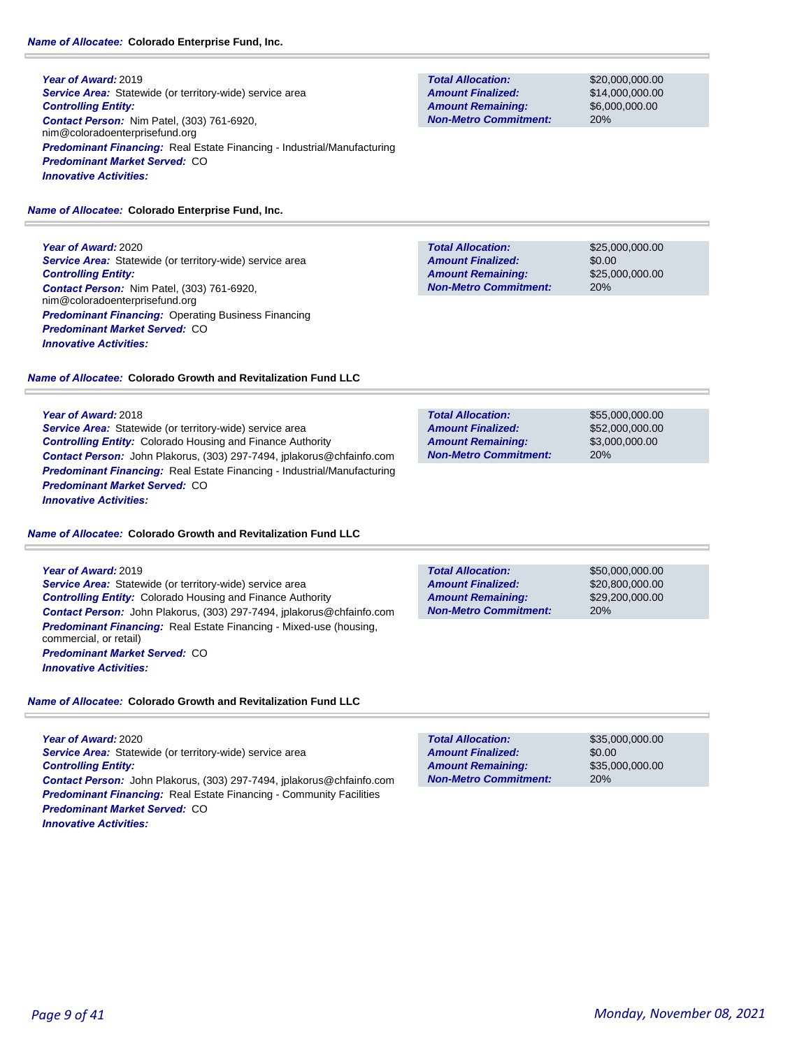**Name of Allocatee:** Colorado Enterprise Fund, Inc.

***Year of Award:*** 2019
***Service Area:*** Statewide (or territory-wide) service area
***Controlling Entity:***
***Contact Person:*** Nim Patel, (303) 761-6920, nim@coloradoenterprisefund.org
***Predominant Financing:*** Real Estate Financing - Industrial/Manufacturing
***Predominant Market Served:*** CO
***Innovative Activities:***

| | |
|---|---|
| ***Total Allocation:*** | $20,000,000.00 |
| ***Amount Finalized:*** | $14,000,000.00 |
| ***Amount Remaining:*** | $6,000,000.00 |
| ***Non-Metro Commitment:*** | 20% |

**Name of Allocatee:** Colorado Enterprise Fund, Inc.

***Year of Award:*** 2020
***Service Area:*** Statewide (or territory-wide) service area
***Controlling Entity:***
***Contact Person:*** Nim Patel, (303) 761-6920, nim@coloradoenterprisefund.org
***Predominant Financing:*** Operating Business Financing
***Predominant Market Served:*** CO
***Innovative Activities:***

| | |
|---|---|
| ***Total Allocation:*** | $25,000,000.00 |
| ***Amount Finalized:*** | $0.00 |
| ***Amount Remaining:*** | $25,000,000.00 |
| ***Non-Metro Commitment:*** | 20% |

**Name of Allocatee:** Colorado Growth and Revitalization Fund LLC

***Year of Award:*** 2018
***Service Area:*** Statewide (or territory-wide) service area
***Controlling Entity:*** Colorado Housing and Finance Authority
***Contact Person:*** John Plakorus, (303) 297-7494, jplakorus@chfainfo.com
***Predominant Financing:*** Real Estate Financing - Industrial/Manufacturing
***Predominant Market Served:*** CO
***Innovative Activities:***

| | |
|---|---|
| ***Total Allocation:*** | $55,000,000.00 |
| ***Amount Finalized:*** | $52,000,000.00 |
| ***Amount Remaining:*** | $3,000,000.00 |
| ***Non-Metro Commitment:*** | 20% |

**Name of Allocatee:** Colorado Growth and Revitalization Fund LLC

***Year of Award:*** 2019
***Service Area:*** Statewide (or territory-wide) service area
***Controlling Entity:*** Colorado Housing and Finance Authority
***Contact Person:*** John Plakorus, (303) 297-7494, jplakorus@chfainfo.com
***Predominant Financing:*** Real Estate Financing - Mixed-use (housing, commercial, or retail)
***Predominant Market Served:*** CO
***Innovative Activities:***

| | |
|---|---|
| ***Total Allocation:*** | $50,000,000.00 |
| ***Amount Finalized:*** | $20,800,000.00 |
| ***Amount Remaining:*** | $29,200,000.00 |
| ***Non-Metro Commitment:*** | 20% |

**Name of Allocatee:** Colorado Growth and Revitalization Fund LLC

***Year of Award:*** 2020
***Service Area:*** Statewide (or territory-wide) service area
***Controlling Entity:***
***Contact Person:*** John Plakorus, (303) 297-7494, jplakorus@chfainfo.com
***Predominant Financing:*** Real Estate Financing - Community Facilities
***Predominant Market Served:*** CO
***Innovative Activities:***

| | |
|---|---|
| ***Total Allocation:*** | $35,000,000.00 |
| ***Amount Finalized:*** | $0.00 |
| ***Amount Remaining:*** | $35,000,000.00 |
| ***Non-Metro Commitment:*** | 20% |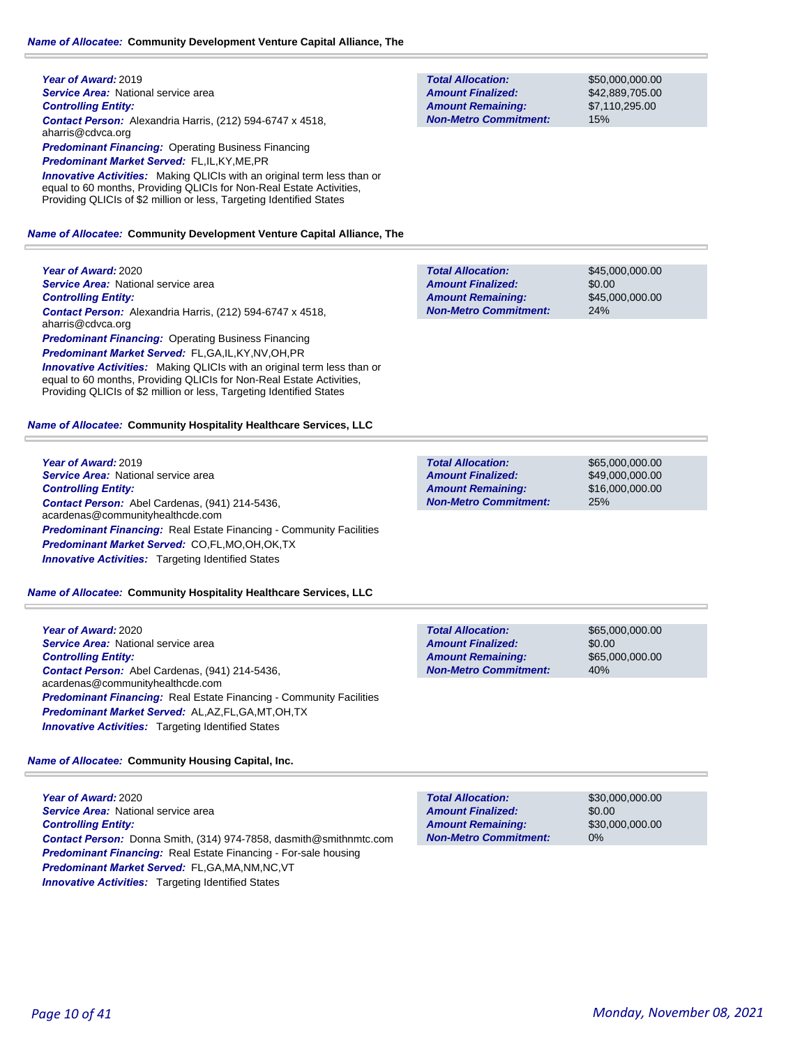**Name of Allocatee:** **Community Development Venture Capital Alliance, The**

**Year of Award:** 2019
**Service Area:** National service area
**Controlling Entity:**
**Contact Person:** Alexandria Harris, (212) 594-6747 x 4518, aharris@cdvca.org
**Predominant Financing:** Operating Business Financing
**Predominant Market Served:** FL,IL,KY,ME,PR
**Innovative Activities:** Making QLICIs with an original term less than or equal to 60 months, Providing QLICIs for Non-Real Estate Activities, Providing QLICIs of $2 million or less, Targeting Identified States

| | |
|---|---|
| **Total Allocation:** | $50,000,000.00 |
| **Amount Finalized:** | $42,889,705.00 |
| **Amount Remaining:** | $7,110,295.00 |
| **Non-Metro Commitment:** | 15% |

**Name of Allocatee:** **Community Development Venture Capital Alliance, The**

**Year of Award:** 2020
**Service Area:** National service area
**Controlling Entity:**
**Contact Person:** Alexandria Harris, (212) 594-6747 x 4518, aharris@cdvca.org
**Predominant Financing:** Operating Business Financing
**Predominant Market Served:** FL,GA,IL,KY,NV,OH,PR
**Innovative Activities:** Making QLICIs with an original term less than or equal to 60 months, Providing QLICIs for Non-Real Estate Activities, Providing QLICIs of $2 million or less, Targeting Identified States

| | |
|---|---|
| **Total Allocation:** | $45,000,000.00 |
| **Amount Finalized:** | $0.00 |
| **Amount Remaining:** | $45,000,000.00 |
| **Non-Metro Commitment:** | 24% |

**Name of Allocatee:** **Community Hospitality Healthcare Services, LLC**

**Year of Award:** 2019
**Service Area:** National service area
**Controlling Entity:**
**Contact Person:** Abel Cardenas, (941) 214-5436, acardenas@communityhealthcde.com
**Predominant Financing:** Real Estate Financing - Community Facilities
**Predominant Market Served:** CO,FL,MO,OH,OK,TX
**Innovative Activities:** Targeting Identified States

| | |
|---|---|
| **Total Allocation:** | $65,000,000.00 |
| **Amount Finalized:** | $49,000,000.00 |
| **Amount Remaining:** | $16,000,000.00 |
| **Non-Metro Commitment:** | 25% |

**Name of Allocatee:** **Community Hospitality Healthcare Services, LLC**

**Year of Award:** 2020
**Service Area:** National service area
**Controlling Entity:**
**Contact Person:** Abel Cardenas, (941) 214-5436, acardenas@communityhealthcde.com
**Predominant Financing:** Real Estate Financing - Community Facilities
**Predominant Market Served:** AL,AZ,FL,GA,MT,OH,TX
**Innovative Activities:** Targeting Identified States

| | |
|---|---|
| **Total Allocation:** | $65,000,000.00 |
| **Amount Finalized:** | $0.00 |
| **Amount Remaining:** | $65,000,000.00 |
| **Non-Metro Commitment:** | 40% |

**Name of Allocatee:** **Community Housing Capital, Inc.**

**Year of Award:** 2020
**Service Area:** National service area
**Controlling Entity:**
**Contact Person:** Donna Smith, (314) 974-7858, dasmith@smithnmtc.com
**Predominant Financing:** Real Estate Financing - For-sale housing
**Predominant Market Served:** FL,GA,MA,NM,NC,VT
**Innovative Activities:** Targeting Identified States

| | |
|---|---|
| **Total Allocation:** | $30,000,000.00 |
| **Amount Finalized:** | $0.00 |
| **Amount Remaining:** | $30,000,000.00 |
| **Non-Metro Commitment:** | 0% |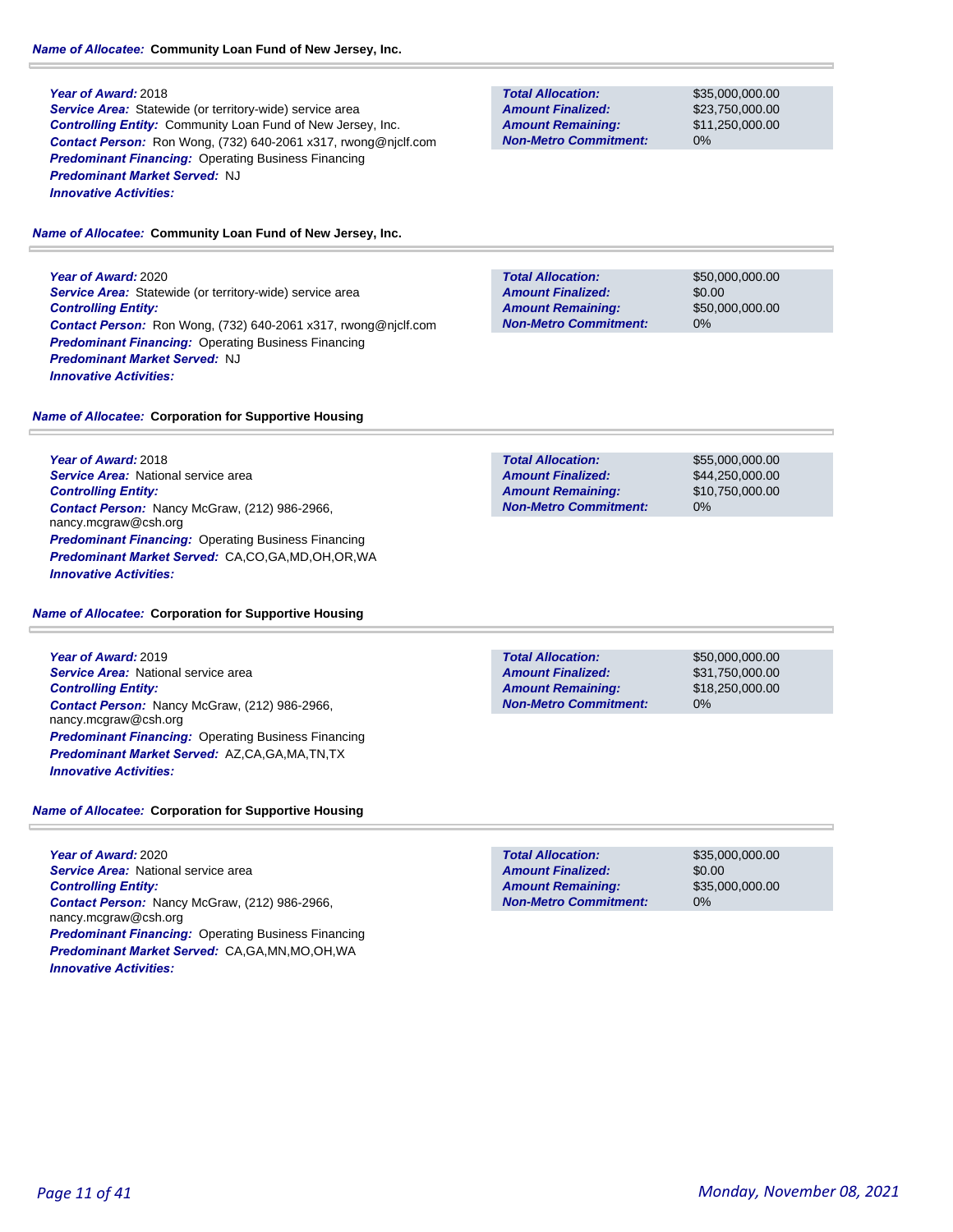**Name of Allocatee:** Community Loan Fund of New Jersey, Inc.

**Year of Award:** 2018
**Service Area:** Statewide (or territory-wide) service area
**Controlling Entity:** Community Loan Fund of New Jersey, Inc.
**Contact Person:** Ron Wong, (732) 640-2061 x317, rwong@njclf.com
**Predominant Financing:** Operating Business Financing
**Predominant Market Served:** NJ
**Innovative Activities:**

| | |
|---|---|
| **Total Allocation:** | $35,000,000.00 |
| **Amount Finalized:** | $23,750,000.00 |
| **Amount Remaining:** | $11,250,000.00 |
| **Non-Metro Commitment:** | 0% |

**Name of Allocatee:** Community Loan Fund of New Jersey, Inc.

**Year of Award:** 2020
**Service Area:** Statewide (or territory-wide) service area
**Controlling Entity:**
**Contact Person:** Ron Wong, (732) 640-2061 x317, rwong@njclf.com
**Predominant Financing:** Operating Business Financing
**Predominant Market Served:** NJ
**Innovative Activities:**

| | |
|---|---|
| **Total Allocation:** | $50,000,000.00 |
| **Amount Finalized:** | $0.00 |
| **Amount Remaining:** | $50,000,000.00 |
| **Non-Metro Commitment:** | 0% |

**Name of Allocatee:** Corporation for Supportive Housing

**Year of Award:** 2018
**Service Area:** National service area
**Controlling Entity:**
**Contact Person:** Nancy McGraw, (212) 986-2966, nancy.mcgraw@csh.org
**Predominant Financing:** Operating Business Financing
**Predominant Market Served:** CA,CO,GA,MD,OH,OR,WA
**Innovative Activities:**

| | |
|---|---|
| **Total Allocation:** | $55,000,000.00 |
| **Amount Finalized:** | $44,250,000.00 |
| **Amount Remaining:** | $10,750,000.00 |
| **Non-Metro Commitment:** | 0% |

**Name of Allocatee:** Corporation for Supportive Housing

**Year of Award:** 2019
**Service Area:** National service area
**Controlling Entity:**
**Contact Person:** Nancy McGraw, (212) 986-2966, nancy.mcgraw@csh.org
**Predominant Financing:** Operating Business Financing
**Predominant Market Served:** AZ,CA,GA,MA,TN,TX
**Innovative Activities:**

| | |
|---|---|
| **Total Allocation:** | $50,000,000.00 |
| **Amount Finalized:** | $31,750,000.00 |
| **Amount Remaining:** | $18,250,000.00 |
| **Non-Metro Commitment:** | 0% |

**Name of Allocatee:** Corporation for Supportive Housing

**Year of Award:** 2020
**Service Area:** National service area
**Controlling Entity:**
**Contact Person:** Nancy McGraw, (212) 986-2966, nancy.mcgraw@csh.org
**Predominant Financing:** Operating Business Financing
**Predominant Market Served:** CA,GA,MN,MO,OH,WA
**Innovative Activities:**

| | |
|---|---|
| **Total Allocation:** | $35,000,000.00 |
| **Amount Finalized:** | $0.00 |
| **Amount Remaining:** | $35,000,000.00 |
| **Non-Metro Commitment:** | 0% |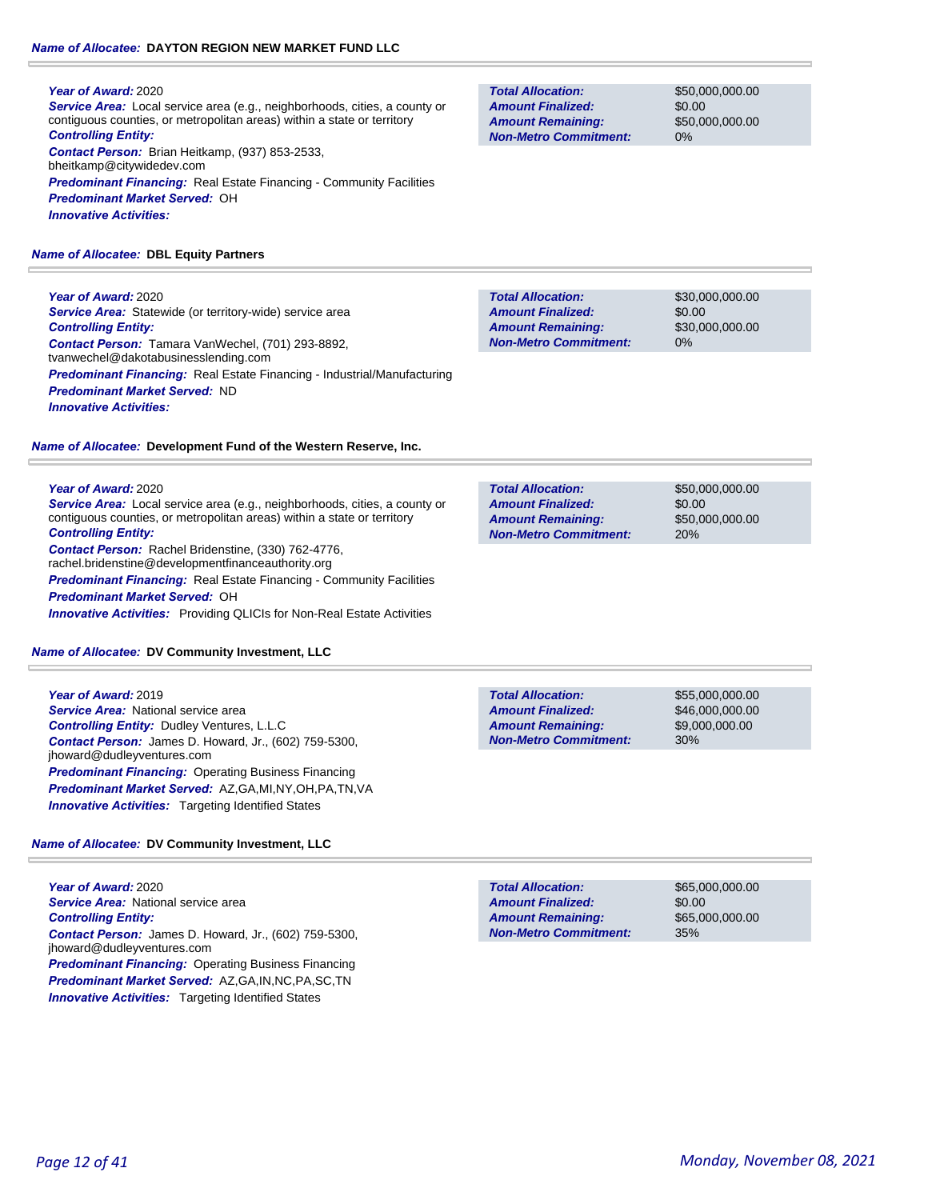**Name of Allocatee:** **DAYTON REGION NEW MARKET FUND LLC**

**Year of Award:** 2020
**Service Area:** Local service area (e.g., neighborhoods, cities, a county or contiguous counties, or metropolitan areas) within a state or territory
**Controlling Entity:**
**Contact Person:** Brian Heitkamp, (937) 853-2533, bheitkamp@citywidedev.com
**Predominant Financing:** Real Estate Financing - Community Facilities
**Predominant Market Served:** OH
**Innovative Activities:**

| | |
|---|---|
| **Total Allocation:** | $50,000,000.00 |
| **Amount Finalized:** | $0.00 |
| **Amount Remaining:** | $50,000,000.00 |
| **Non-Metro Commitment:** | 0% |

**Name of Allocatee:** **DBL Equity Partners**

**Year of Award:** 2020
**Service Area:** Statewide (or territory-wide) service area
**Controlling Entity:**
**Contact Person:** Tamara VanWechel, (701) 293-8892, tvanwechel@dakotabusinesslending.com
**Predominant Financing:** Real Estate Financing - Industrial/Manufacturing
**Predominant Market Served:** ND
**Innovative Activities:**

| | |
|---|---|
| **Total Allocation:** | $30,000,000.00 |
| **Amount Finalized:** | $0.00 |
| **Amount Remaining:** | $30,000,000.00 |
| **Non-Metro Commitment:** | 0% |

**Name of Allocatee:** **Development Fund of the Western Reserve, Inc.**

**Year of Award:** 2020
**Service Area:** Local service area (e.g., neighborhoods, cities, a county or contiguous counties, or metropolitan areas) within a state or territory
**Controlling Entity:**
**Contact Person:** Rachel Bridenstine, (330) 762-4776, rachel.bridenstine@developmentfinanceauthority.org
**Predominant Financing:** Real Estate Financing - Community Facilities
**Predominant Market Served:** OH
**Innovative Activities:** Providing QLICIs for Non-Real Estate Activities

| | |
|---|---|
| **Total Allocation:** | $50,000,000.00 |
| **Amount Finalized:** | $0.00 |
| **Amount Remaining:** | $50,000,000.00 |
| **Non-Metro Commitment:** | 20% |

**Name of Allocatee:** **DV Community Investment, LLC**

**Year of Award:** 2019
**Service Area:** National service area
**Controlling Entity:** Dudley Ventures, L.L.C
**Contact Person:** James D. Howard, Jr., (602) 759-5300, jhoward@dudleyventures.com
**Predominant Financing:** Operating Business Financing
**Predominant Market Served:** AZ,GA,MI,NY,OH,PA,TN,VA
**Innovative Activities:** Targeting Identified States

| | |
|---|---|
| **Total Allocation:** | $55,000,000.00 |
| **Amount Finalized:** | $46,000,000.00 |
| **Amount Remaining:** | $9,000,000.00 |
| **Non-Metro Commitment:** | 30% |

**Name of Allocatee:** **DV Community Investment, LLC**

**Year of Award:** 2020
**Service Area:** National service area
**Controlling Entity:**
**Contact Person:** James D. Howard, Jr., (602) 759-5300, jhoward@dudleyventures.com
**Predominant Financing:** Operating Business Financing
**Predominant Market Served:** AZ,GA,IN,NC,PA,SC,TN
**Innovative Activities:** Targeting Identified States

| | |
|---|---|
| **Total Allocation:** | $65,000,000.00 |
| **Amount Finalized:** | $0.00 |
| **Amount Remaining:** | $65,000,000.00 |
| **Non-Metro Commitment:** | 35% |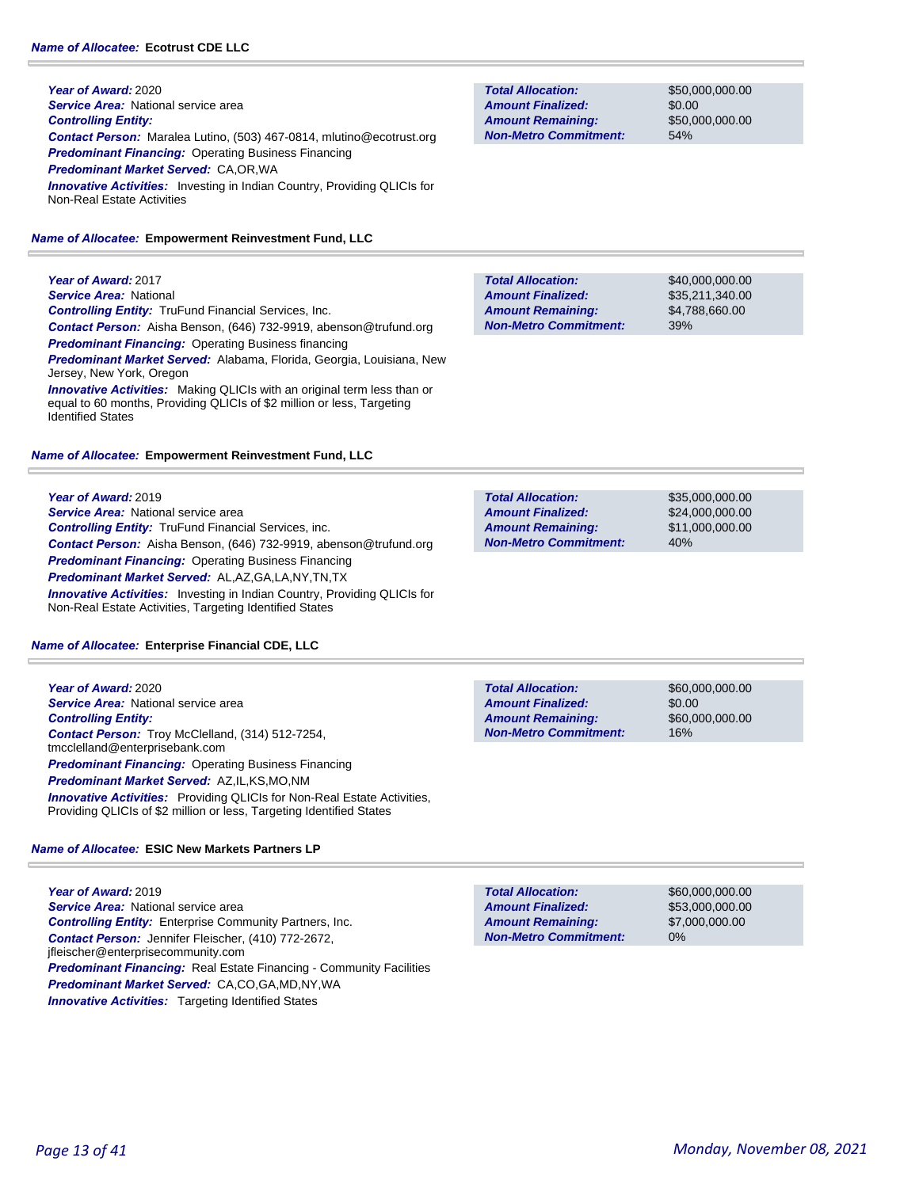**Name of Allocatee:** **Ecotrust CDE LLC**

***Year of Award:*** 2020
***Service Area:*** National service area
***Controlling Entity:***
***Contact Person:*** Maralea Lutino, (503) 467-0814, mlutino@ecotrust.org
***Predominant Financing:*** Operating Business Financing
***Predominant Market Served:*** CA,OR,WA
***Innovative Activities:*** Investing in Indian Country, Providing QLICIs for Non-Real Estate Activities

| | |
|---|---|
| ***Total Allocation:*** | $50,000,000.00 |
| ***Amount Finalized:*** | $0.00 |
| ***Amount Remaining:*** | $50,000,000.00 |
| ***Non-Metro Commitment:*** | 54% |

**Name of Allocatee:** **Empowerment Reinvestment Fund, LLC**

***Year of Award:*** 2017
***Service Area:*** National
***Controlling Entity:*** TruFund Financial Services, Inc.
***Contact Person:*** Aisha Benson, (646) 732-9919, abenson@trufund.org
***Predominant Financing:*** Operating Business financing
***Predominant Market Served:*** Alabama, Florida, Georgia, Louisiana, New Jersey, New York, Oregon
***Innovative Activities:*** Making QLICIs with an original term less than or equal to 60 months, Providing QLICIs of $2 million or less, Targeting Identified States

| | |
|---|---|
| ***Total Allocation:*** | $40,000,000.00 |
| ***Amount Finalized:*** | $35,211,340.00 |
| ***Amount Remaining:*** | $4,788,660.00 |
| ***Non-Metro Commitment:*** | 39% |

**Name of Allocatee:** **Empowerment Reinvestment Fund, LLC**

***Year of Award:*** 2019
***Service Area:*** National service area
***Controlling Entity:*** TruFund Financial Services, inc.
***Contact Person:*** Aisha Benson, (646) 732-9919, abenson@trufund.org
***Predominant Financing:*** Operating Business Financing
***Predominant Market Served:*** AL,AZ,GA,LA,NY,TN,TX
***Innovative Activities:*** Investing in Indian Country, Providing QLICIs for Non-Real Estate Activities, Targeting Identified States

| | |
|---|---|
| ***Total Allocation:*** | $35,000,000.00 |
| ***Amount Finalized:*** | $24,000,000.00 |
| ***Amount Remaining:*** | $11,000,000.00 |
| ***Non-Metro Commitment:*** | 40% |

**Name of Allocatee:** **Enterprise Financial CDE, LLC**

***Year of Award:*** 2020
***Service Area:*** National service area
***Controlling Entity:***
***Contact Person:*** Troy McClelland, (314) 512-7254, tmcclelland@enterprisebank.com
***Predominant Financing:*** Operating Business Financing
***Predominant Market Served:*** AZ,IL,KS,MO,NM
***Innovative Activities:*** Providing QLICIs for Non-Real Estate Activities, Providing QLICIs of $2 million or less, Targeting Identified States

| | |
|---|---|
| ***Total Allocation:*** | $60,000,000.00 |
| ***Amount Finalized:*** | $0.00 |
| ***Amount Remaining:*** | $60,000,000.00 |
| ***Non-Metro Commitment:*** | 16% |

**Name of Allocatee:** **ESIC New Markets Partners LP**

***Year of Award:*** 2019
***Service Area:*** National service area
***Controlling Entity:*** Enterprise Community Partners, Inc.
***Contact Person:*** Jennifer Fleischer, (410) 772-2672, jfleischer@enterprisecommunity.com
***Predominant Financing:*** Real Estate Financing - Community Facilities
***Predominant Market Served:*** CA,CO,GA,MD,NY,WA
***Innovative Activities:*** Targeting Identified States

| | |
|---|---|
| ***Total Allocation:*** | $60,000,000.00 |
| ***Amount Finalized:*** | $53,000,000.00 |
| ***Amount Remaining:*** | $7,000,000.00 |
| ***Non-Metro Commitment:*** | 0% |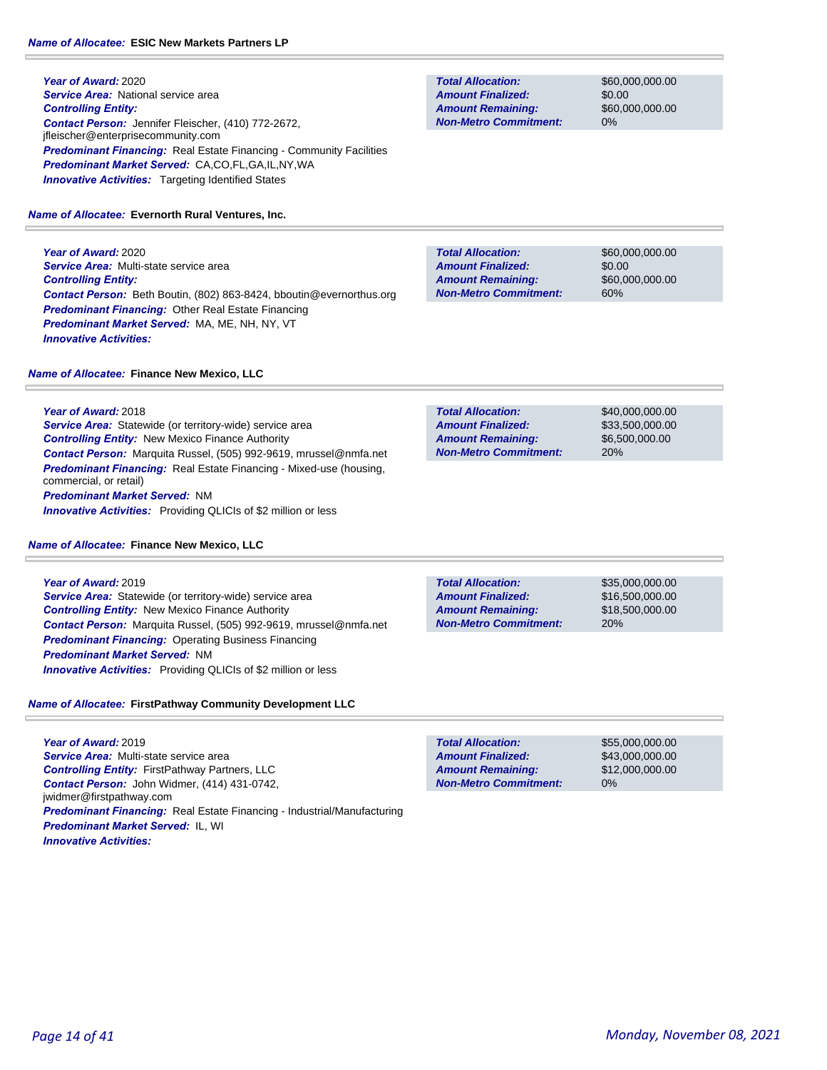**Name of Allocatee:** ESIC New Markets Partners LP

**Year of Award:** 2020
**Service Area:** National service area
**Controlling Entity:**
**Contact Person:** Jennifer Fleischer, (410) 772-2672, jfleischer@enterprisecommunity.com
**Predominant Financing:** Real Estate Financing - Community Facilities
**Predominant Market Served:** CA,CO,FL,GA,IL,NY,WA
**Innovative Activities:** Targeting Identified States

| | |
|---|---|
| **Total Allocation:** | $60,000,000.00 |
| **Amount Finalized:** | $0.00 |
| **Amount Remaining:** | $60,000,000.00 |
| **Non-Metro Commitment:** | 0% |

**Name of Allocatee:** Evernorth Rural Ventures, Inc.

**Year of Award:** 2020
**Service Area:** Multi-state service area
**Controlling Entity:**
**Contact Person:** Beth Boutin, (802) 863-8424, bboutin@evernorthus.org
**Predominant Financing:** Other Real Estate Financing
**Predominant Market Served:** MA, ME, NH, NY, VT
**Innovative Activities:**

| | |
|---|---|
| **Total Allocation:** | $60,000,000.00 |
| **Amount Finalized:** | $0.00 |
| **Amount Remaining:** | $60,000,000.00 |
| **Non-Metro Commitment:** | 60% |

**Name of Allocatee:** Finance New Mexico, LLC

**Year of Award:** 2018
**Service Area:** Statewide (or territory-wide) service area
**Controlling Entity:** New Mexico Finance Authority
**Contact Person:** Marquita Russel, (505) 992-9619, mrussel@nmfa.net
**Predominant Financing:** Real Estate Financing - Mixed-use (housing, commercial, or retail)
**Predominant Market Served:** NM
**Innovative Activities:** Providing QLICIs of $2 million or less

| | |
|---|---|
| **Total Allocation:** | $40,000,000.00 |
| **Amount Finalized:** | $33,500,000.00 |
| **Amount Remaining:** | $6,500,000.00 |
| **Non-Metro Commitment:** | 20% |

**Name of Allocatee:** Finance New Mexico, LLC

**Year of Award:** 2019
**Service Area:** Statewide (or territory-wide) service area
**Controlling Entity:** New Mexico Finance Authority
**Contact Person:** Marquita Russel, (505) 992-9619, mrussel@nmfa.net
**Predominant Financing:** Operating Business Financing
**Predominant Market Served:** NM
**Innovative Activities:** Providing QLICIs of $2 million or less

| | |
|---|---|
| **Total Allocation:** | $35,000,000.00 |
| **Amount Finalized:** | $16,500,000.00 |
| **Amount Remaining:** | $18,500,000.00 |
| **Non-Metro Commitment:** | 20% |

**Name of Allocatee:** FirstPathway Community Development LLC

**Year of Award:** 2019
**Service Area:** Multi-state service area
**Controlling Entity:** FirstPathway Partners, LLC
**Contact Person:** John Widmer, (414) 431-0742, jwidmer@firstpathway.com
**Predominant Financing:** Real Estate Financing - Industrial/Manufacturing
**Predominant Market Served:** IL, WI
**Innovative Activities:**

| | |
|---|---|
| **Total Allocation:** | $55,000,000.00 |
| **Amount Finalized:** | $43,000,000.00 |
| **Amount Remaining:** | $12,000,000.00 |
| **Non-Metro Commitment:** | 0% |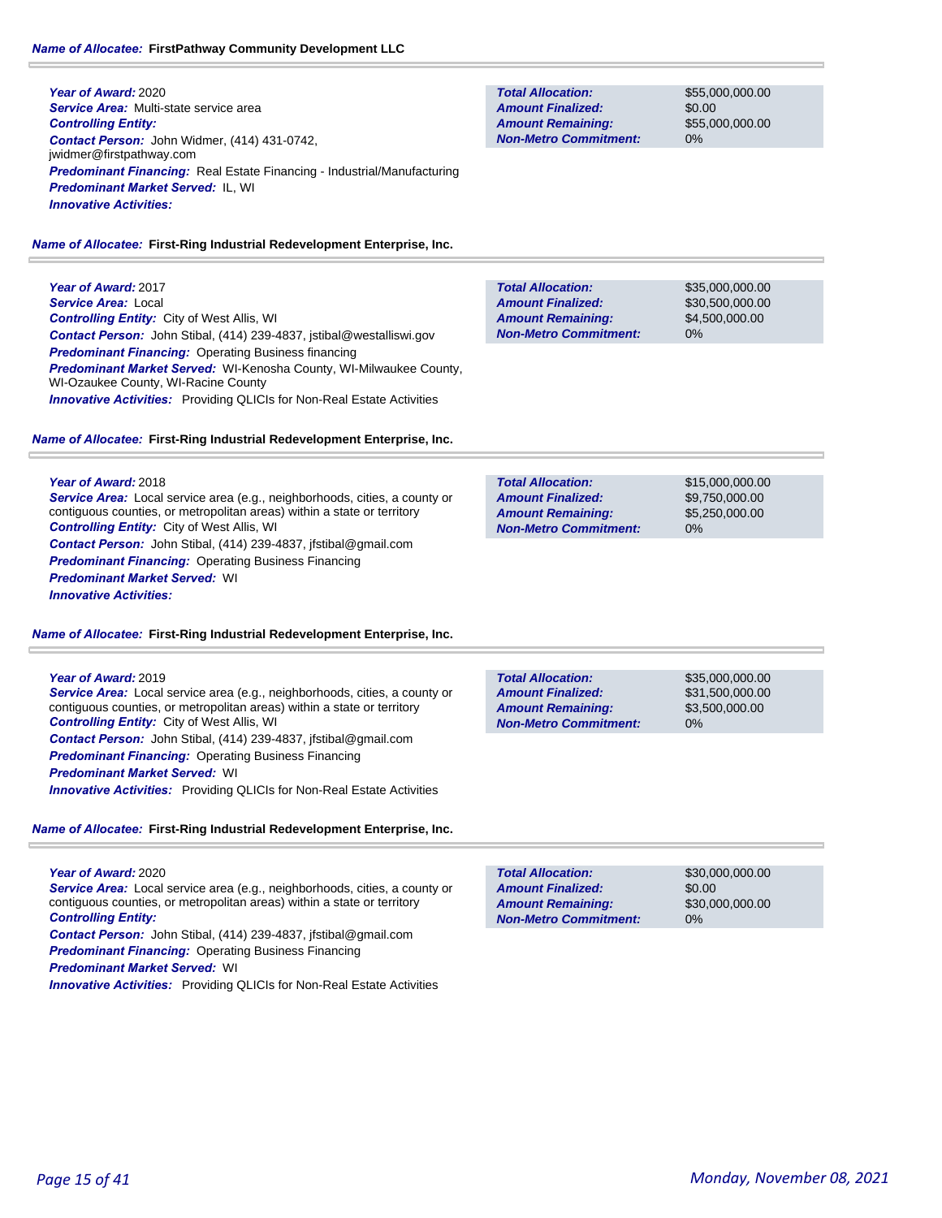**Name of Allocatee:** FirstPathway Community Development LLC

**Year of Award:** 2020
**Service Area:** Multi-state service area
**Controlling Entity:**
**Contact Person:** John Widmer, (414) 431-0742, jwidmer@firstpathway.com
**Predominant Financing:** Real Estate Financing - Industrial/Manufacturing
**Predominant Market Served:** IL, WI
**Innovative Activities:**

| | |
|---|---|
| **Total Allocation:** | $55,000,000.00 |
| **Amount Finalized:** | $0.00 |
| **Amount Remaining:** | $55,000,000.00 |
| **Non-Metro Commitment:** | 0% |

**Name of Allocatee:** First-Ring Industrial Redevelopment Enterprise, Inc.

**Year of Award:** 2017
**Service Area:** Local
**Controlling Entity:** City of West Allis, WI
**Contact Person:** John Stibal, (414) 239-4837, jstibal@westalliswi.gov
**Predominant Financing:** Operating Business financing
**Predominant Market Served:** WI-Kenosha County, WI-Milwaukee County, WI-Ozaukee County, WI-Racine County
**Innovative Activities:** Providing QLICIs for Non-Real Estate Activities

| | |
|---|---|
| **Total Allocation:** | $35,000,000.00 |
| **Amount Finalized:** | $30,500,000.00 |
| **Amount Remaining:** | $4,500,000.00 |
| **Non-Metro Commitment:** | 0% |

**Name of Allocatee:** First-Ring Industrial Redevelopment Enterprise, Inc.

**Year of Award:** 2018
**Service Area:** Local service area (e.g., neighborhoods, cities, a county or contiguous counties, or metropolitan areas) within a state or territory
**Controlling Entity:** City of West Allis, WI
**Contact Person:** John Stibal, (414) 239-4837, jfstibal@gmail.com
**Predominant Financing:** Operating Business Financing
**Predominant Market Served:** WI
**Innovative Activities:**

| | |
|---|---|
| **Total Allocation:** | $15,000,000.00 |
| **Amount Finalized:** | $9,750,000.00 |
| **Amount Remaining:** | $5,250,000.00 |
| **Non-Metro Commitment:** | 0% |

**Name of Allocatee:** First-Ring Industrial Redevelopment Enterprise, Inc.

**Year of Award:** 2019
**Service Area:** Local service area (e.g., neighborhoods, cities, a county or contiguous counties, or metropolitan areas) within a state or territory
**Controlling Entity:** City of West Allis, WI
**Contact Person:** John Stibal, (414) 239-4837, jfstibal@gmail.com
**Predominant Financing:** Operating Business Financing
**Predominant Market Served:** WI
**Innovative Activities:** Providing QLICIs for Non-Real Estate Activities

| | |
|---|---|
| **Total Allocation:** | $35,000,000.00 |
| **Amount Finalized:** | $31,500,000.00 |
| **Amount Remaining:** | $3,500,000.00 |
| **Non-Metro Commitment:** | 0% |

**Name of Allocatee:** First-Ring Industrial Redevelopment Enterprise, Inc.

**Year of Award:** 2020
**Service Area:** Local service area (e.g., neighborhoods, cities, a county or contiguous counties, or metropolitan areas) within a state or territory
**Controlling Entity:**
**Contact Person:** John Stibal, (414) 239-4837, jfstibal@gmail.com
**Predominant Financing:** Operating Business Financing
**Predominant Market Served:** WI
**Innovative Activities:** Providing QLICIs for Non-Real Estate Activities

| | |
|---|---|
| **Total Allocation:** | $30,000,000.00 |
| **Amount Finalized:** | $0.00 |
| **Amount Remaining:** | $30,000,000.00 |
| **Non-Metro Commitment:** | 0% |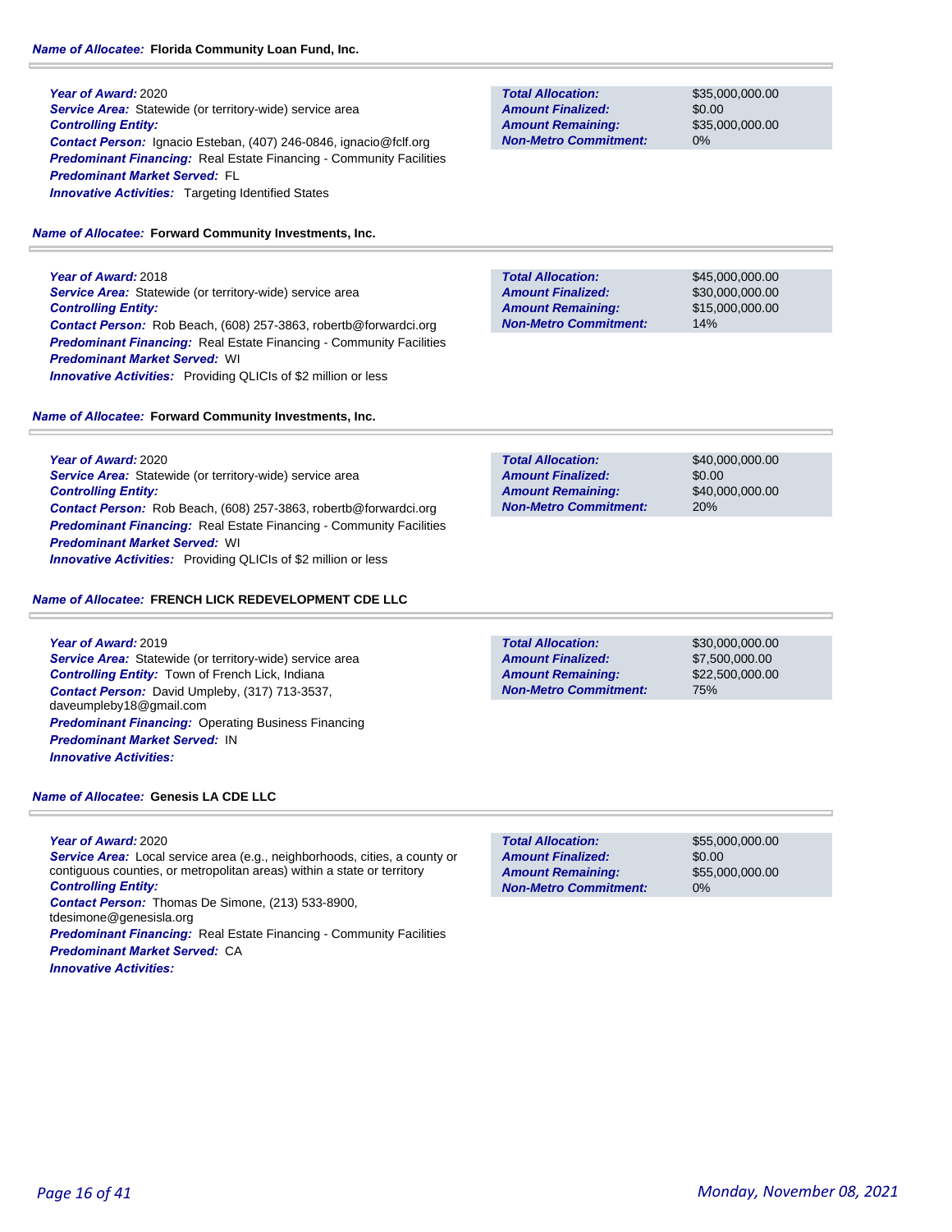**Name of Allocatee:** **Florida Community Loan Fund, Inc.**

**Year of Award:** 2020
**Service Area:** Statewide (or territory-wide) service area
**Controlling Entity:**
**Contact Person:** Ignacio Esteban, (407) 246-0846, ignacio@fclf.org
**Predominant Financing:** Real Estate Financing - Community Facilities
**Predominant Market Served:** FL
**Innovative Activities:** Targeting Identified States

| | |
|---|---|
| **Total Allocation:** | $35,000,000.00 |
| **Amount Finalized:** | $0.00 |
| **Amount Remaining:** | $35,000,000.00 |
| **Non-Metro Commitment:** | 0% |

**Name of Allocatee:** **Forward Community Investments, Inc.**

**Year of Award:** 2018
**Service Area:** Statewide (or territory-wide) service area
**Controlling Entity:**
**Contact Person:** Rob Beach, (608) 257-3863, robertb@forwardci.org
**Predominant Financing:** Real Estate Financing - Community Facilities
**Predominant Market Served:** WI
**Innovative Activities:** Providing QLICIs of $2 million or less

| | |
|---|---|
| **Total Allocation:** | $45,000,000.00 |
| **Amount Finalized:** | $30,000,000.00 |
| **Amount Remaining:** | $15,000,000.00 |
| **Non-Metro Commitment:** | 14% |

**Name of Allocatee:** **Forward Community Investments, Inc.**

**Year of Award:** 2020
**Service Area:** Statewide (or territory-wide) service area
**Controlling Entity:**
**Contact Person:** Rob Beach, (608) 257-3863, robertb@forwardci.org
**Predominant Financing:** Real Estate Financing - Community Facilities
**Predominant Market Served:** WI
**Innovative Activities:** Providing QLICIs of $2 million or less

| | |
|---|---|
| **Total Allocation:** | $40,000,000.00 |
| **Amount Finalized:** | $0.00 |
| **Amount Remaining:** | $40,000,000.00 |
| **Non-Metro Commitment:** | 20% |

**Name of Allocatee:** **FRENCH LICK REDEVELOPMENT CDE LLC**

**Year of Award:** 2019
**Service Area:** Statewide (or territory-wide) service area
**Controlling Entity:** Town of French Lick, Indiana
**Contact Person:** David Umpleby, (317) 713-3537, daveumpleby18@gmail.com
**Predominant Financing:** Operating Business Financing
**Predominant Market Served:** IN
**Innovative Activities:**

| | |
|---|---|
| **Total Allocation:** | $30,000,000.00 |
| **Amount Finalized:** | $7,500,000.00 |
| **Amount Remaining:** | $22,500,000.00 |
| **Non-Metro Commitment:** | 75% |

**Name of Allocatee:** **Genesis LA CDE LLC**

**Year of Award:** 2020
**Service Area:** Local service area (e.g., neighborhoods, cities, a county or contiguous counties, or metropolitan areas) within a state or territory
**Controlling Entity:**
**Contact Person:** Thomas De Simone, (213) 533-8900, tdesimone@genesisla.org
**Predominant Financing:** Real Estate Financing - Community Facilities
**Predominant Market Served:** CA
**Innovative Activities:**

| | |
|---|---|
| **Total Allocation:** | $55,000,000.00 |
| **Amount Finalized:** | $0.00 |
| **Amount Remaining:** | $55,000,000.00 |
| **Non-Metro Commitment:** | 0% |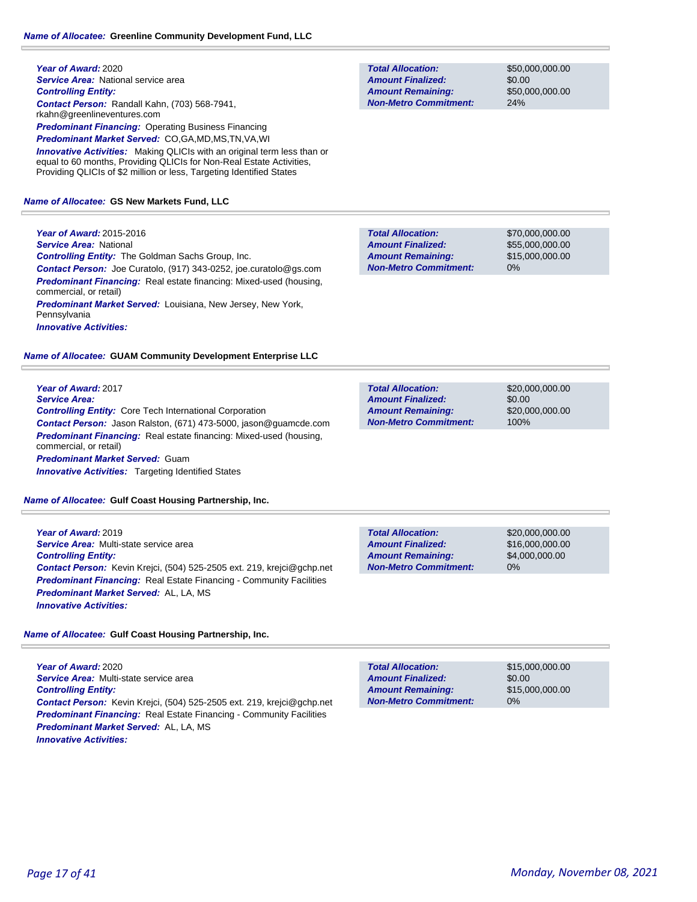**Name of Allocatee:** **Greenline Community Development Fund, LLC**

**Year of Award:** 2020
**Service Area:** National service area
**Controlling Entity:**
**Contact Person:** Randall Kahn, (703) 568-7941, rkahn@greenlineventures.com
**Predominant Financing:** Operating Business Financing
**Predominant Market Served:** CO,GA,MD,MS,TN,VA,WI
**Innovative Activities:** Making QLICIs with an original term less than or equal to 60 months, Providing QLICIs for Non-Real Estate Activities, Providing QLICIs of $2 million or less, Targeting Identified States

| | |
|---|---|
| **Total Allocation:** | $50,000,000.00 |
| **Amount Finalized:** | $0.00 |
| **Amount Remaining:** | $50,000,000.00 |
| **Non-Metro Commitment:** | 24% |

**Name of Allocatee:** **GS New Markets Fund, LLC**

**Year of Award:** 2015-2016
**Service Area:** National
**Controlling Entity:** The Goldman Sachs Group, Inc.
**Contact Person:** Joe Curatolo, (917) 343-0252, joe.curatolo@gs.com
**Predominant Financing:** Real estate financing: Mixed-used (housing, commercial, or retail)
**Predominant Market Served:** Louisiana, New Jersey, New York, Pennsylvania
**Innovative Activities:**

| | |
|---|---|
| **Total Allocation:** | $70,000,000.00 |
| **Amount Finalized:** | $55,000,000.00 |
| **Amount Remaining:** | $15,000,000.00 |
| **Non-Metro Commitment:** | 0% |

**Name of Allocatee:** **GUAM Community Development Enterprise LLC**

**Year of Award:** 2017
**Service Area:**
**Controlling Entity:** Core Tech International Corporation
**Contact Person:** Jason Ralston, (671) 473-5000, jason@guamcde.com
**Predominant Financing:** Real estate financing: Mixed-used (housing, commercial, or retail)
**Predominant Market Served:** Guam
**Innovative Activities:** Targeting Identified States

| | |
|---|---|
| **Total Allocation:** | $20,000,000.00 |
| **Amount Finalized:** | $0.00 |
| **Amount Remaining:** | $20,000,000.00 |
| **Non-Metro Commitment:** | 100% |

**Name of Allocatee:** **Gulf Coast Housing Partnership, Inc.**

**Year of Award:** 2019
**Service Area:** Multi-state service area
**Controlling Entity:**
**Contact Person:** Kevin Krejci, (504) 525-2505 ext. 219, krejci@gchp.net
**Predominant Financing:** Real Estate Financing - Community Facilities
**Predominant Market Served:** AL, LA, MS
**Innovative Activities:**

| | |
|---|---|
| **Total Allocation:** | $20,000,000.00 |
| **Amount Finalized:** | $16,000,000.00 |
| **Amount Remaining:** | $4,000,000.00 |
| **Non-Metro Commitment:** | 0% |

**Name of Allocatee:** **Gulf Coast Housing Partnership, Inc.**

**Year of Award:** 2020
**Service Area:** Multi-state service area
**Controlling Entity:**
**Contact Person:** Kevin Krejci, (504) 525-2505 ext. 219, krejci@gchp.net
**Predominant Financing:** Real Estate Financing - Community Facilities
**Predominant Market Served:** AL, LA, MS
**Innovative Activities:**

| | |
|---|---|
| **Total Allocation:** | $15,000,000.00 |
| **Amount Finalized:** | $0.00 |
| **Amount Remaining:** | $15,000,000.00 |
| **Non-Metro Commitment:** | 0% |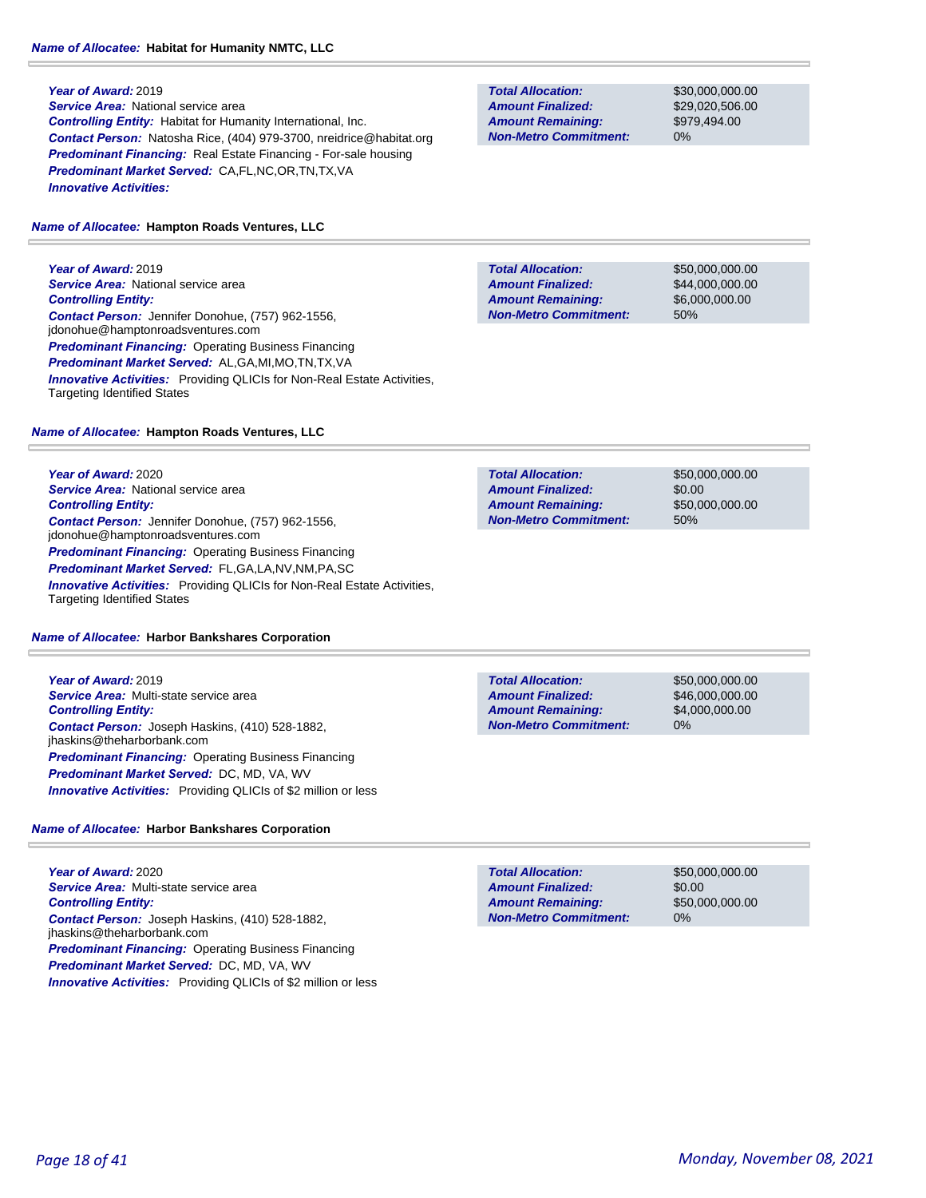**Name of Allocatee:** **Habitat for Humanity NMTC, LLC**

**Year of Award:** 2019
**Service Area:** National service area
**Controlling Entity:** Habitat for Humanity International, Inc.
**Contact Person:** Natosha Rice, (404) 979-3700, nreidrice@habitat.org
**Predominant Financing:** Real Estate Financing - For-sale housing
**Predominant Market Served:** CA,FL,NC,OR,TN,TX,VA
**Innovative Activities:**

| | |
|---|---|
| **Total Allocation:** | $30,000,000.00 |
| **Amount Finalized:** | $29,020,506.00 |
| **Amount Remaining:** | $979,494.00 |
| **Non-Metro Commitment:** | 0% |

**Name of Allocatee:** **Hampton Roads Ventures, LLC**

**Year of Award:** 2019
**Service Area:** National service area
**Controlling Entity:**
**Contact Person:** Jennifer Donohue, (757) 962-1556, jdonohue@hamptonroadsventures.com
**Predominant Financing:** Operating Business Financing
**Predominant Market Served:** AL,GA,MI,MO,TN,TX,VA
**Innovative Activities:** Providing QLICIs for Non-Real Estate Activities, Targeting Identified States

| | |
|---|---|
| **Total Allocation:** | $50,000,000.00 |
| **Amount Finalized:** | $44,000,000.00 |
| **Amount Remaining:** | $6,000,000.00 |
| **Non-Metro Commitment:** | 50% |

**Name of Allocatee:** **Hampton Roads Ventures, LLC**

**Year of Award:** 2020
**Service Area:** National service area
**Controlling Entity:**
**Contact Person:** Jennifer Donohue, (757) 962-1556, jdonohue@hamptonroadsventures.com
**Predominant Financing:** Operating Business Financing
**Predominant Market Served:** FL,GA,LA,NV,NM,PA,SC
**Innovative Activities:** Providing QLICIs for Non-Real Estate Activities, Targeting Identified States

| | |
|---|---|
| **Total Allocation:** | $50,000,000.00 |
| **Amount Finalized:** | $0.00 |
| **Amount Remaining:** | $50,000,000.00 |
| **Non-Metro Commitment:** | 50% |

**Name of Allocatee:** **Harbor Bankshares Corporation**

**Year of Award:** 2019
**Service Area:** Multi-state service area
**Controlling Entity:**
**Contact Person:** Joseph Haskins, (410) 528-1882, jhaskins@theharborbank.com
**Predominant Financing:** Operating Business Financing
**Predominant Market Served:** DC, MD, VA, WV
**Innovative Activities:** Providing QLICIs of $2 million or less

| | |
|---|---|
| **Total Allocation:** | $50,000,000.00 |
| **Amount Finalized:** | $46,000,000.00 |
| **Amount Remaining:** | $4,000,000.00 |
| **Non-Metro Commitment:** | 0% |

**Name of Allocatee:** **Harbor Bankshares Corporation**

**Year of Award:** 2020
**Service Area:** Multi-state service area
**Controlling Entity:**
**Contact Person:** Joseph Haskins, (410) 528-1882, jhaskins@theharborbank.com
**Predominant Financing:** Operating Business Financing
**Predominant Market Served:** DC, MD, VA, WV
**Innovative Activities:** Providing QLICIs of $2 million or less

| | |
|---|---|
| **Total Allocation:** | $50,000,000.00 |
| **Amount Finalized:** | $0.00 |
| **Amount Remaining:** | $50,000,000.00 |
| **Non-Metro Commitment:** | 0% |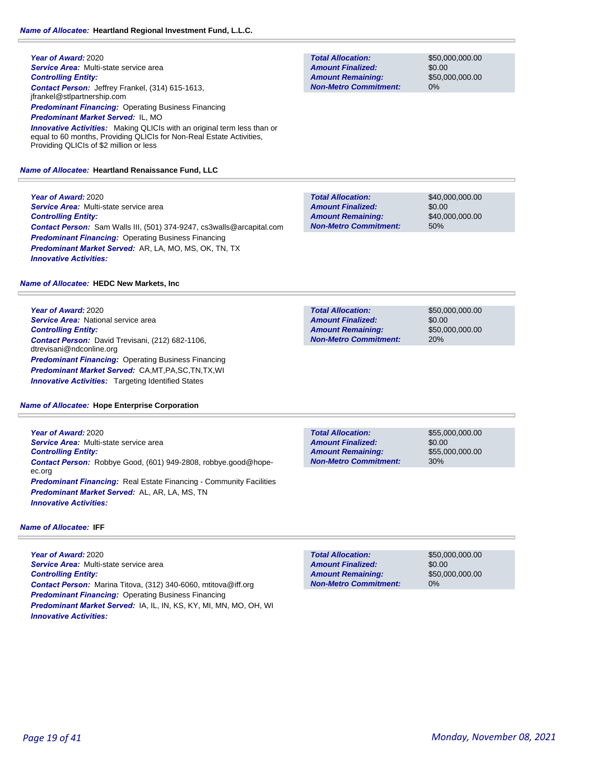**Name of Allocatee:** Heartland Regional Investment Fund, L.L.C.

**Year of Award:** 2020
**Service Area:** Multi-state service area
**Controlling Entity:**
**Contact Person:** Jeffrey Frankel, (314) 615-1613, jfrankel@stlpartnership.com
**Predominant Financing:** Operating Business Financing
**Predominant Market Served:** IL, MO
**Innovative Activities:** Making QLICIs with an original term less than or equal to 60 months, Providing QLICIs for Non-Real Estate Activities, Providing QLICIs of $2 million or less

| | |
|---|---|
| **Total Allocation:** | $50,000,000.00 |
| **Amount Finalized:** | $0.00 |
| **Amount Remaining:** | $50,000,000.00 |
| **Non-Metro Commitment:** | 0% |

**Name of Allocatee:** Heartland Renaissance Fund, LLC

**Year of Award:** 2020
**Service Area:** Multi-state service area
**Controlling Entity:**
**Contact Person:** Sam Walls III, (501) 374-9247, cs3walls@arcapital.com
**Predominant Financing:** Operating Business Financing
**Predominant Market Served:** AR, LA, MO, MS, OK, TN, TX
**Innovative Activities:**

| | |
|---|---|
| **Total Allocation:** | $40,000,000.00 |
| **Amount Finalized:** | $0.00 |
| **Amount Remaining:** | $40,000,000.00 |
| **Non-Metro Commitment:** | 50% |

**Name of Allocatee:** HEDC New Markets, Inc

**Year of Award:** 2020
**Service Area:** National service area
**Controlling Entity:**
**Contact Person:** David Trevisani, (212) 682-1106, dtrevisani@ndconline.org
**Predominant Financing:** Operating Business Financing
**Predominant Market Served:** CA,MT,PA,SC,TN,TX,WI
**Innovative Activities:** Targeting Identified States

| | |
|---|---|
| **Total Allocation:** | $50,000,000.00 |
| **Amount Finalized:** | $0.00 |
| **Amount Remaining:** | $50,000,000.00 |
| **Non-Metro Commitment:** | 20% |

**Name of Allocatee:** Hope Enterprise Corporation

**Year of Award:** 2020
**Service Area:** Multi-state service area
**Controlling Entity:**
**Contact Person:** Robbye Good, (601) 949-2808, robbye.good@hope-ec.org
**Predominant Financing:** Real Estate Financing - Community Facilities
**Predominant Market Served:** AL, AR, LA, MS, TN
**Innovative Activities:**

| | |
|---|---|
| **Total Allocation:** | $55,000,000.00 |
| **Amount Finalized:** | $0.00 |
| **Amount Remaining:** | $55,000,000.00 |
| **Non-Metro Commitment:** | 30% |

**Name of Allocatee:** IFF

**Year of Award:** 2020
**Service Area:** Multi-state service area
**Controlling Entity:**
**Contact Person:** Marina Titova, (312) 340-6060, mtitova@iff.org
**Predominant Financing:** Operating Business Financing
**Predominant Market Served:** IA, IL, IN, KS, KY, MI, MN, MO, OH, WI
**Innovative Activities:**

| | |
|---|---|
| **Total Allocation:** | $50,000,000.00 |
| **Amount Finalized:** | $0.00 |
| **Amount Remaining:** | $50,000,000.00 |
| **Non-Metro Commitment:** | 0% |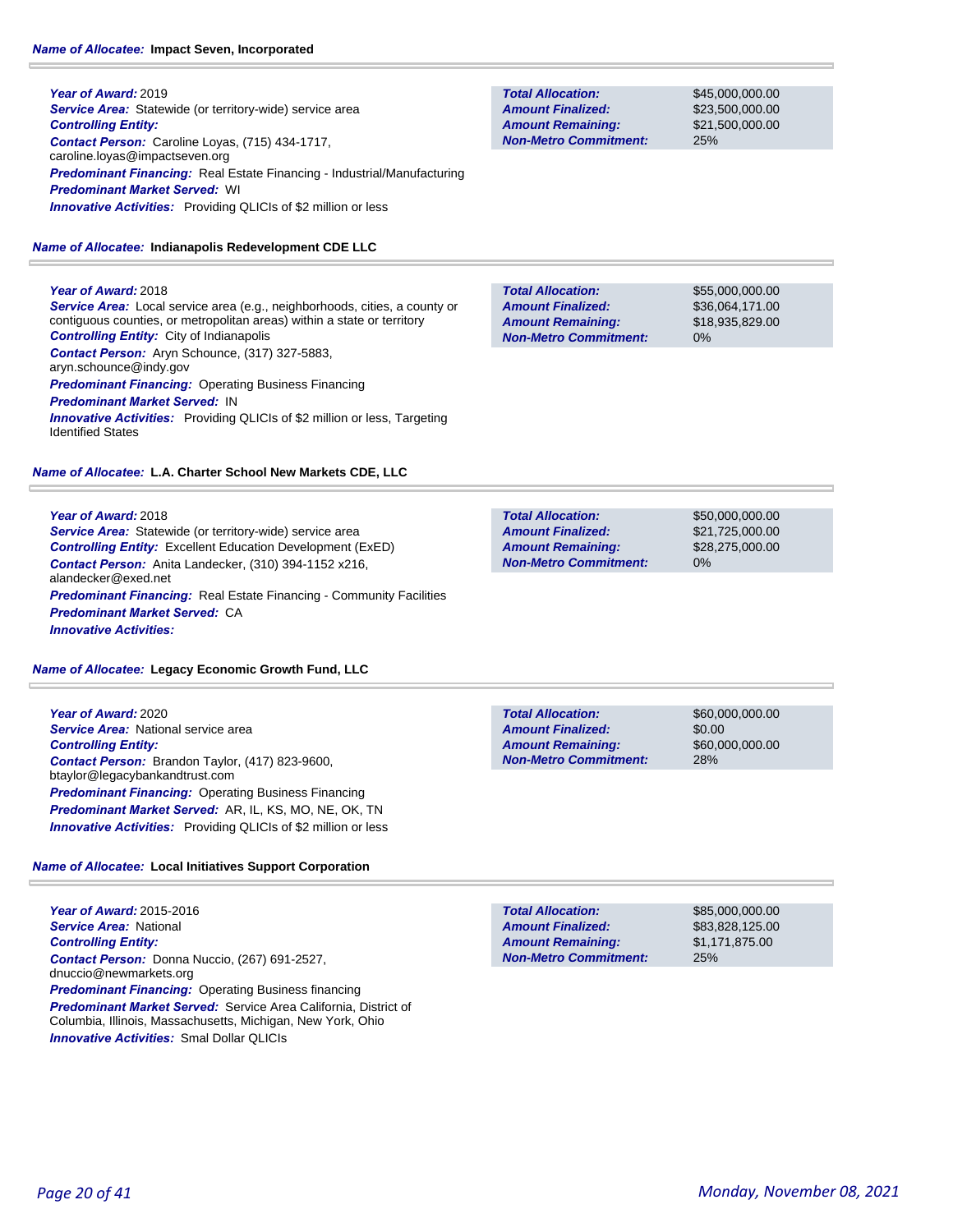**Name of Allocatee:** **Impact Seven, Incorporated**

***Year of Award:*** 2019
***Service Area:*** Statewide (or territory-wide) service area
***Controlling Entity:***
***Contact Person:*** Caroline Loyas, (715) 434-1717, caroline.loyas@impactseven.org
***Predominant Financing:*** Real Estate Financing - Industrial/Manufacturing
***Predominant Market Served:*** WI
***Innovative Activities:*** Providing QLICIs of $2 million or less

| | |
|---|---|
| ***Total Allocation:*** | $45,000,000.00 |
| ***Amount Finalized:*** | $23,500,000.00 |
| ***Amount Remaining:*** | $21,500,000.00 |
| ***Non-Metro Commitment:*** | 25% |

**Name of Allocatee:** **Indianapolis Redevelopment CDE LLC**

***Year of Award:*** 2018
***Service Area:*** Local service area (e.g., neighborhoods, cities, a county or contiguous counties, or metropolitan areas) within a state or territory
***Controlling Entity:*** City of Indianapolis
***Contact Person:*** Aryn Schounce, (317) 327-5883, aryn.schounce@indy.gov
***Predominant Financing:*** Operating Business Financing
***Predominant Market Served:*** IN
***Innovative Activities:*** Providing QLICIs of $2 million or less, Targeting Identified States

| | |
|---|---|
| ***Total Allocation:*** | $55,000,000.00 |
| ***Amount Finalized:*** | $36,064,171.00 |
| ***Amount Remaining:*** | $18,935,829.00 |
| ***Non-Metro Commitment:*** | 0% |

**Name of Allocatee:** **L.A. Charter School New Markets CDE, LLC**

***Year of Award:*** 2018
***Service Area:*** Statewide (or territory-wide) service area
***Controlling Entity:*** Excellent Education Development (ExED)
***Contact Person:*** Anita Landecker, (310) 394-1152 x216, alandecker@exed.net
***Predominant Financing:*** Real Estate Financing - Community Facilities
***Predominant Market Served:*** CA
***Innovative Activities:***

| | |
|---|---|
| ***Total Allocation:*** | $50,000,000.00 |
| ***Amount Finalized:*** | $21,725,000.00 |
| ***Amount Remaining:*** | $28,275,000.00 |
| ***Non-Metro Commitment:*** | 0% |

**Name of Allocatee:** **Legacy Economic Growth Fund, LLC**

***Year of Award:*** 2020
***Service Area:*** National service area
***Controlling Entity:***
***Contact Person:*** Brandon Taylor, (417) 823-9600, btaylor@legacybankandtrust.com
***Predominant Financing:*** Operating Business Financing
***Predominant Market Served:*** AR, IL, KS, MO, NE, OK, TN
***Innovative Activities:*** Providing QLICIs of $2 million or less

| | |
|---|---|
| ***Total Allocation:*** | $60,000,000.00 |
| ***Amount Finalized:*** | $0.00 |
| ***Amount Remaining:*** | $60,000,000.00 |
| ***Non-Metro Commitment:*** | 28% |

**Name of Allocatee:** **Local Initiatives Support Corporation**

***Year of Award:*** 2015-2016
***Service Area:*** National
***Controlling Entity:***
***Contact Person:*** Donna Nuccio, (267) 691-2527, dnuccio@newmarkets.org
***Predominant Financing:*** Operating Business financing
***Predominant Market Served:*** Service Area California, District of Columbia, Illinois, Massachusetts, Michigan, New York, Ohio
***Innovative Activities:*** Smal Dollar QLICIs

| | |
|---|---|
| ***Total Allocation:*** | $85,000,000.00 |
| ***Amount Finalized:*** | $83,828,125.00 |
| ***Amount Remaining:*** | $1,171,875.00 |
| ***Non-Metro Commitment:*** | 25% |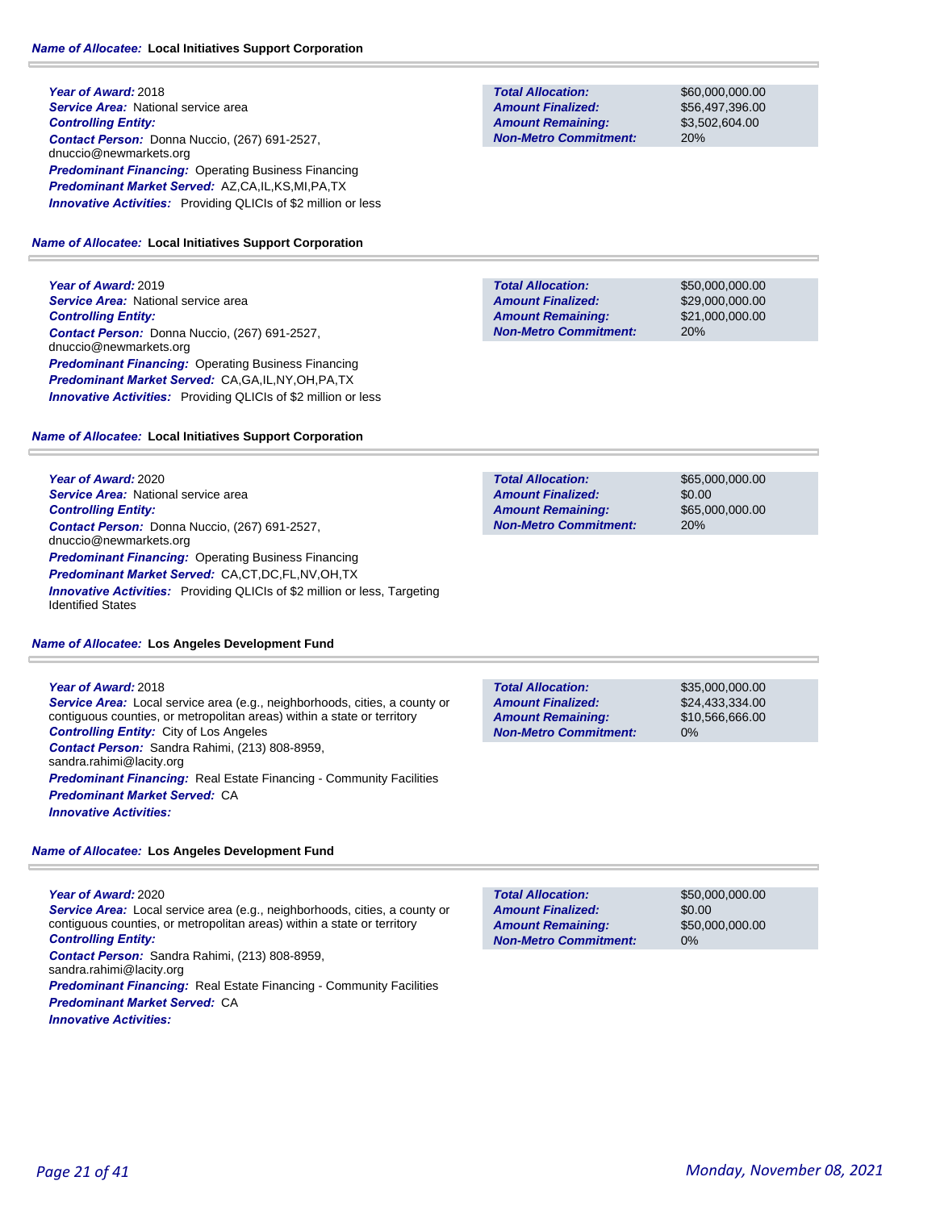**Name of Allocatee:** Local Initiatives Support Corporation

**Year of Award:** 2018
**Service Area:** National service area
**Controlling Entity:**
**Contact Person:** Donna Nuccio, (267) 691-2527, dnuccio@newmarkets.org
**Predominant Financing:** Operating Business Financing
**Predominant Market Served:** AZ,CA,IL,KS,MI,PA,TX
**Innovative Activities:** Providing QLICIs of $2 million or less

| | |
|---|---|
| **Total Allocation:** | $60,000,000.00 |
| **Amount Finalized:** | $56,497,396.00 |
| **Amount Remaining:** | $3,502,604.00 |
| **Non-Metro Commitment:** | 20% |

**Name of Allocatee:** Local Initiatives Support Corporation

**Year of Award:** 2019
**Service Area:** National service area
**Controlling Entity:**
**Contact Person:** Donna Nuccio, (267) 691-2527, dnuccio@newmarkets.org
**Predominant Financing:** Operating Business Financing
**Predominant Market Served:** CA,GA,IL,NY,OH,PA,TX
**Innovative Activities:** Providing QLICIs of $2 million or less

| | |
|---|---|
| **Total Allocation:** | $50,000,000.00 |
| **Amount Finalized:** | $29,000,000.00 |
| **Amount Remaining:** | $21,000,000.00 |
| **Non-Metro Commitment:** | 20% |

**Name of Allocatee:** Local Initiatives Support Corporation

**Year of Award:** 2020
**Service Area:** National service area
**Controlling Entity:**
**Contact Person:** Donna Nuccio, (267) 691-2527, dnuccio@newmarkets.org
**Predominant Financing:** Operating Business Financing
**Predominant Market Served:** CA,CT,DC,FL,NV,OH,TX
**Innovative Activities:** Providing QLICIs of $2 million or less, Targeting Identified States

| | |
|---|---|
| **Total Allocation:** | $65,000,000.00 |
| **Amount Finalized:** | $0.00 |
| **Amount Remaining:** | $65,000,000.00 |
| **Non-Metro Commitment:** | 20% |

**Name of Allocatee:** Los Angeles Development Fund

**Year of Award:** 2018
**Service Area:** Local service area (e.g., neighborhoods, cities, a county or contiguous counties, or metropolitan areas) within a state or territory
**Controlling Entity:** City of Los Angeles
**Contact Person:** Sandra Rahimi, (213) 808-8959, sandra.rahimi@lacity.org
**Predominant Financing:** Real Estate Financing - Community Facilities
**Predominant Market Served:** CA
**Innovative Activities:**

| | |
|---|---|
| **Total Allocation:** | $35,000,000.00 |
| **Amount Finalized:** | $24,433,334.00 |
| **Amount Remaining:** | $10,566,666.00 |
| **Non-Metro Commitment:** | 0% |

**Name of Allocatee:** Los Angeles Development Fund

**Year of Award:** 2020
**Service Area:** Local service area (e.g., neighborhoods, cities, a county or contiguous counties, or metropolitan areas) within a state or territory
**Controlling Entity:**
**Contact Person:** Sandra Rahimi, (213) 808-8959, sandra.rahimi@lacity.org
**Predominant Financing:** Real Estate Financing - Community Facilities
**Predominant Market Served:** CA
**Innovative Activities:**

| | |
|---|---|
| **Total Allocation:** | $50,000,000.00 |
| **Amount Finalized:** | $0.00 |
| **Amount Remaining:** | $50,000,000.00 |
| **Non-Metro Commitment:** | 0% |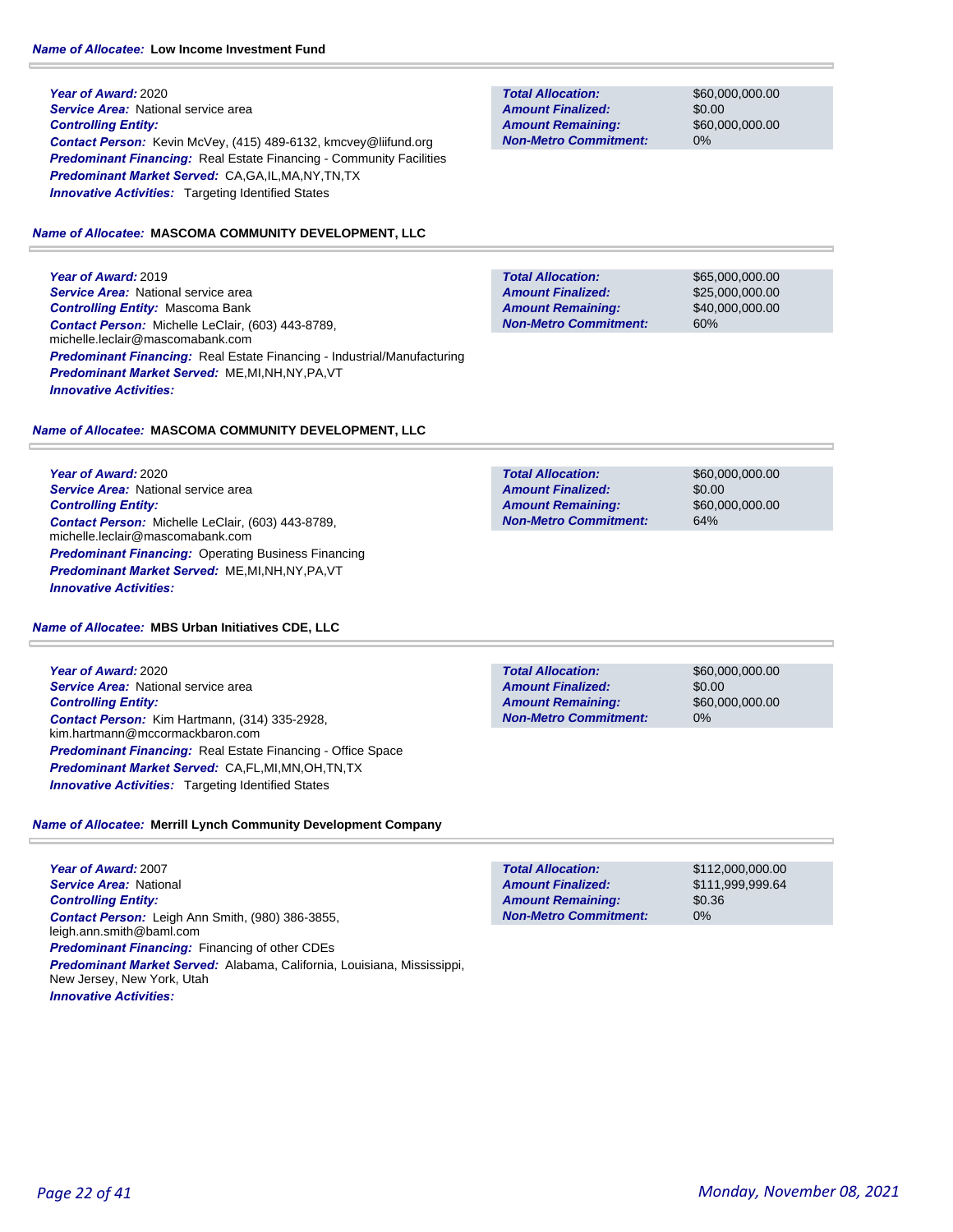**Name of Allocatee:** Low Income Investment Fund

**Year of Award:** 2020
**Service Area:** National service area
**Controlling Entity:**
**Contact Person:** Kevin McVey, (415) 489-6132, kmcvey@liifund.org
**Predominant Financing:** Real Estate Financing - Community Facilities
**Predominant Market Served:** CA,GA,IL,MA,NY,TN,TX
**Innovative Activities:** Targeting Identified States

| | |
|---|---|
| **Total Allocation:** | $60,000,000.00 |
| **Amount Finalized:** | $0.00 |
| **Amount Remaining:** | $60,000,000.00 |
| **Non-Metro Commitment:** | 0% |

**Name of Allocatee:** MASCOMA COMMUNITY DEVELOPMENT, LLC

**Year of Award:** 2019
**Service Area:** National service area
**Controlling Entity:** Mascoma Bank
**Contact Person:** Michelle LeClair, (603) 443-8789, michelle.leclair@mascomabank.com
**Predominant Financing:** Real Estate Financing - Industrial/Manufacturing
**Predominant Market Served:** ME,MI,NH,NY,PA,VT
**Innovative Activities:**

| | |
|---|---|
| **Total Allocation:** | $65,000,000.00 |
| **Amount Finalized:** | $25,000,000.00 |
| **Amount Remaining:** | $40,000,000.00 |
| **Non-Metro Commitment:** | 60% |

**Name of Allocatee:** MASCOMA COMMUNITY DEVELOPMENT, LLC

**Year of Award:** 2020
**Service Area:** National service area
**Controlling Entity:**
**Contact Person:** Michelle LeClair, (603) 443-8789, michelle.leclair@mascomabank.com
**Predominant Financing:** Operating Business Financing
**Predominant Market Served:** ME,MI,NH,NY,PA,VT
**Innovative Activities:**

| | |
|---|---|
| **Total Allocation:** | $60,000,000.00 |
| **Amount Finalized:** | $0.00 |
| **Amount Remaining:** | $60,000,000.00 |
| **Non-Metro Commitment:** | 64% |

**Name of Allocatee:** MBS Urban Initiatives CDE, LLC

**Year of Award:** 2020
**Service Area:** National service area
**Controlling Entity:**
**Contact Person:** Kim Hartmann, (314) 335-2928, kim.hartmann@mccormackbaron.com
**Predominant Financing:** Real Estate Financing - Office Space
**Predominant Market Served:** CA,FL,MI,MN,OH,TN,TX
**Innovative Activities:** Targeting Identified States

| | |
|---|---|
| **Total Allocation:** | $60,000,000.00 |
| **Amount Finalized:** | $0.00 |
| **Amount Remaining:** | $60,000,000.00 |
| **Non-Metro Commitment:** | 0% |

**Name of Allocatee:** Merrill Lynch Community Development Company

**Year of Award:** 2007
**Service Area:** National
**Controlling Entity:**
**Contact Person:** Leigh Ann Smith, (980) 386-3855, leigh.ann.smith@baml.com
**Predominant Financing:** Financing of other CDEs
**Predominant Market Served:** Alabama, California, Louisiana, Mississippi, New Jersey, New York, Utah
**Innovative Activities:**

| | |
|---|---|
| **Total Allocation:** | $112,000,000.00 |
| **Amount Finalized:** | $111,999,999.64 |
| **Amount Remaining:** | $0.36 |
| **Non-Metro Commitment:** | 0% |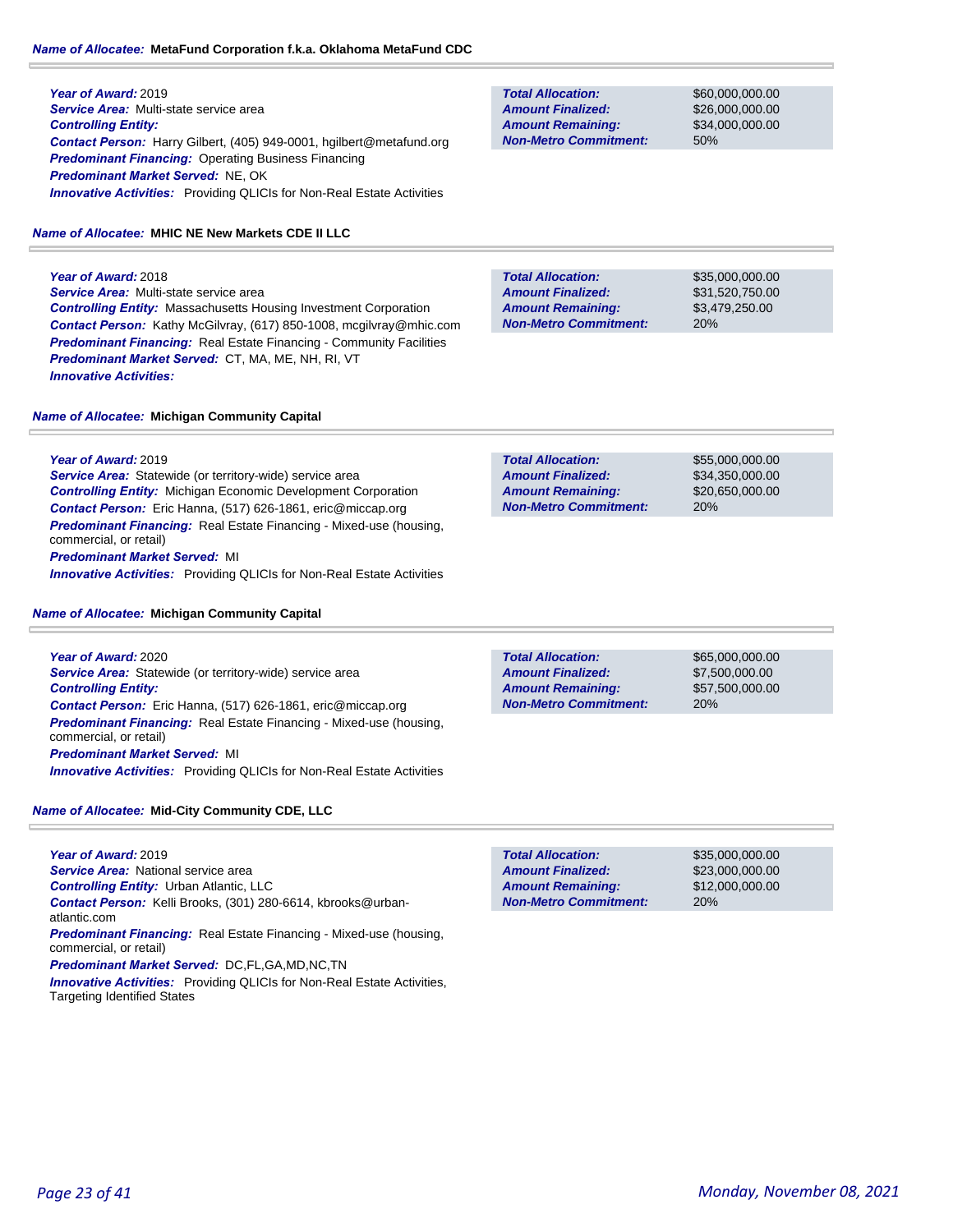**Name of Allocatee:** **MetaFund Corporation f.k.a. Oklahoma MetaFund CDC**

***Year of Award:*** 2019
***Service Area:*** Multi-state service area
***Controlling Entity:***
***Contact Person:*** Harry Gilbert, (405) 949-0001, hgilbert@metafund.org
***Predominant Financing:*** Operating Business Financing
***Predominant Market Served:*** NE, OK
***Innovative Activities:*** Providing QLICIs for Non-Real Estate Activities

| | |
|---|---|
| ***Total Allocation:*** | $60,000,000.00 |
| ***Amount Finalized:*** | $26,000,000.00 |
| ***Amount Remaining:*** | $34,000,000.00 |
| ***Non-Metro Commitment:*** | 50% |

**Name of Allocatee:** **MHIC NE New Markets CDE II LLC**

***Year of Award:*** 2018
***Service Area:*** Multi-state service area
***Controlling Entity:*** Massachusetts Housing Investment Corporation
***Contact Person:*** Kathy McGilvray, (617) 850-1008, mcgilvray@mhic.com
***Predominant Financing:*** Real Estate Financing - Community Facilities
***Predominant Market Served:*** CT, MA, ME, NH, RI, VT
***Innovative Activities:***

| | |
|---|---|
| ***Total Allocation:*** | $35,000,000.00 |
| ***Amount Finalized:*** | $31,520,750.00 |
| ***Amount Remaining:*** | $3,479,250.00 |
| ***Non-Metro Commitment:*** | 20% |

**Name of Allocatee:** **Michigan Community Capital**

***Year of Award:*** 2019
***Service Area:*** Statewide (or territory-wide) service area
***Controlling Entity:*** Michigan Economic Development Corporation
***Contact Person:*** Eric Hanna, (517) 626-1861, eric@miccap.org
***Predominant Financing:*** Real Estate Financing - Mixed-use (housing, commercial, or retail)
***Predominant Market Served:*** MI
***Innovative Activities:*** Providing QLICIs for Non-Real Estate Activities

| | |
|---|---|
| ***Total Allocation:*** | $55,000,000.00 |
| ***Amount Finalized:*** | $34,350,000.00 |
| ***Amount Remaining:*** | $20,650,000.00 |
| ***Non-Metro Commitment:*** | 20% |

**Name of Allocatee:** **Michigan Community Capital**

***Year of Award:*** 2020
***Service Area:*** Statewide (or territory-wide) service area
***Controlling Entity:***
***Contact Person:*** Eric Hanna, (517) 626-1861, eric@miccap.org
***Predominant Financing:*** Real Estate Financing - Mixed-use (housing, commercial, or retail)
***Predominant Market Served:*** MI
***Innovative Activities:*** Providing QLICIs for Non-Real Estate Activities

| | |
|---|---|
| ***Total Allocation:*** | $65,000,000.00 |
| ***Amount Finalized:*** | $7,500,000.00 |
| ***Amount Remaining:*** | $57,500,000.00 |
| ***Non-Metro Commitment:*** | 20% |

**Name of Allocatee:** **Mid-City Community CDE, LLC**

***Year of Award:*** 2019
***Service Area:*** National service area
***Controlling Entity:*** Urban Atlantic, LLC
***Contact Person:*** Kelli Brooks, (301) 280-6614, kbrooks@urban-atlantic.com
***Predominant Financing:*** Real Estate Financing - Mixed-use (housing, commercial, or retail)
***Predominant Market Served:*** DC,FL,GA,MD,NC,TN
***Innovative Activities:*** Providing QLICIs for Non-Real Estate Activities, Targeting Identified States

| | |
|---|---|
| ***Total Allocation:*** | $35,000,000.00 |
| ***Amount Finalized:*** | $23,000,000.00 |
| ***Amount Remaining:*** | $12,000,000.00 |
| ***Non-Metro Commitment:*** | 20% |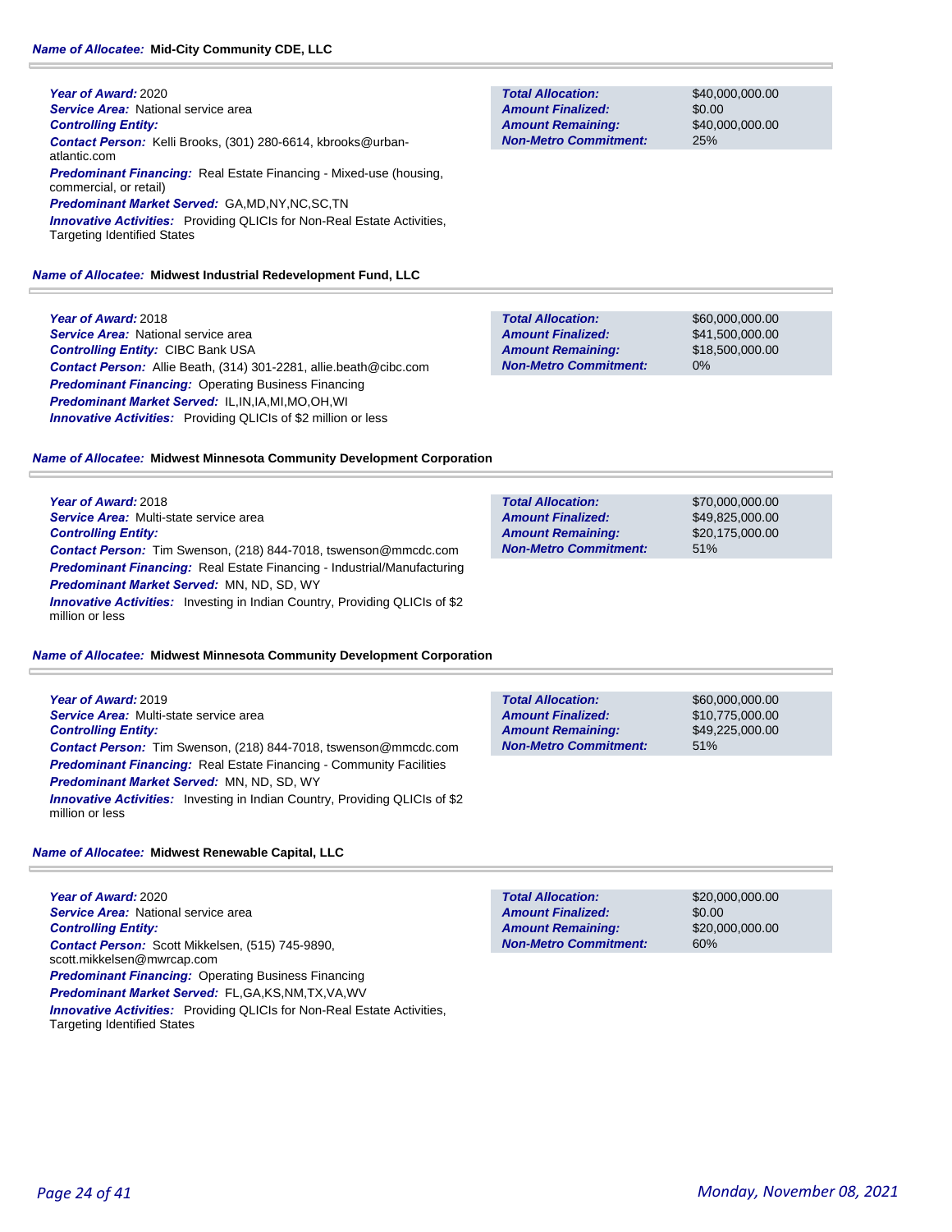**Name of Allocatee:** **Mid-City Community CDE, LLC**

***Year of Award:*** 2020
***Service Area:*** National service area
***Controlling Entity:***
***Contact Person:*** Kelli Brooks, (301) 280-6614, kbrooks@urban-atlantic.com
***Predominant Financing:*** Real Estate Financing - Mixed-use (housing, commercial, or retail)
***Predominant Market Served:*** GA,MD,NY,NC,SC,TN
***Innovative Activities:*** Providing QLICIs for Non-Real Estate Activities, Targeting Identified States

| | |
|---|---|
| ***Total Allocation:*** | $40,000,000.00 |
| ***Amount Finalized:*** | $0.00 |
| ***Amount Remaining:*** | $40,000,000.00 |
| ***Non-Metro Commitment:*** | 25% |

**Name of Allocatee:** **Midwest Industrial Redevelopment Fund, LLC**

***Year of Award:*** 2018
***Service Area:*** National service area
***Controlling Entity:*** CIBC Bank USA
***Contact Person:*** Allie Beath, (314) 301-2281, allie.beath@cibc.com
***Predominant Financing:*** Operating Business Financing
***Predominant Market Served:*** IL,IN,IA,MI,MO,OH,WI
***Innovative Activities:*** Providing QLICIs of $2 million or less

| | |
|---|---|
| ***Total Allocation:*** | $60,000,000.00 |
| ***Amount Finalized:*** | $41,500,000.00 |
| ***Amount Remaining:*** | $18,500,000.00 |
| ***Non-Metro Commitment:*** | 0% |

**Name of Allocatee:** **Midwest Minnesota Community Development Corporation**

***Year of Award:*** 2018
***Service Area:*** Multi-state service area
***Controlling Entity:***
***Contact Person:*** Tim Swenson, (218) 844-7018, tswenson@mmcdc.com
***Predominant Financing:*** Real Estate Financing - Industrial/Manufacturing
***Predominant Market Served:*** MN, ND, SD, WY
***Innovative Activities:*** Investing in Indian Country, Providing QLICIs of $2 million or less

| | |
|---|---|
| ***Total Allocation:*** | $70,000,000.00 |
| ***Amount Finalized:*** | $49,825,000.00 |
| ***Amount Remaining:*** | $20,175,000.00 |
| ***Non-Metro Commitment:*** | 51% |

**Name of Allocatee:** **Midwest Minnesota Community Development Corporation**

***Year of Award:*** 2019
***Service Area:*** Multi-state service area
***Controlling Entity:***
***Contact Person:*** Tim Swenson, (218) 844-7018, tswenson@mmcdc.com
***Predominant Financing:*** Real Estate Financing - Community Facilities
***Predominant Market Served:*** MN, ND, SD, WY
***Innovative Activities:*** Investing in Indian Country, Providing QLICIs of $2 million or less

| | |
|---|---|
| ***Total Allocation:*** | $60,000,000.00 |
| ***Amount Finalized:*** | $10,775,000.00 |
| ***Amount Remaining:*** | $49,225,000.00 |
| ***Non-Metro Commitment:*** | 51% |

**Name of Allocatee:** **Midwest Renewable Capital, LLC**

***Year of Award:*** 2020
***Service Area:*** National service area
***Controlling Entity:***
***Contact Person:*** Scott Mikkelsen, (515) 745-9890, scott.mikkelsen@mwrcap.com
***Predominant Financing:*** Operating Business Financing
***Predominant Market Served:*** FL,GA,KS,NM,TX,VA,WV
***Innovative Activities:*** Providing QLICIs for Non-Real Estate Activities, Targeting Identified States

| | |
|---|---|
| ***Total Allocation:*** | $20,000,000.00 |
| ***Amount Finalized:*** | $0.00 |
| ***Amount Remaining:*** | $20,000,000.00 |
| ***Non-Metro Commitment:*** | 60% |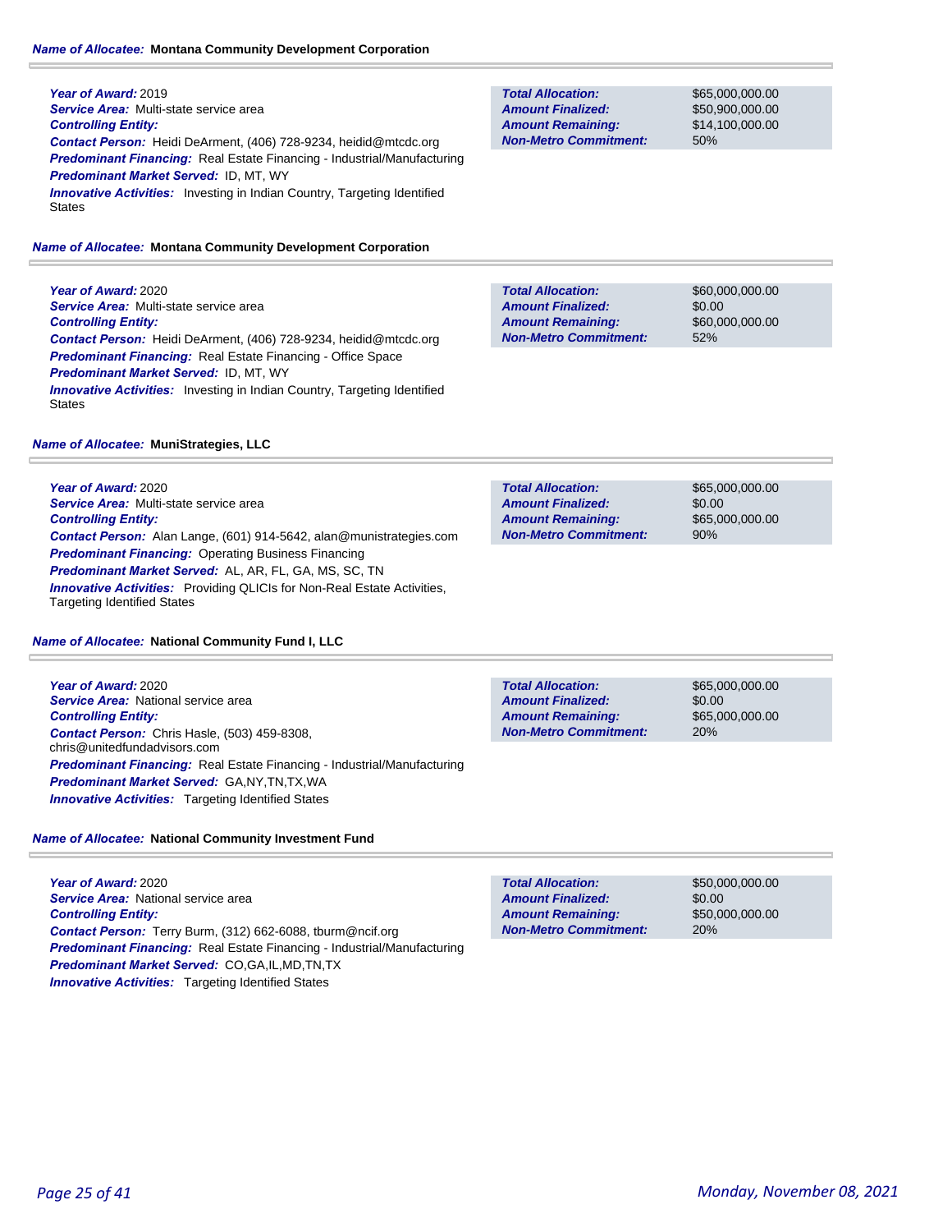**Name of Allocatee:** Montana Community Development Corporation

**Year of Award:** 2019
**Service Area:** Multi-state service area
**Controlling Entity:**
**Contact Person:** Heidi DeArment, (406) 728-9234, heidid@mtcdc.org
**Predominant Financing:** Real Estate Financing - Industrial/Manufacturing
**Predominant Market Served:** ID, MT, WY
**Innovative Activities:** Investing in Indian Country, Targeting Identified States

| | |
|---|---|
| **Total Allocation:** | $65,000,000.00 |
| **Amount Finalized:** | $50,900,000.00 |
| **Amount Remaining:** | $14,100,000.00 |
| **Non-Metro Commitment:** | 50% |

**Name of Allocatee:** Montana Community Development Corporation

**Year of Award:** 2020
**Service Area:** Multi-state service area
**Controlling Entity:**
**Contact Person:** Heidi DeArment, (406) 728-9234, heidid@mtcdc.org
**Predominant Financing:** Real Estate Financing - Office Space
**Predominant Market Served:** ID, MT, WY
**Innovative Activities:** Investing in Indian Country, Targeting Identified States

| | |
|---|---|
| **Total Allocation:** | $60,000,000.00 |
| **Amount Finalized:** | $0.00 |
| **Amount Remaining:** | $60,000,000.00 |
| **Non-Metro Commitment:** | 52% |

**Name of Allocatee:** MuniStrategies, LLC

**Year of Award:** 2020
**Service Area:** Multi-state service area
**Controlling Entity:**
**Contact Person:** Alan Lange, (601) 914-5642, alan@munistrategies.com
**Predominant Financing:** Operating Business Financing
**Predominant Market Served:** AL, AR, FL, GA, MS, SC, TN
**Innovative Activities:** Providing QLICIs for Non-Real Estate Activities, Targeting Identified States

| | |
|---|---|
| **Total Allocation:** | $65,000,000.00 |
| **Amount Finalized:** | $0.00 |
| **Amount Remaining:** | $65,000,000.00 |
| **Non-Metro Commitment:** | 90% |

**Name of Allocatee:** National Community Fund I, LLC

**Year of Award:** 2020
**Service Area:** National service area
**Controlling Entity:**
**Contact Person:** Chris Hasle, (503) 459-8308, chris@unitedfundadvisors.com
**Predominant Financing:** Real Estate Financing - Industrial/Manufacturing
**Predominant Market Served:** GA,NY,TN,TX,WA
**Innovative Activities:** Targeting Identified States

| | |
|---|---|
| **Total Allocation:** | $65,000,000.00 |
| **Amount Finalized:** | $0.00 |
| **Amount Remaining:** | $65,000,000.00 |
| **Non-Metro Commitment:** | 20% |

**Name of Allocatee:** National Community Investment Fund

**Year of Award:** 2020
**Service Area:** National service area
**Controlling Entity:**
**Contact Person:** Terry Burm, (312) 662-6088, tburm@ncif.org
**Predominant Financing:** Real Estate Financing - Industrial/Manufacturing
**Predominant Market Served:** CO,GA,IL,MD,TN,TX
**Innovative Activities:** Targeting Identified States

| | |
|---|---|
| **Total Allocation:** | $50,000,000.00 |
| **Amount Finalized:** | $0.00 |
| **Amount Remaining:** | $50,000,000.00 |
| **Non-Metro Commitment:** | 20% |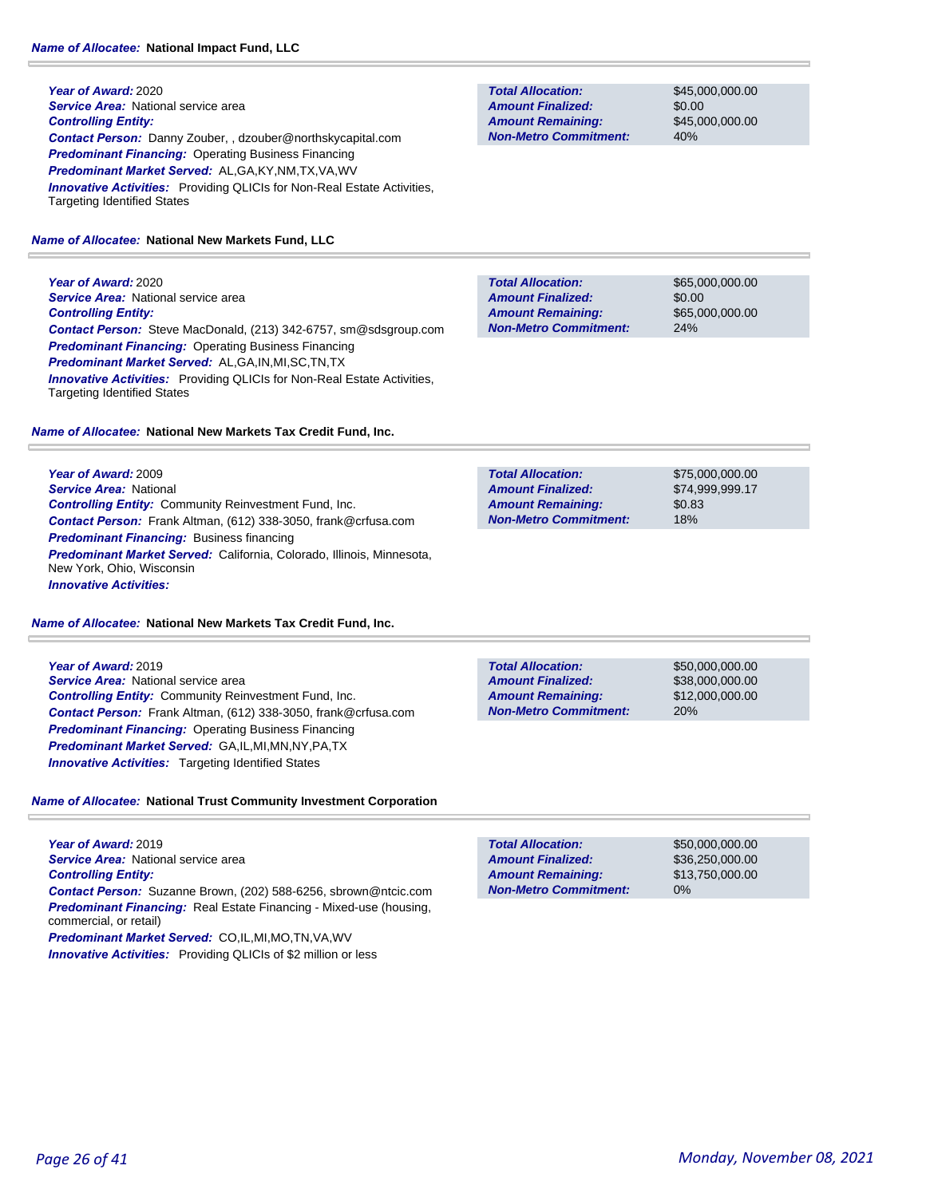**Name of Allocatee:** **National Impact Fund, LLC**

**Year of Award:** 2020
**Service Area:** National service area
**Controlling Entity:**
**Contact Person:** Danny Zouber, , dzouber@northskycapital.com
**Predominant Financing:** Operating Business Financing
**Predominant Market Served:** AL,GA,KY,NM,TX,VA,WV
**Innovative Activities:** Providing QLICIs for Non-Real Estate Activities, Targeting Identified States

| | |
|---|---|
| **Total Allocation:** | $45,000,000.00 |
| **Amount Finalized:** | $0.00 |
| **Amount Remaining:** | $45,000,000.00 |
| **Non-Metro Commitment:** | 40% |

**Name of Allocatee:** **National New Markets Fund, LLC**

**Year of Award:** 2020
**Service Area:** National service area
**Controlling Entity:**
**Contact Person:** Steve MacDonald, (213) 342-6757, sm@sdsgroup.com
**Predominant Financing:** Operating Business Financing
**Predominant Market Served:** AL,GA,IN,MI,SC,TN,TX
**Innovative Activities:** Providing QLICIs for Non-Real Estate Activities, Targeting Identified States

| | |
|---|---|
| **Total Allocation:** | $65,000,000.00 |
| **Amount Finalized:** | $0.00 |
| **Amount Remaining:** | $65,000,000.00 |
| **Non-Metro Commitment:** | 24% |

**Name of Allocatee:** **National New Markets Tax Credit Fund, Inc.**

**Year of Award:** 2009
**Service Area:** National
**Controlling Entity:** Community Reinvestment Fund, Inc.
**Contact Person:** Frank Altman, (612) 338-3050, frank@crfusa.com
**Predominant Financing:** Business financing
**Predominant Market Served:** California, Colorado, Illinois, Minnesota, New York, Ohio, Wisconsin
**Innovative Activities:**

| | |
|---|---|
| **Total Allocation:** | $75,000,000.00 |
| **Amount Finalized:** | $74,999,999.17 |
| **Amount Remaining:** | $0.83 |
| **Non-Metro Commitment:** | 18% |

**Name of Allocatee:** **National New Markets Tax Credit Fund, Inc.**

**Year of Award:** 2019
**Service Area:** National service area
**Controlling Entity:** Community Reinvestment Fund, Inc.
**Contact Person:** Frank Altman, (612) 338-3050, frank@crfusa.com
**Predominant Financing:** Operating Business Financing
**Predominant Market Served:** GA,IL,MI,MN,NY,PA,TX
**Innovative Activities:** Targeting Identified States

| | |
|---|---|
| **Total Allocation:** | $50,000,000.00 |
| **Amount Finalized:** | $38,000,000.00 |
| **Amount Remaining:** | $12,000,000.00 |
| **Non-Metro Commitment:** | 20% |

**Name of Allocatee:** **National Trust Community Investment Corporation**

**Year of Award:** 2019
**Service Area:** National service area
**Controlling Entity:**
**Contact Person:** Suzanne Brown, (202) 588-6256, sbrown@ntcic.com
**Predominant Financing:** Real Estate Financing - Mixed-use (housing, commercial, or retail)
**Predominant Market Served:** CO,IL,MI,MO,TN,VA,WV
**Innovative Activities:** Providing QLICIs of $2 million or less

| | |
|---|---|
| **Total Allocation:** | $50,000,000.00 |
| **Amount Finalized:** | $36,250,000.00 |
| **Amount Remaining:** | $13,750,000.00 |
| **Non-Metro Commitment:** | 0% |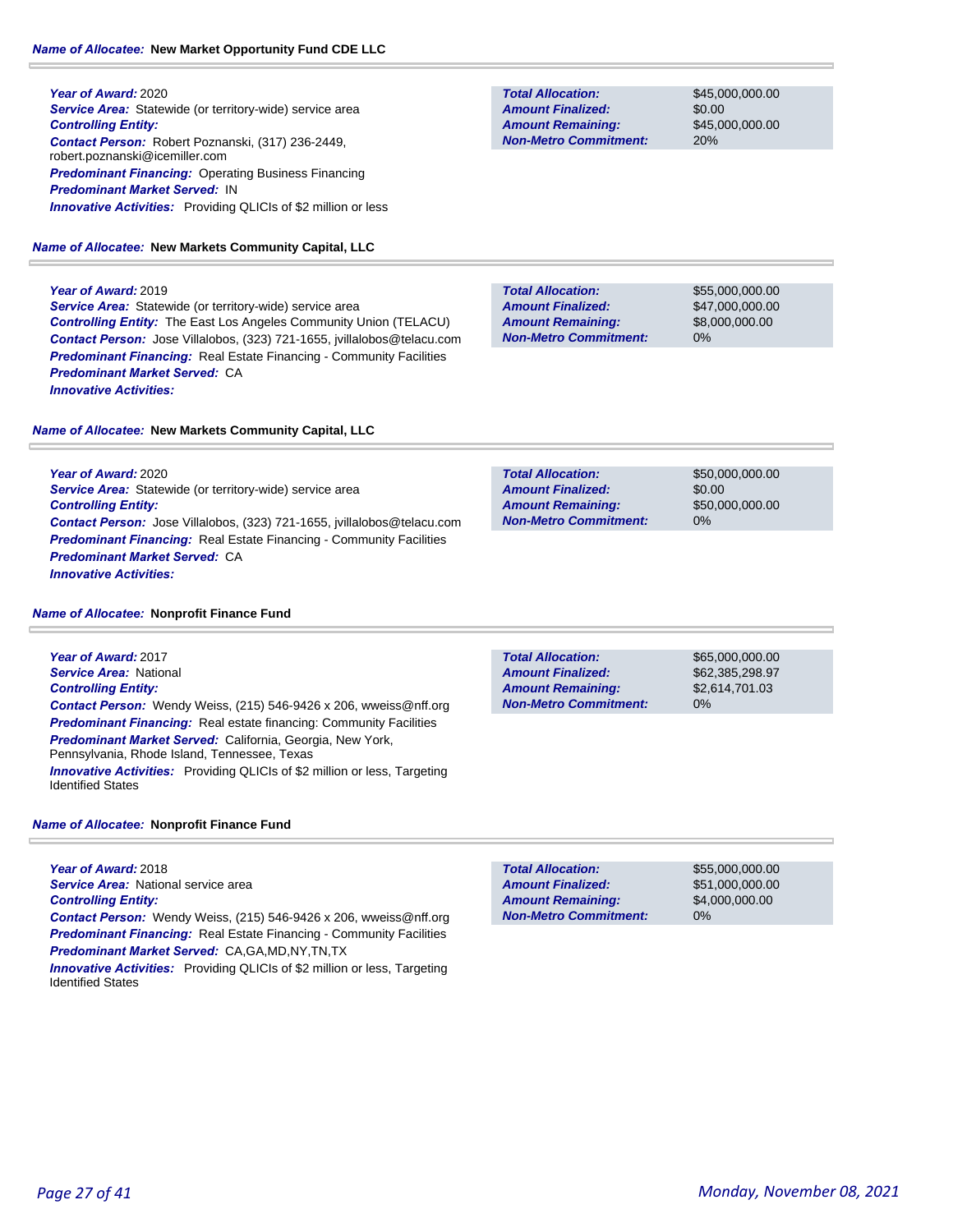**Name of Allocatee:** New Market Opportunity Fund CDE LLC

**Year of Award:** 2020
**Service Area:** Statewide (or territory-wide) service area
**Controlling Entity:**
**Contact Person:** Robert Poznanski, (317) 236-2449, robert.poznanski@icemiller.com
**Predominant Financing:** Operating Business Financing
**Predominant Market Served:** IN
**Innovative Activities:** Providing QLICIs of $2 million or less

| | |
|---|---|
| **Total Allocation:** | $45,000,000.00 |
| **Amount Finalized:** | $0.00 |
| **Amount Remaining:** | $45,000,000.00 |
| **Non-Metro Commitment:** | 20% |

**Name of Allocatee:** New Markets Community Capital, LLC

**Year of Award:** 2019
**Service Area:** Statewide (or territory-wide) service area
**Controlling Entity:** The East Los Angeles Community Union (TELACU)
**Contact Person:** Jose Villalobos, (323) 721-1655, jvillalobos@telacu.com
**Predominant Financing:** Real Estate Financing - Community Facilities
**Predominant Market Served:** CA
**Innovative Activities:**

| | |
|---|---|
| **Total Allocation:** | $55,000,000.00 |
| **Amount Finalized:** | $47,000,000.00 |
| **Amount Remaining:** | $8,000,000.00 |
| **Non-Metro Commitment:** | 0% |

**Name of Allocatee:** New Markets Community Capital, LLC

**Year of Award:** 2020
**Service Area:** Statewide (or territory-wide) service area
**Controlling Entity:**
**Contact Person:** Jose Villalobos, (323) 721-1655, jvillalobos@telacu.com
**Predominant Financing:** Real Estate Financing - Community Facilities
**Predominant Market Served:** CA
**Innovative Activities:**

| | |
|---|---|
| **Total Allocation:** | $50,000,000.00 |
| **Amount Finalized:** | $0.00 |
| **Amount Remaining:** | $50,000,000.00 |
| **Non-Metro Commitment:** | 0% |

**Name of Allocatee:** Nonprofit Finance Fund

**Year of Award:** 2017
**Service Area:** National
**Controlling Entity:**
**Contact Person:** Wendy Weiss, (215) 546-9426 x 206, wweiss@nff.org
**Predominant Financing:** Real estate financing: Community Facilities
**Predominant Market Served:** California, Georgia, New York, Pennsylvania, Rhode Island, Tennessee, Texas
**Innovative Activities:** Providing QLICIs of $2 million or less, Targeting Identified States

| | |
|---|---|
| **Total Allocation:** | $65,000,000.00 |
| **Amount Finalized:** | $62,385,298.97 |
| **Amount Remaining:** | $2,614,701.03 |
| **Non-Metro Commitment:** | 0% |

**Name of Allocatee:** Nonprofit Finance Fund

**Year of Award:** 2018
**Service Area:** National service area
**Controlling Entity:**
**Contact Person:** Wendy Weiss, (215) 546-9426 x 206, wweiss@nff.org
**Predominant Financing:** Real Estate Financing - Community Facilities
**Predominant Market Served:** CA,GA,MD,NY,TN,TX
**Innovative Activities:** Providing QLICIs of $2 million or less, Targeting Identified States

| | |
|---|---|
| **Total Allocation:** | $55,000,000.00 |
| **Amount Finalized:** | $51,000,000.00 |
| **Amount Remaining:** | $4,000,000.00 |
| **Non-Metro Commitment:** | 0% |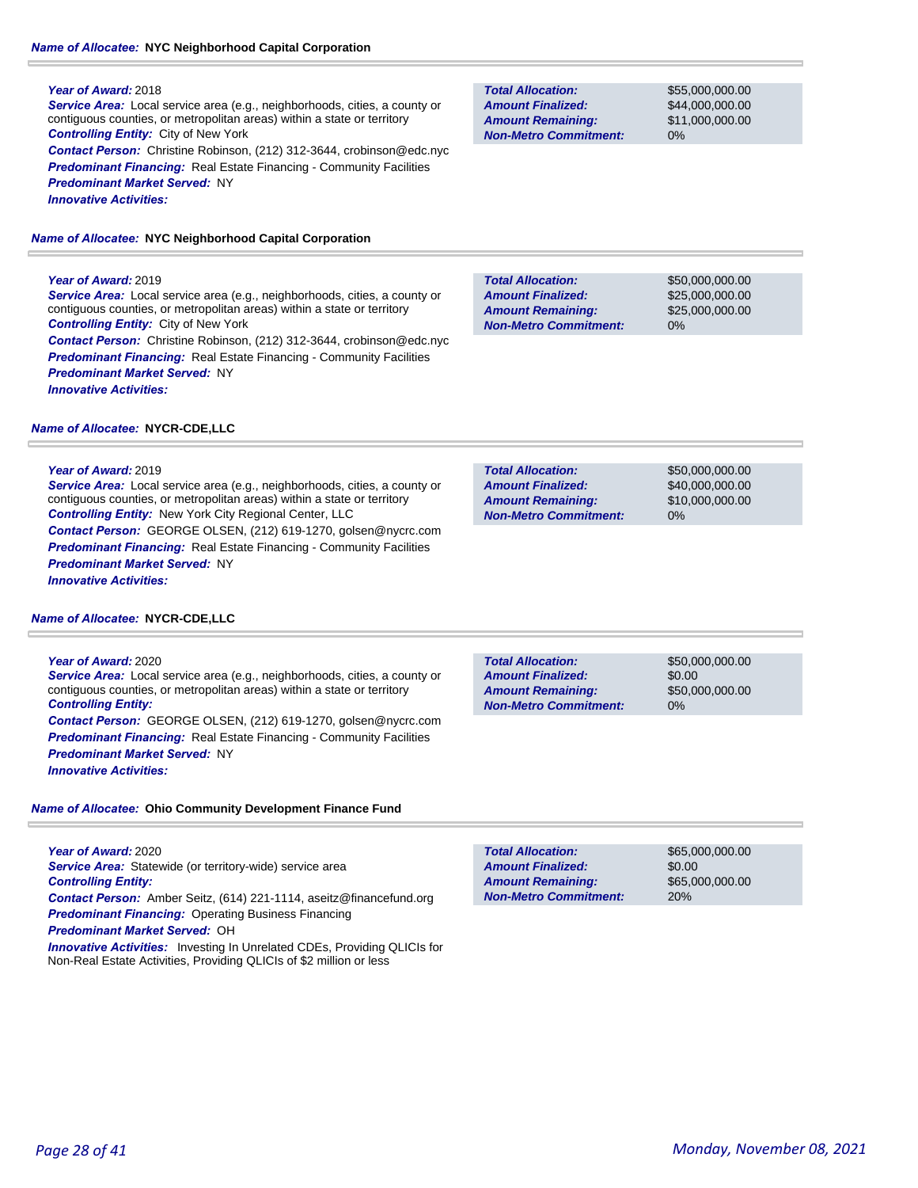**Name of Allocatee:** NYC Neighborhood Capital Corporation

**Year of Award:** 2018
**Service Area:** Local service area (e.g., neighborhoods, cities, a county or contiguous counties, or metropolitan areas) within a state or territory
**Controlling Entity:** City of New York
**Contact Person:** Christine Robinson, (212) 312-3644, crobinson@edc.nyc
**Predominant Financing:** Real Estate Financing - Community Facilities
**Predominant Market Served:** NY
**Innovative Activities:**

| | |
|---|---|
| **Total Allocation:** | $55,000,000.00 |
| **Amount Finalized:** | $44,000,000.00 |
| **Amount Remaining:** | $11,000,000.00 |
| **Non-Metro Commitment:** | 0% |

**Name of Allocatee:** NYC Neighborhood Capital Corporation

**Year of Award:** 2019
**Service Area:** Local service area (e.g., neighborhoods, cities, a county or contiguous counties, or metropolitan areas) within a state or territory
**Controlling Entity:** City of New York
**Contact Person:** Christine Robinson, (212) 312-3644, crobinson@edc.nyc
**Predominant Financing:** Real Estate Financing - Community Facilities
**Predominant Market Served:** NY
**Innovative Activities:**

| | |
|---|---|
| **Total Allocation:** | $50,000,000.00 |
| **Amount Finalized:** | $25,000,000.00 |
| **Amount Remaining:** | $25,000,000.00 |
| **Non-Metro Commitment:** | 0% |

**Name of Allocatee:** NYCR-CDE,LLC

**Year of Award:** 2019
**Service Area:** Local service area (e.g., neighborhoods, cities, a county or contiguous counties, or metropolitan areas) within a state or territory
**Controlling Entity:** New York City Regional Center, LLC
**Contact Person:** GEORGE OLSEN, (212) 619-1270, golsen@nycrc.com
**Predominant Financing:** Real Estate Financing - Community Facilities
**Predominant Market Served:** NY
**Innovative Activities:**

| | |
|---|---|
| **Total Allocation:** | $50,000,000.00 |
| **Amount Finalized:** | $40,000,000.00 |
| **Amount Remaining:** | $10,000,000.00 |
| **Non-Metro Commitment:** | 0% |

**Name of Allocatee:** NYCR-CDE,LLC

**Year of Award:** 2020
**Service Area:** Local service area (e.g., neighborhoods, cities, a county or contiguous counties, or metropolitan areas) within a state or territory
**Controlling Entity:**
**Contact Person:** GEORGE OLSEN, (212) 619-1270, golsen@nycrc.com
**Predominant Financing:** Real Estate Financing - Community Facilities
**Predominant Market Served:** NY
**Innovative Activities:**

| | |
|---|---|
| **Total Allocation:** | $50,000,000.00 |
| **Amount Finalized:** | $0.00 |
| **Amount Remaining:** | $50,000,000.00 |
| **Non-Metro Commitment:** | 0% |

**Name of Allocatee:** Ohio Community Development Finance Fund

**Year of Award:** 2020
**Service Area:** Statewide (or territory-wide) service area
**Controlling Entity:**
**Contact Person:** Amber Seitz, (614) 221-1114, aseitz@financefund.org
**Predominant Financing:** Operating Business Financing
**Predominant Market Served:** OH
**Innovative Activities:** Investing In Unrelated CDEs, Providing QLICIs for Non-Real Estate Activities, Providing QLICIs of $2 million or less

| | |
|---|---|
| **Total Allocation:** | $65,000,000.00 |
| **Amount Finalized:** | $0.00 |
| **Amount Remaining:** | $65,000,000.00 |
| **Non-Metro Commitment:** | 20% |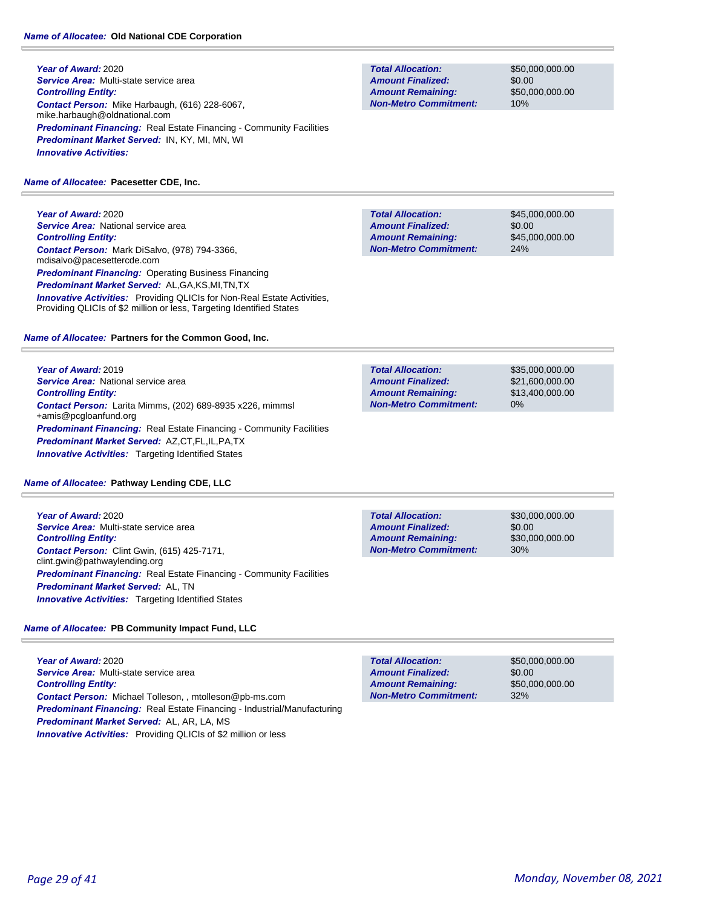**Name of Allocatee:** **Old National CDE Corporation**

***Year of Award:*** 2020
***Service Area:*** Multi-state service area
***Controlling Entity:***
***Contact Person:*** Mike Harbaugh, (616) 228-6067, mike.harbaugh@oldnational.com
***Predominant Financing:*** Real Estate Financing - Community Facilities
***Predominant Market Served:*** IN, KY, MI, MN, WI
***Innovative Activities:***

| | |
|---|---|
| ***Total Allocation:*** | $50,000,000.00 |
| ***Amount Finalized:*** | $0.00 |
| ***Amount Remaining:*** | $50,000,000.00 |
| ***Non-Metro Commitment:*** | 10% |

**Name of Allocatee:** **Pacesetter CDE, Inc.**

***Year of Award:*** 2020
***Service Area:*** National service area
***Controlling Entity:***
***Contact Person:*** Mark DiSalvo, (978) 794-3366, mdisalvo@pacesettercde.com
***Predominant Financing:*** Operating Business Financing
***Predominant Market Served:*** AL,GA,KS,MI,TN,TX
***Innovative Activities:*** Providing QLICIs for Non-Real Estate Activities, Providing QLICIs of $2 million or less, Targeting Identified States

| | |
|---|---|
| ***Total Allocation:*** | $45,000,000.00 |
| ***Amount Finalized:*** | $0.00 |
| ***Amount Remaining:*** | $45,000,000.00 |
| ***Non-Metro Commitment:*** | 24% |

**Name of Allocatee:** **Partners for the Common Good, Inc.**

***Year of Award:*** 2019
***Service Area:*** National service area
***Controlling Entity:***
***Contact Person:*** Larita Mimms, (202) 689-8935 x226, mimmsl +amis@pcgloanfund.org
***Predominant Financing:*** Real Estate Financing - Community Facilities
***Predominant Market Served:*** AZ,CT,FL,IL,PA,TX
***Innovative Activities:*** Targeting Identified States

| | |
|---|---|
| ***Total Allocation:*** | $35,000,000.00 |
| ***Amount Finalized:*** | $21,600,000.00 |
| ***Amount Remaining:*** | $13,400,000.00 |
| ***Non-Metro Commitment:*** | 0% |

**Name of Allocatee:** **Pathway Lending CDE, LLC**

***Year of Award:*** 2020
***Service Area:*** Multi-state service area
***Controlling Entity:***
***Contact Person:*** Clint Gwin, (615) 425-7171, clint.gwin@pathwaylending.org
***Predominant Financing:*** Real Estate Financing - Community Facilities
***Predominant Market Served:*** AL, TN
***Innovative Activities:*** Targeting Identified States

| | |
|---|---|
| ***Total Allocation:*** | $30,000,000.00 |
| ***Amount Finalized:*** | $0.00 |
| ***Amount Remaining:*** | $30,000,000.00 |
| ***Non-Metro Commitment:*** | 30% |

**Name of Allocatee:** **PB Community Impact Fund, LLC**

***Year of Award:*** 2020
***Service Area:*** Multi-state service area
***Controlling Entity:***
***Contact Person:*** Michael Tolleson, , mtolleson@pb-ms.com
***Predominant Financing:*** Real Estate Financing - Industrial/Manufacturing
***Predominant Market Served:*** AL, AR, LA, MS
***Innovative Activities:*** Providing QLICIs of $2 million or less

| | |
|---|---|
| ***Total Allocation:*** | $50,000,000.00 |
| ***Amount Finalized:*** | $0.00 |
| ***Amount Remaining:*** | $50,000,000.00 |
| ***Non-Metro Commitment:*** | 32% |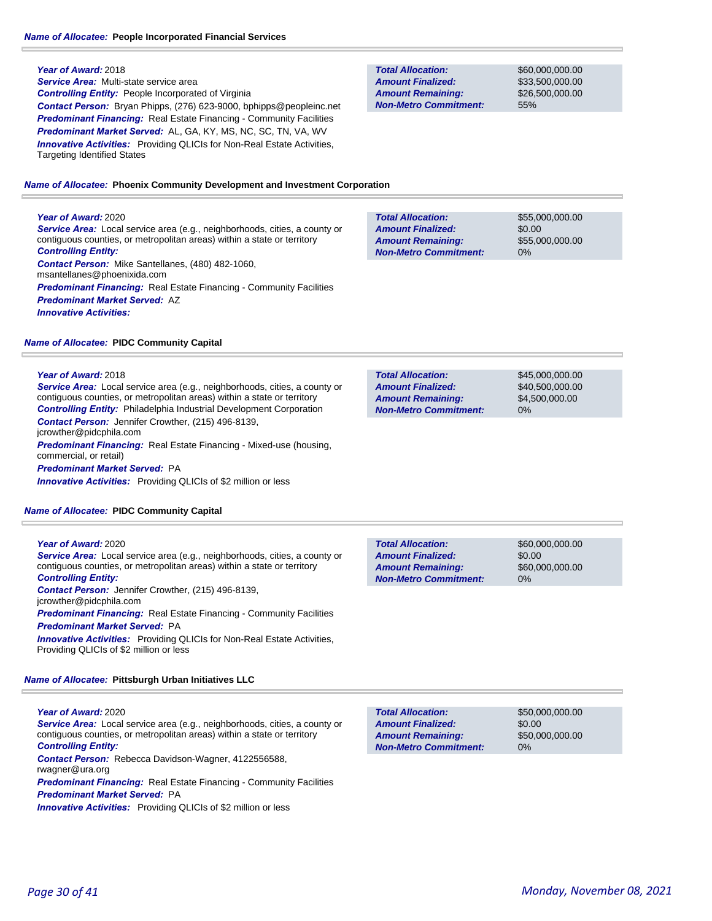**Name of Allocatee: People Incorporated Financial Services**

***Year of Award:*** 2018
***Service Area:*** Multi-state service area
***Controlling Entity:*** People Incorporated of Virginia
***Contact Person:*** Bryan Phipps, (276) 623-9000, bphipps@peopleinc.net
***Predominant Financing:*** Real Estate Financing - Community Facilities
***Predominant Market Served:*** AL, GA, KY, MS, NC, SC, TN, VA, WV
***Innovative Activities:*** Providing QLICIs for Non-Real Estate Activities, Targeting Identified States

| | |
|---|---|
| ***Total Allocation:*** | $60,000,000.00 |
| ***Amount Finalized:*** | $33,500,000.00 |
| ***Amount Remaining:*** | $26,500,000.00 |
| ***Non-Metro Commitment:*** | 55% |

**Name of Allocatee: Phoenix Community Development and Investment Corporation**

***Year of Award:*** 2020
***Service Area:*** Local service area (e.g., neighborhoods, cities, a county or contiguous counties, or metropolitan areas) within a state or territory
***Controlling Entity:***
***Contact Person:*** Mike Santellanes, (480) 482-1060, msantellanes@phoenixida.com
***Predominant Financing:*** Real Estate Financing - Community Facilities
***Predominant Market Served:*** AZ
***Innovative Activities:***

| | |
|---|---|
| ***Total Allocation:*** | $55,000,000.00 |
| ***Amount Finalized:*** | $0.00 |
| ***Amount Remaining:*** | $55,000,000.00 |
| ***Non-Metro Commitment:*** | 0% |

**Name of Allocatee: PIDC Community Capital**

***Year of Award:*** 2018
***Service Area:*** Local service area (e.g., neighborhoods, cities, a county or contiguous counties, or metropolitan areas) within a state or territory
***Controlling Entity:*** Philadelphia Industrial Development Corporation
***Contact Person:*** Jennifer Crowther, (215) 496-8139, jcrowther@pidcphila.com
***Predominant Financing:*** Real Estate Financing - Mixed-use (housing, commercial, or retail)
***Predominant Market Served:*** PA
***Innovative Activities:*** Providing QLICIs of $2 million or less

| | |
|---|---|
| ***Total Allocation:*** | $45,000,000.00 |
| ***Amount Finalized:*** | $40,500,000.00 |
| ***Amount Remaining:*** | $4,500,000.00 |
| ***Non-Metro Commitment:*** | 0% |

**Name of Allocatee: PIDC Community Capital**

***Year of Award:*** 2020
***Service Area:*** Local service area (e.g., neighborhoods, cities, a county or contiguous counties, or metropolitan areas) within a state or territory
***Controlling Entity:***
***Contact Person:*** Jennifer Crowther, (215) 496-8139, jcrowther@pidcphila.com
***Predominant Financing:*** Real Estate Financing - Community Facilities
***Predominant Market Served:*** PA
***Innovative Activities:*** Providing QLICIs for Non-Real Estate Activities, Providing QLICIs of $2 million or less

| | |
|---|---|
| ***Total Allocation:*** | $60,000,000.00 |
| ***Amount Finalized:*** | $0.00 |
| ***Amount Remaining:*** | $60,000,000.00 |
| ***Non-Metro Commitment:*** | 0% |

**Name of Allocatee: Pittsburgh Urban Initiatives LLC**

***Year of Award:*** 2020
***Service Area:*** Local service area (e.g., neighborhoods, cities, a county or contiguous counties, or metropolitan areas) within a state or territory
***Controlling Entity:***
***Contact Person:*** Rebecca Davidson-Wagner, 4122556588, rwagner@ura.org
***Predominant Financing:*** Real Estate Financing - Community Facilities
***Predominant Market Served:*** PA
***Innovative Activities:*** Providing QLICIs of $2 million or less

| | |
|---|---|
| ***Total Allocation:*** | $50,000,000.00 |
| ***Amount Finalized:*** | $0.00 |
| ***Amount Remaining:*** | $50,000,000.00 |
| ***Non-Metro Commitment:*** | 0% |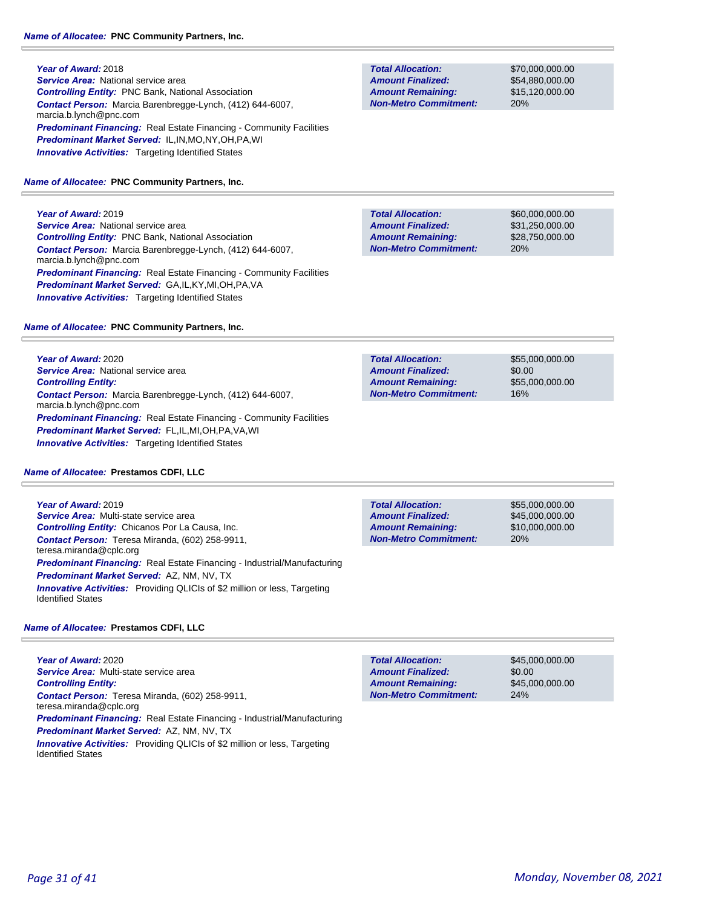**Name of Allocatee:** **PNC Community Partners, Inc.**

**Year of Award:** 2018
**Service Area:** National service area
**Controlling Entity:** PNC Bank, National Association
**Contact Person:** Marcia Barenbregge-Lynch, (412) 644-6007, marcia.b.lynch@pnc.com
**Predominant Financing:** Real Estate Financing - Community Facilities
**Predominant Market Served:** IL,IN,MO,NY,OH,PA,WI
**Innovative Activities:** Targeting Identified States

| | |
|---|---|
| **Total Allocation:** | $70,000,000.00 |
| **Amount Finalized:** | $54,880,000.00 |
| **Amount Remaining:** | $15,120,000.00 |
| **Non-Metro Commitment:** | 20% |

**Name of Allocatee:** **PNC Community Partners, Inc.**

**Year of Award:** 2019
**Service Area:** National service area
**Controlling Entity:** PNC Bank, National Association
**Contact Person:** Marcia Barenbregge-Lynch, (412) 644-6007, marcia.b.lynch@pnc.com
**Predominant Financing:** Real Estate Financing - Community Facilities
**Predominant Market Served:** GA,IL,KY,MI,OH,PA,VA
**Innovative Activities:** Targeting Identified States

| | |
|---|---|
| **Total Allocation:** | $60,000,000.00 |
| **Amount Finalized:** | $31,250,000.00 |
| **Amount Remaining:** | $28,750,000.00 |
| **Non-Metro Commitment:** | 20% |

**Name of Allocatee:** **PNC Community Partners, Inc.**

**Year of Award:** 2020
**Service Area:** National service area
**Controlling Entity:**
**Contact Person:** Marcia Barenbregge-Lynch, (412) 644-6007, marcia.b.lynch@pnc.com
**Predominant Financing:** Real Estate Financing - Community Facilities
**Predominant Market Served:** FL,IL,MI,OH,PA,VA,WI
**Innovative Activities:** Targeting Identified States

| | |
|---|---|
| **Total Allocation:** | $55,000,000.00 |
| **Amount Finalized:** | $0.00 |
| **Amount Remaining:** | $55,000,000.00 |
| **Non-Metro Commitment:** | 16% |

**Name of Allocatee:** **Prestamos CDFI, LLC**

**Year of Award:** 2019
**Service Area:** Multi-state service area
**Controlling Entity:** Chicanos Por La Causa, Inc.
**Contact Person:** Teresa Miranda, (602) 258-9911, teresa.miranda@cplc.org
**Predominant Financing:** Real Estate Financing - Industrial/Manufacturing
**Predominant Market Served:** AZ, NM, NV, TX
**Innovative Activities:** Providing QLICIs of $2 million or less, Targeting Identified States

| | |
|---|---|
| **Total Allocation:** | $55,000,000.00 |
| **Amount Finalized:** | $45,000,000.00 |
| **Amount Remaining:** | $10,000,000.00 |
| **Non-Metro Commitment:** | 20% |

**Name of Allocatee:** **Prestamos CDFI, LLC**

**Year of Award:** 2020
**Service Area:** Multi-state service area
**Controlling Entity:**
**Contact Person:** Teresa Miranda, (602) 258-9911, teresa.miranda@cplc.org
**Predominant Financing:** Real Estate Financing - Industrial/Manufacturing
**Predominant Market Served:** AZ, NM, NV, TX
**Innovative Activities:** Providing QLICIs of $2 million or less, Targeting Identified States

| | |
|---|---|
| **Total Allocation:** | $45,000,000.00 |
| **Amount Finalized:** | $0.00 |
| **Amount Remaining:** | $45,000,000.00 |
| **Non-Metro Commitment:** | 24% |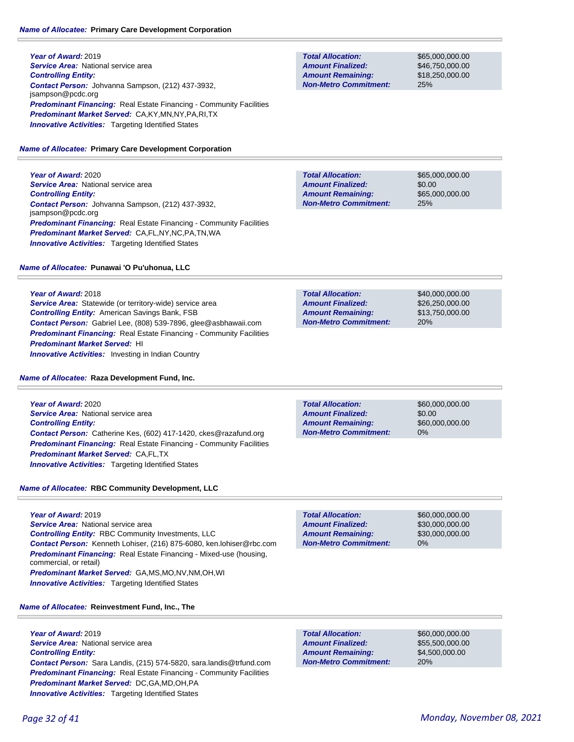**Name of Allocatee:** **Primary Care Development Corporation**

***Year of Award:*** 2019
***Service Area:*** National service area
***Controlling Entity:***
***Contact Person:*** Johvanna Sampson, (212) 437-3932, jsampson@pcdc.org
***Predominant Financing:*** Real Estate Financing - Community Facilities
***Predominant Market Served:*** CA,KY,MN,NY,PA,RI,TX
***Innovative Activities:*** Targeting Identified States

| | |
|---|---|
| ***Total Allocation:*** | $65,000,000.00 |
| ***Amount Finalized:*** | $46,750,000.00 |
| ***Amount Remaining:*** | $18,250,000.00 |
| ***Non-Metro Commitment:*** | 25% |

**Name of Allocatee:** **Primary Care Development Corporation**

***Year of Award:*** 2020
***Service Area:*** National service area
***Controlling Entity:***
***Contact Person:*** Johvanna Sampson, (212) 437-3932, jsampson@pcdc.org
***Predominant Financing:*** Real Estate Financing - Community Facilities
***Predominant Market Served:*** CA,FL,NY,NC,PA,TN,WA
***Innovative Activities:*** Targeting Identified States

| | |
|---|---|
| ***Total Allocation:*** | $65,000,000.00 |
| ***Amount Finalized:*** | $0.00 |
| ***Amount Remaining:*** | $65,000,000.00 |
| ***Non-Metro Commitment:*** | 25% |

**Name of Allocatee:** **Punawai 'O Pu'uhonua, LLC**

***Year of Award:*** 2018
***Service Area:*** Statewide (or territory-wide) service area
***Controlling Entity:*** American Savings Bank, FSB
***Contact Person:*** Gabriel Lee, (808) 539-7896, glee@asbhawaii.com
***Predominant Financing:*** Real Estate Financing - Community Facilities
***Predominant Market Served:*** HI
***Innovative Activities:*** Investing in Indian Country

| | |
|---|---|
| ***Total Allocation:*** | $40,000,000.00 |
| ***Amount Finalized:*** | $26,250,000.00 |
| ***Amount Remaining:*** | $13,750,000.00 |
| ***Non-Metro Commitment:*** | 20% |

**Name of Allocatee:** **Raza Development Fund, Inc.**

***Year of Award:*** 2020
***Service Area:*** National service area
***Controlling Entity:***
***Contact Person:*** Catherine Kes, (602) 417-1420, ckes@razafund.org
***Predominant Financing:*** Real Estate Financing - Community Facilities
***Predominant Market Served:*** CA,FL,TX
***Innovative Activities:*** Targeting Identified States

| | |
|---|---|
| ***Total Allocation:*** | $60,000,000.00 |
| ***Amount Finalized:*** | $0.00 |
| ***Amount Remaining:*** | $60,000,000.00 |
| ***Non-Metro Commitment:*** | 0% |

**Name of Allocatee:** **RBC Community Development, LLC**

***Year of Award:*** 2019
***Service Area:*** National service area
***Controlling Entity:*** RBC Community Investments, LLC
***Contact Person:*** Kenneth Lohiser, (216) 875-6080, ken.lohiser@rbc.com
***Predominant Financing:*** Real Estate Financing - Mixed-use (housing, commercial, or retail)
***Predominant Market Served:*** GA,MS,MO,NV,NM,OH,WI
***Innovative Activities:*** Targeting Identified States

| | |
|---|---|
| ***Total Allocation:*** | $60,000,000.00 |
| ***Amount Finalized:*** | $30,000,000.00 |
| ***Amount Remaining:*** | $30,000,000.00 |
| ***Non-Metro Commitment:*** | 0% |

**Name of Allocatee:** **Reinvestment Fund, Inc., The**

***Year of Award:*** 2019
***Service Area:*** National service area
***Controlling Entity:***
***Contact Person:*** Sara Landis, (215) 574-5820, sara.landis@trfund.com
***Predominant Financing:*** Real Estate Financing - Community Facilities
***Predominant Market Served:*** DC,GA,MD,OH,PA
***Innovative Activities:*** Targeting Identified States

| | |
|---|---|
| ***Total Allocation:*** | $60,000,000.00 |
| ***Amount Finalized:*** | $55,500,000.00 |
| ***Amount Remaining:*** | $4,500,000.00 |
| ***Non-Metro Commitment:*** | 20% |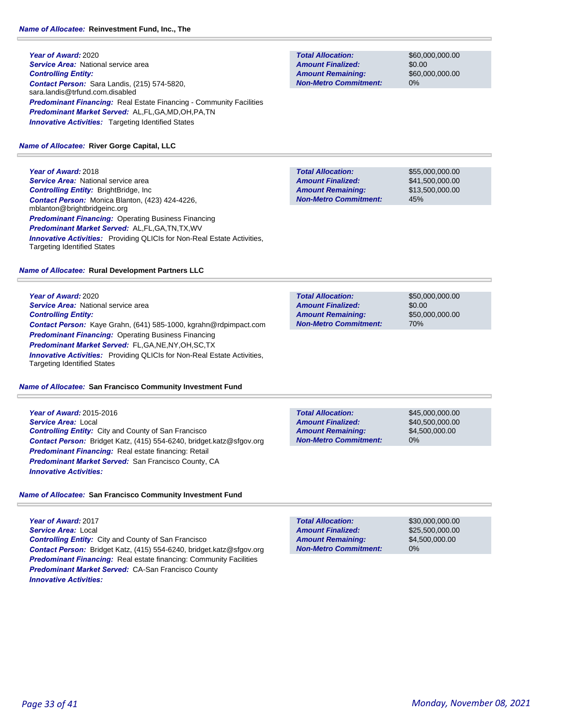**Name of Allocatee:** Reinvestment Fund, Inc., The

**Year of Award:** 2020
**Service Area:** National service area
**Controlling Entity:**
**Contact Person:** Sara Landis, (215) 574-5820, sara.landis@trfund.com.disabled
**Predominant Financing:** Real Estate Financing - Community Facilities
**Predominant Market Served:** AL,FL,GA,MD,OH,PA,TN
**Innovative Activities:** Targeting Identified States

| | |
|---|---|
| **Total Allocation:** | $60,000,000.00 |
| **Amount Finalized:** | $0.00 |
| **Amount Remaining:** | $60,000,000.00 |
| **Non-Metro Commitment:** | 0% |

**Name of Allocatee:** River Gorge Capital, LLC

**Year of Award:** 2018
**Service Area:** National service area
**Controlling Entity:** BrightBridge, Inc
**Contact Person:** Monica Blanton, (423) 424-4226, mblanton@brightbridgeinc.org
**Predominant Financing:** Operating Business Financing
**Predominant Market Served:** AL,FL,GA,TN,TX,WV
**Innovative Activities:** Providing QLICIs for Non-Real Estate Activities, Targeting Identified States

| | |
|---|---|
| **Total Allocation:** | $55,000,000.00 |
| **Amount Finalized:** | $41,500,000.00 |
| **Amount Remaining:** | $13,500,000.00 |
| **Non-Metro Commitment:** | 45% |

**Name of Allocatee:** Rural Development Partners LLC

**Year of Award:** 2020
**Service Area:** National service area
**Controlling Entity:**
**Contact Person:** Kaye Grahn, (641) 585-1000, kgrahn@rdpimpact.com
**Predominant Financing:** Operating Business Financing
**Predominant Market Served:** FL,GA,NE,NY,OH,SC,TX
**Innovative Activities:** Providing QLICIs for Non-Real Estate Activities, Targeting Identified States

| | |
|---|---|
| **Total Allocation:** | $50,000,000.00 |
| **Amount Finalized:** | $0.00 |
| **Amount Remaining:** | $50,000,000.00 |
| **Non-Metro Commitment:** | 70% |

**Name of Allocatee:** San Francisco Community Investment Fund

**Year of Award:** 2015-2016
**Service Area:** Local
**Controlling Entity:** City and County of San Francisco
**Contact Person:** Bridget Katz, (415) 554-6240, bridget.katz@sfgov.org
**Predominant Financing:** Real estate financing: Retail
**Predominant Market Served:** San Francisco County, CA
**Innovative Activities:**

| | |
|---|---|
| **Total Allocation:** | $45,000,000.00 |
| **Amount Finalized:** | $40,500,000.00 |
| **Amount Remaining:** | $4,500,000.00 |
| **Non-Metro Commitment:** | 0% |

**Name of Allocatee:** San Francisco Community Investment Fund

**Year of Award:** 2017
**Service Area:** Local
**Controlling Entity:** City and County of San Francisco
**Contact Person:** Bridget Katz, (415) 554-6240, bridget.katz@sfgov.org
**Predominant Financing:** Real estate financing: Community Facilities
**Predominant Market Served:** CA-San Francisco County
**Innovative Activities:**

| | |
|---|---|
| **Total Allocation:** | $30,000,000.00 |
| **Amount Finalized:** | $25,500,000.00 |
| **Amount Remaining:** | $4,500,000.00 |
| **Non-Metro Commitment:** | 0% |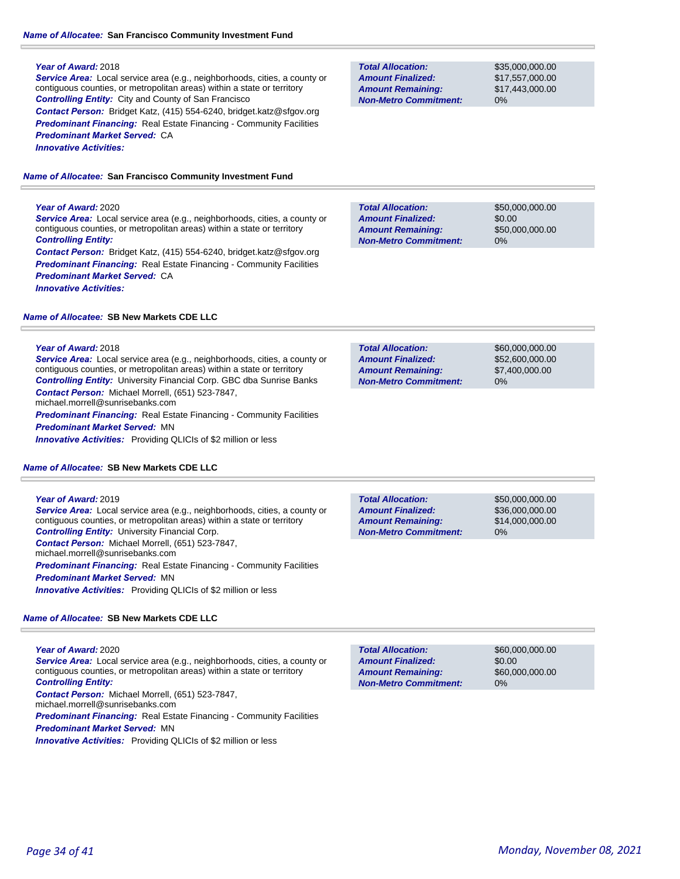**Name of Allocatee:** San Francisco Community Investment Fund

**Year of Award:** 2018
**Service Area:** Local service area (e.g., neighborhoods, cities, a county or contiguous counties, or metropolitan areas) within a state or territory
**Controlling Entity:** City and County of San Francisco
**Contact Person:** Bridget Katz, (415) 554-6240, bridget.katz@sfgov.org
**Predominant Financing:** Real Estate Financing - Community Facilities
**Predominant Market Served:** CA
**Innovative Activities:**

| | |
|---|---|
| **Total Allocation:** | $35,000,000.00 |
| **Amount Finalized:** | $17,557,000.00 |
| **Amount Remaining:** | $17,443,000.00 |
| **Non-Metro Commitment:** | 0% |

**Name of Allocatee:** San Francisco Community Investment Fund

**Year of Award:** 2020
**Service Area:** Local service area (e.g., neighborhoods, cities, a county or contiguous counties, or metropolitan areas) within a state or territory
**Controlling Entity:**
**Contact Person:** Bridget Katz, (415) 554-6240, bridget.katz@sfgov.org
**Predominant Financing:** Real Estate Financing - Community Facilities
**Predominant Market Served:** CA
**Innovative Activities:**

| | |
|---|---|
| **Total Allocation:** | $50,000,000.00 |
| **Amount Finalized:** | $0.00 |
| **Amount Remaining:** | $50,000,000.00 |
| **Non-Metro Commitment:** | 0% |

**Name of Allocatee:** SB New Markets CDE LLC

**Year of Award:** 2018
**Service Area:** Local service area (e.g., neighborhoods, cities, a county or contiguous counties, or metropolitan areas) within a state or territory
**Controlling Entity:** University Financial Corp. GBC dba Sunrise Banks
**Contact Person:** Michael Morrell, (651) 523-7847, michael.morrell@sunrisebanks.com
**Predominant Financing:** Real Estate Financing - Community Facilities
**Predominant Market Served:** MN
**Innovative Activities:** Providing QLICIs of $2 million or less

| | |
|---|---|
| **Total Allocation:** | $60,000,000.00 |
| **Amount Finalized:** | $52,600,000.00 |
| **Amount Remaining:** | $7,400,000.00 |
| **Non-Metro Commitment:** | 0% |

**Name of Allocatee:** SB New Markets CDE LLC

**Year of Award:** 2019
**Service Area:** Local service area (e.g., neighborhoods, cities, a county or contiguous counties, or metropolitan areas) within a state or territory
**Controlling Entity:** University Financial Corp.
**Contact Person:** Michael Morrell, (651) 523-7847, michael.morrell@sunrisebanks.com
**Predominant Financing:** Real Estate Financing - Community Facilities
**Predominant Market Served:** MN
**Innovative Activities:** Providing QLICIs of $2 million or less

| | |
|---|---|
| **Total Allocation:** | $50,000,000.00 |
| **Amount Finalized:** | $36,000,000.00 |
| **Amount Remaining:** | $14,000,000.00 |
| **Non-Metro Commitment:** | 0% |

**Name of Allocatee:** SB New Markets CDE LLC

**Year of Award:** 2020
**Service Area:** Local service area (e.g., neighborhoods, cities, a county or contiguous counties, or metropolitan areas) within a state or territory
**Controlling Entity:**
**Contact Person:** Michael Morrell, (651) 523-7847, michael.morrell@sunrisebanks.com
**Predominant Financing:** Real Estate Financing - Community Facilities
**Predominant Market Served:** MN
**Innovative Activities:** Providing QLICIs of $2 million or less

| | |
|---|---|
| **Total Allocation:** | $60,000,000.00 |
| **Amount Finalized:** | $0.00 |
| **Amount Remaining:** | $60,000,000.00 |
| **Non-Metro Commitment:** | 0% |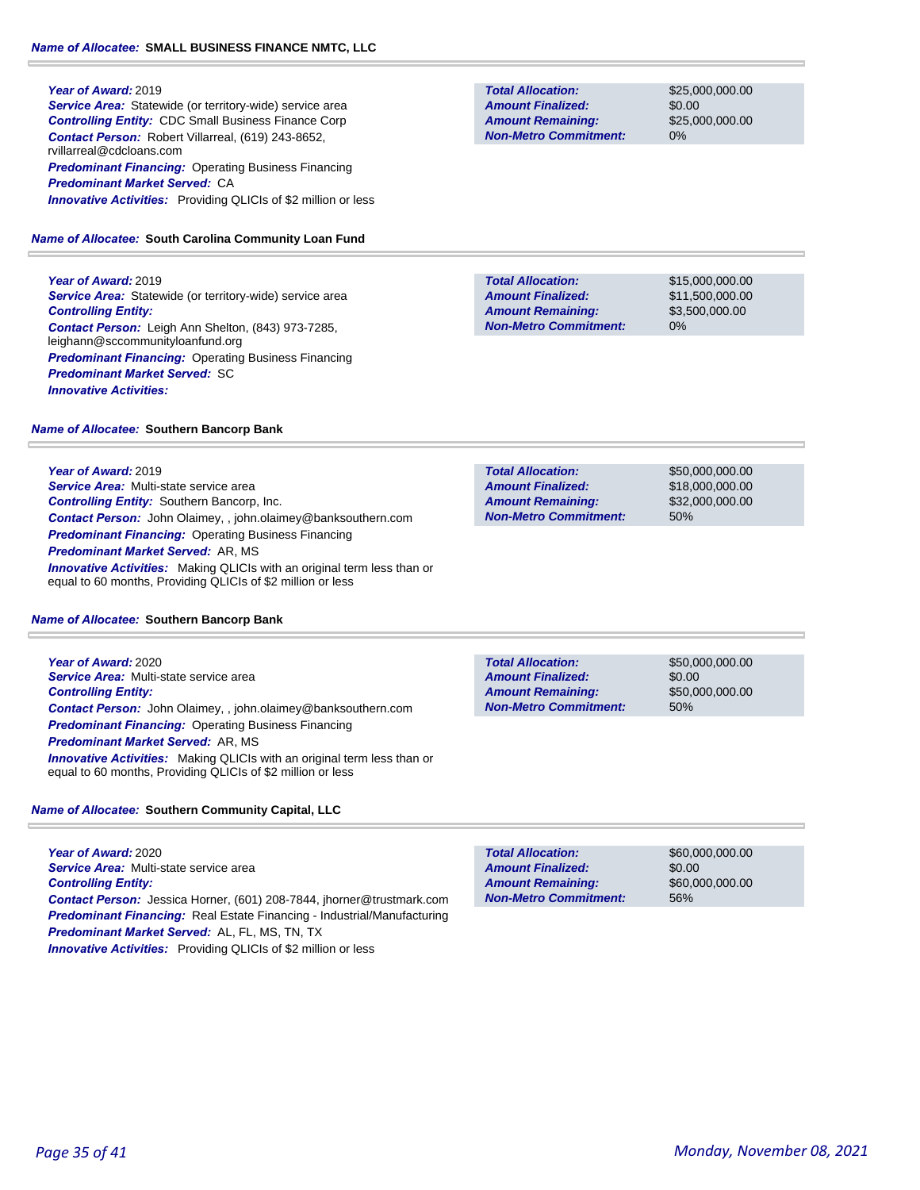**Name of Allocatee:** **SMALL BUSINESS FINANCE NMTC, LLC**

**Year of Award:** 2019
**Service Area:** Statewide (or territory-wide) service area
**Controlling Entity:** CDC Small Business Finance Corp
**Contact Person:** Robert Villarreal, (619) 243-8652, rvillarreal@cdcloans.com
**Predominant Financing:** Operating Business Financing
**Predominant Market Served:** CA
**Innovative Activities:** Providing QLICIs of $2 million or less

| | |
|---|---|
| **Total Allocation:** | $25,000,000.00 |
| **Amount Finalized:** | $0.00 |
| **Amount Remaining:** | $25,000,000.00 |
| **Non-Metro Commitment:** | 0% |

**Name of Allocatee:** **South Carolina Community Loan Fund**

**Year of Award:** 2019
**Service Area:** Statewide (or territory-wide) service area
**Controlling Entity:**
**Contact Person:** Leigh Ann Shelton, (843) 973-7285, leighann@sccommunityloanfund.org
**Predominant Financing:** Operating Business Financing
**Predominant Market Served:** SC
**Innovative Activities:**

| | |
|---|---|
| **Total Allocation:** | $15,000,000.00 |
| **Amount Finalized:** | $11,500,000.00 |
| **Amount Remaining:** | $3,500,000.00 |
| **Non-Metro Commitment:** | 0% |

**Name of Allocatee:** **Southern Bancorp Bank**

**Year of Award:** 2019
**Service Area:** Multi-state service area
**Controlling Entity:** Southern Bancorp, Inc.
**Contact Person:** John Olaimey, , john.olaimey@banksouthern.com
**Predominant Financing:** Operating Business Financing
**Predominant Market Served:** AR, MS
**Innovative Activities:** Making QLICIs with an original term less than or equal to 60 months, Providing QLICIs of $2 million or less

| | |
|---|---|
| **Total Allocation:** | $50,000,000.00 |
| **Amount Finalized:** | $18,000,000.00 |
| **Amount Remaining:** | $32,000,000.00 |
| **Non-Metro Commitment:** | 50% |

**Name of Allocatee:** **Southern Bancorp Bank**

**Year of Award:** 2020
**Service Area:** Multi-state service area
**Controlling Entity:**
**Contact Person:** John Olaimey, , john.olaimey@banksouthern.com
**Predominant Financing:** Operating Business Financing
**Predominant Market Served:** AR, MS
**Innovative Activities:** Making QLICIs with an original term less than or equal to 60 months, Providing QLICIs of $2 million or less

| | |
|---|---|
| **Total Allocation:** | $50,000,000.00 |
| **Amount Finalized:** | $0.00 |
| **Amount Remaining:** | $50,000,000.00 |
| **Non-Metro Commitment:** | 50% |

**Name of Allocatee:** **Southern Community Capital, LLC**

**Year of Award:** 2020
**Service Area:** Multi-state service area
**Controlling Entity:**
**Contact Person:** Jessica Horner, (601) 208-7844, jhorner@trustmark.com
**Predominant Financing:** Real Estate Financing - Industrial/Manufacturing
**Predominant Market Served:** AL, FL, MS, TN, TX
**Innovative Activities:** Providing QLICIs of $2 million or less

| | |
|---|---|
| **Total Allocation:** | $60,000,000.00 |
| **Amount Finalized:** | $0.00 |
| **Amount Remaining:** | $60,000,000.00 |
| **Non-Metro Commitment:** | 56% |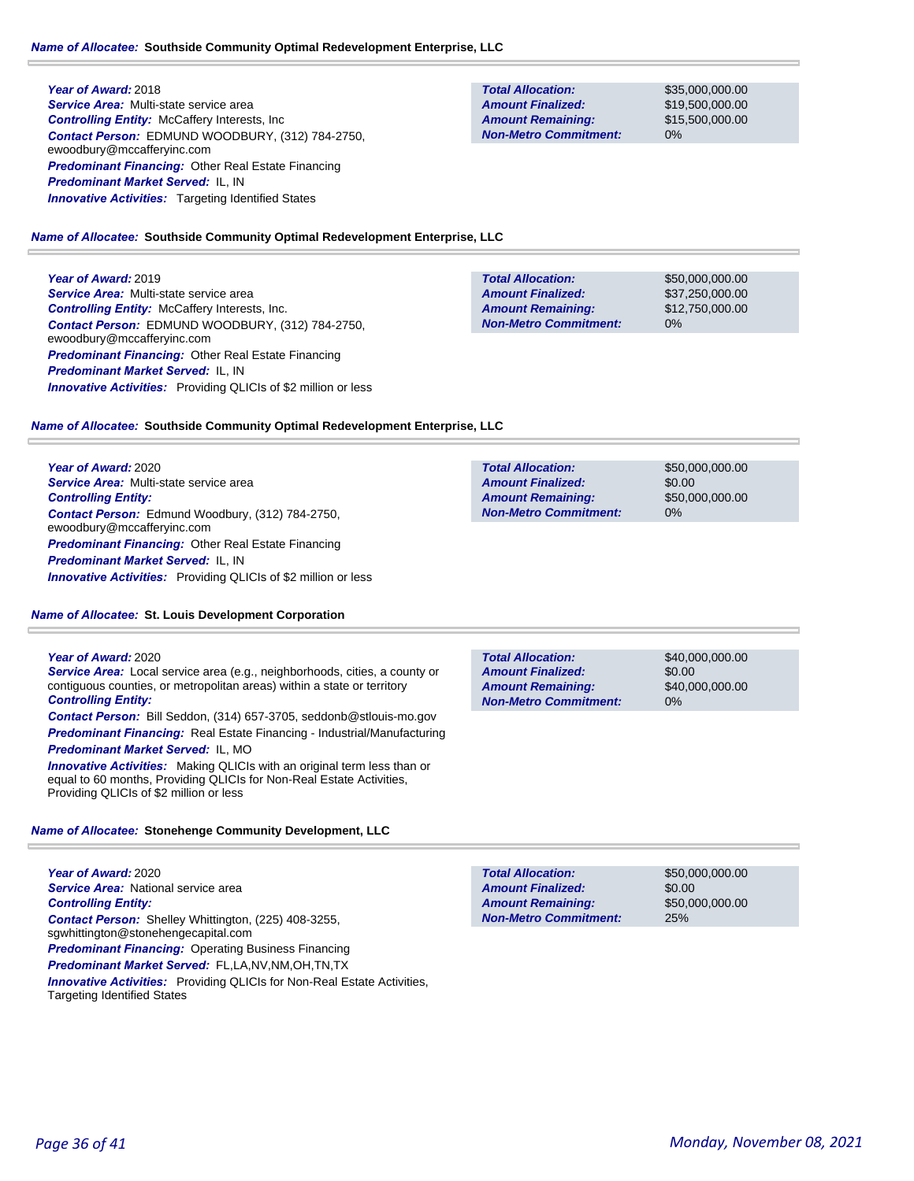**Name of Allocatee:** **Southside Community Optimal Redevelopment Enterprise, LLC**

**Year of Award:** 2018
**Service Area:** Multi-state service area
**Controlling Entity:** McCaffery Interests, Inc
**Contact Person:** EDMUND WOODBURY, (312) 784-2750, ewoodbury@mccafferyinc.com
**Predominant Financing:** Other Real Estate Financing
**Predominant Market Served:** IL, IN
**Innovative Activities:** Targeting Identified States

| | |
|---|---|
| **Total Allocation:** | $35,000,000.00 |
| **Amount Finalized:** | $19,500,000.00 |
| **Amount Remaining:** | $15,500,000.00 |
| **Non-Metro Commitment:** | 0% |

**Name of Allocatee:** **Southside Community Optimal Redevelopment Enterprise, LLC**

**Year of Award:** 2019
**Service Area:** Multi-state service area
**Controlling Entity:** McCaffery Interests, Inc.
**Contact Person:** EDMUND WOODBURY, (312) 784-2750, ewoodbury@mccafferyinc.com
**Predominant Financing:** Other Real Estate Financing
**Predominant Market Served:** IL, IN
**Innovative Activities:** Providing QLICIs of $2 million or less

| | |
|---|---|
| **Total Allocation:** | $50,000,000.00 |
| **Amount Finalized:** | $37,250,000.00 |
| **Amount Remaining:** | $12,750,000.00 |
| **Non-Metro Commitment:** | 0% |

**Name of Allocatee:** **Southside Community Optimal Redevelopment Enterprise, LLC**

**Year of Award:** 2020
**Service Area:** Multi-state service area
**Controlling Entity:**
**Contact Person:** Edmund Woodbury, (312) 784-2750, ewoodbury@mccafferyinc.com
**Predominant Financing:** Other Real Estate Financing
**Predominant Market Served:** IL, IN
**Innovative Activities:** Providing QLICIs of $2 million or less

| | |
|---|---|
| **Total Allocation:** | $50,000,000.00 |
| **Amount Finalized:** | $0.00 |
| **Amount Remaining:** | $50,000,000.00 |
| **Non-Metro Commitment:** | 0% |

**Name of Allocatee:** **St. Louis Development Corporation**

**Year of Award:** 2020
**Service Area:** Local service area (e.g., neighborhoods, cities, a county or contiguous counties, or metropolitan areas) within a state or territory
**Controlling Entity:**
**Contact Person:** Bill Seddon, (314) 657-3705, seddonb@stlouis-mo.gov
**Predominant Financing:** Real Estate Financing - Industrial/Manufacturing
**Predominant Market Served:** IL, MO
**Innovative Activities:** Making QLICIs with an original term less than or equal to 60 months, Providing QLICIs for Non-Real Estate Activities, Providing QLICIs of $2 million or less

| | |
|---|---|
| **Total Allocation:** | $40,000,000.00 |
| **Amount Finalized:** | $0.00 |
| **Amount Remaining:** | $40,000,000.00 |
| **Non-Metro Commitment:** | 0% |

**Name of Allocatee:** **Stonehenge Community Development, LLC**

**Year of Award:** 2020
**Service Area:** National service area
**Controlling Entity:**
**Contact Person:** Shelley Whittington, (225) 408-3255, sgwhittington@stonehengecapital.com
**Predominant Financing:** Operating Business Financing
**Predominant Market Served:** FL,LA,NV,NM,OH,TN,TX
**Innovative Activities:** Providing QLICIs for Non-Real Estate Activities, Targeting Identified States

| | |
|---|---|
| **Total Allocation:** | $50,000,000.00 |
| **Amount Finalized:** | $0.00 |
| **Amount Remaining:** | $50,000,000.00 |
| **Non-Metro Commitment:** | 25% |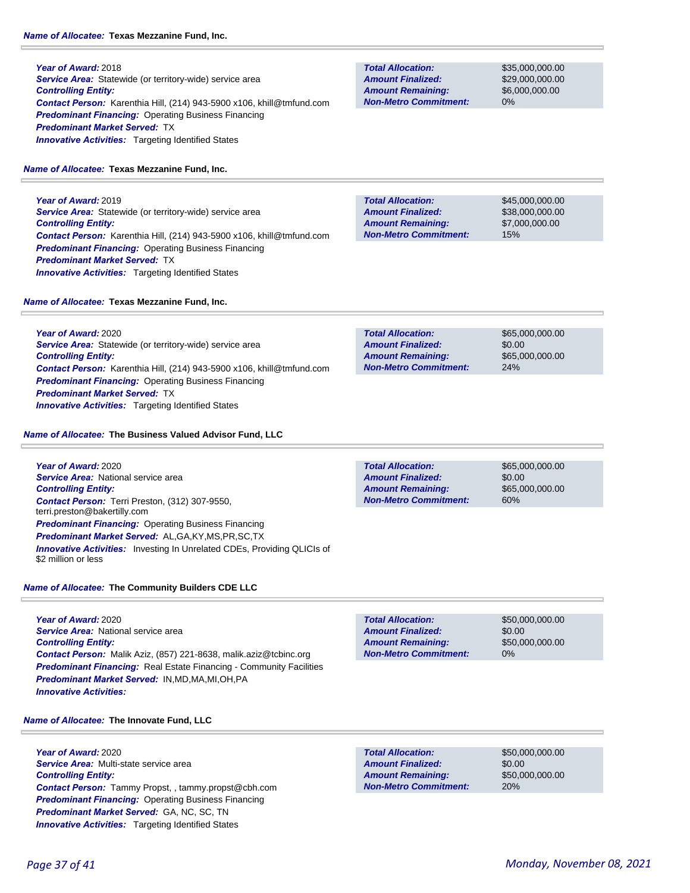**Name of Allocatee:** Texas Mezzanine Fund, Inc.

**Year of Award:** 2018
**Service Area:** Statewide (or territory-wide) service area
**Controlling Entity:**
**Contact Person:** Karenthia Hill, (214) 943-5900 x106, khill@tmfund.com
**Predominant Financing:** Operating Business Financing
**Predominant Market Served:** TX
**Innovative Activities:** Targeting Identified States

| | |
|---|---|
| **Total Allocation:** | $35,000,000.00 |
| **Amount Finalized:** | $29,000,000.00 |
| **Amount Remaining:** | $6,000,000.00 |
| **Non-Metro Commitment:** | 0% |

**Name of Allocatee:** Texas Mezzanine Fund, Inc.

**Year of Award:** 2019
**Service Area:** Statewide (or territory-wide) service area
**Controlling Entity:**
**Contact Person:** Karenthia Hill, (214) 943-5900 x106, khill@tmfund.com
**Predominant Financing:** Operating Business Financing
**Predominant Market Served:** TX
**Innovative Activities:** Targeting Identified States

| | |
|---|---|
| **Total Allocation:** | $45,000,000.00 |
| **Amount Finalized:** | $38,000,000.00 |
| **Amount Remaining:** | $7,000,000.00 |
| **Non-Metro Commitment:** | 15% |

**Name of Allocatee:** Texas Mezzanine Fund, Inc.

**Year of Award:** 2020
**Service Area:** Statewide (or territory-wide) service area
**Controlling Entity:**
**Contact Person:** Karenthia Hill, (214) 943-5900 x106, khill@tmfund.com
**Predominant Financing:** Operating Business Financing
**Predominant Market Served:** TX
**Innovative Activities:** Targeting Identified States

| | |
|---|---|
| **Total Allocation:** | $65,000,000.00 |
| **Amount Finalized:** | $0.00 |
| **Amount Remaining:** | $65,000,000.00 |
| **Non-Metro Commitment:** | 24% |

**Name of Allocatee:** The Business Valued Advisor Fund, LLC

**Year of Award:** 2020
**Service Area:** National service area
**Controlling Entity:**
**Contact Person:** Terri Preston, (312) 307-9550, terri.preston@bakertilly.com
**Predominant Financing:** Operating Business Financing
**Predominant Market Served:** AL,GA,KY,MS,PR,SC,TX
**Innovative Activities:** Investing In Unrelated CDEs, Providing QLICIs of $2 million or less

| | |
|---|---|
| **Total Allocation:** | $65,000,000.00 |
| **Amount Finalized:** | $0.00 |
| **Amount Remaining:** | $65,000,000.00 |
| **Non-Metro Commitment:** | 60% |

**Name of Allocatee:** The Community Builders CDE LLC

**Year of Award:** 2020
**Service Area:** National service area
**Controlling Entity:**
**Contact Person:** Malik Aziz, (857) 221-8638, malik.aziz@tcbinc.org
**Predominant Financing:** Real Estate Financing - Community Facilities
**Predominant Market Served:** IN,MD,MA,MI,OH,PA
**Innovative Activities:**

| | |
|---|---|
| **Total Allocation:** | $50,000,000.00 |
| **Amount Finalized:** | $0.00 |
| **Amount Remaining:** | $50,000,000.00 |
| **Non-Metro Commitment:** | 0% |

**Name of Allocatee:** The Innovate Fund, LLC

**Year of Award:** 2020
**Service Area:** Multi-state service area
**Controlling Entity:**
**Contact Person:** Tammy Propst, , tammy.propst@cbh.com
**Predominant Financing:** Operating Business Financing
**Predominant Market Served:** GA, NC, SC, TN
**Innovative Activities:** Targeting Identified States

| | |
|---|---|
| **Total Allocation:** | $50,000,000.00 |
| **Amount Finalized:** | $0.00 |
| **Amount Remaining:** | $50,000,000.00 |
| **Non-Metro Commitment:** | 20% |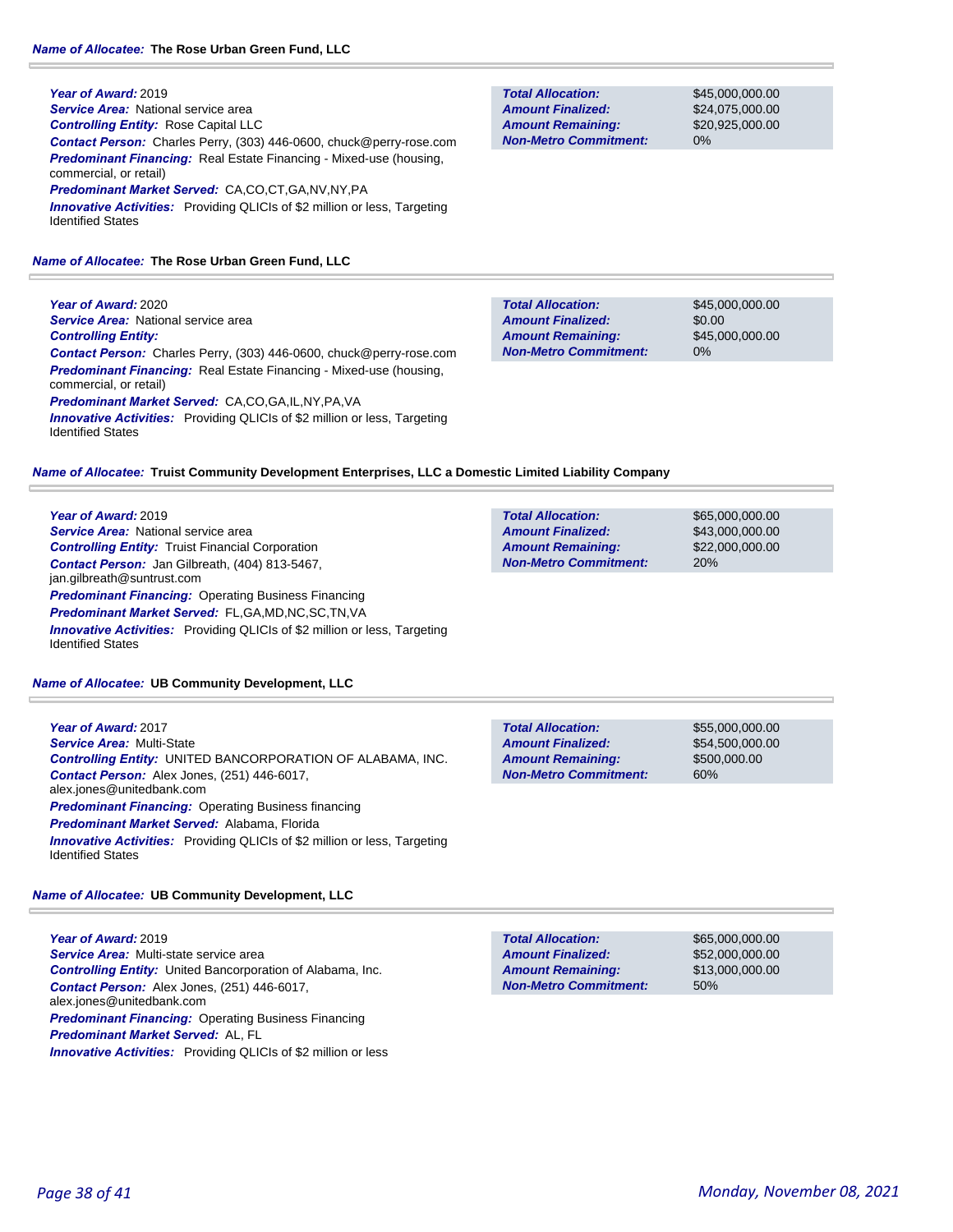**Name of Allocatee:** **The Rose Urban Green Fund, LLC**

**Year of Award:** 2019
**Service Area:** National service area
**Controlling Entity:** Rose Capital LLC
**Contact Person:** Charles Perry, (303) 446-0600, chuck@perry-rose.com
**Predominant Financing:** Real Estate Financing - Mixed-use (housing, commercial, or retail)
**Predominant Market Served:** CA,CO,CT,GA,NV,NY,PA
**Innovative Activities:** Providing QLICIs of $2 million or less, Targeting Identified States

| | |
|---|---|
| **Total Allocation:** | $45,000,000.00 |
| **Amount Finalized:** | $24,075,000.00 |
| **Amount Remaining:** | $20,925,000.00 |
| **Non-Metro Commitment:** | 0% |

**Name of Allocatee:** **The Rose Urban Green Fund, LLC**

**Year of Award:** 2020
**Service Area:** National service area
**Controlling Entity:**
**Contact Person:** Charles Perry, (303) 446-0600, chuck@perry-rose.com
**Predominant Financing:** Real Estate Financing - Mixed-use (housing, commercial, or retail)
**Predominant Market Served:** CA,CO,GA,IL,NY,PA,VA
**Innovative Activities:** Providing QLICIs of $2 million or less, Targeting Identified States

| | |
|---|---|
| **Total Allocation:** | $45,000,000.00 |
| **Amount Finalized:** | $0.00 |
| **Amount Remaining:** | $45,000,000.00 |
| **Non-Metro Commitment:** | 0% |

**Name of Allocatee:** **Truist Community Development Enterprises, LLC a Domestic Limited Liability Company**

**Year of Award:** 2019
**Service Area:** National service area
**Controlling Entity:** Truist Financial Corporation
**Contact Person:** Jan Gilbreath, (404) 813-5467, jan.gilbreath@suntrust.com
**Predominant Financing:** Operating Business Financing
**Predominant Market Served:** FL,GA,MD,NC,SC,TN,VA
**Innovative Activities:** Providing QLICIs of $2 million or less, Targeting Identified States

| | |
|---|---|
| **Total Allocation:** | $65,000,000.00 |
| **Amount Finalized:** | $43,000,000.00 |
| **Amount Remaining:** | $22,000,000.00 |
| **Non-Metro Commitment:** | 20% |

**Name of Allocatee:** **UB Community Development, LLC**

**Year of Award:** 2017
**Service Area:** Multi-State
**Controlling Entity:** UNITED BANCORPORATION OF ALABAMA, INC.
**Contact Person:** Alex Jones, (251) 446-6017, alex.jones@unitedbank.com
**Predominant Financing:** Operating Business financing
**Predominant Market Served:** Alabama, Florida
**Innovative Activities:** Providing QLICIs of $2 million or less, Targeting Identified States

| | |
|---|---|
| **Total Allocation:** | $55,000,000.00 |
| **Amount Finalized:** | $54,500,000.00 |
| **Amount Remaining:** | $500,000.00 |
| **Non-Metro Commitment:** | 60% |

**Name of Allocatee:** **UB Community Development, LLC**

**Year of Award:** 2019
**Service Area:** Multi-state service area
**Controlling Entity:** United Bancorporation of Alabama, Inc.
**Contact Person:** Alex Jones, (251) 446-6017, alex.jones@unitedbank.com
**Predominant Financing:** Operating Business Financing
**Predominant Market Served:** AL, FL
**Innovative Activities:** Providing QLICIs of $2 million or less

| | |
|---|---|
| **Total Allocation:** | $65,000,000.00 |
| **Amount Finalized:** | $52,000,000.00 |
| **Amount Remaining:** | $13,000,000.00 |
| **Non-Metro Commitment:** | 50% |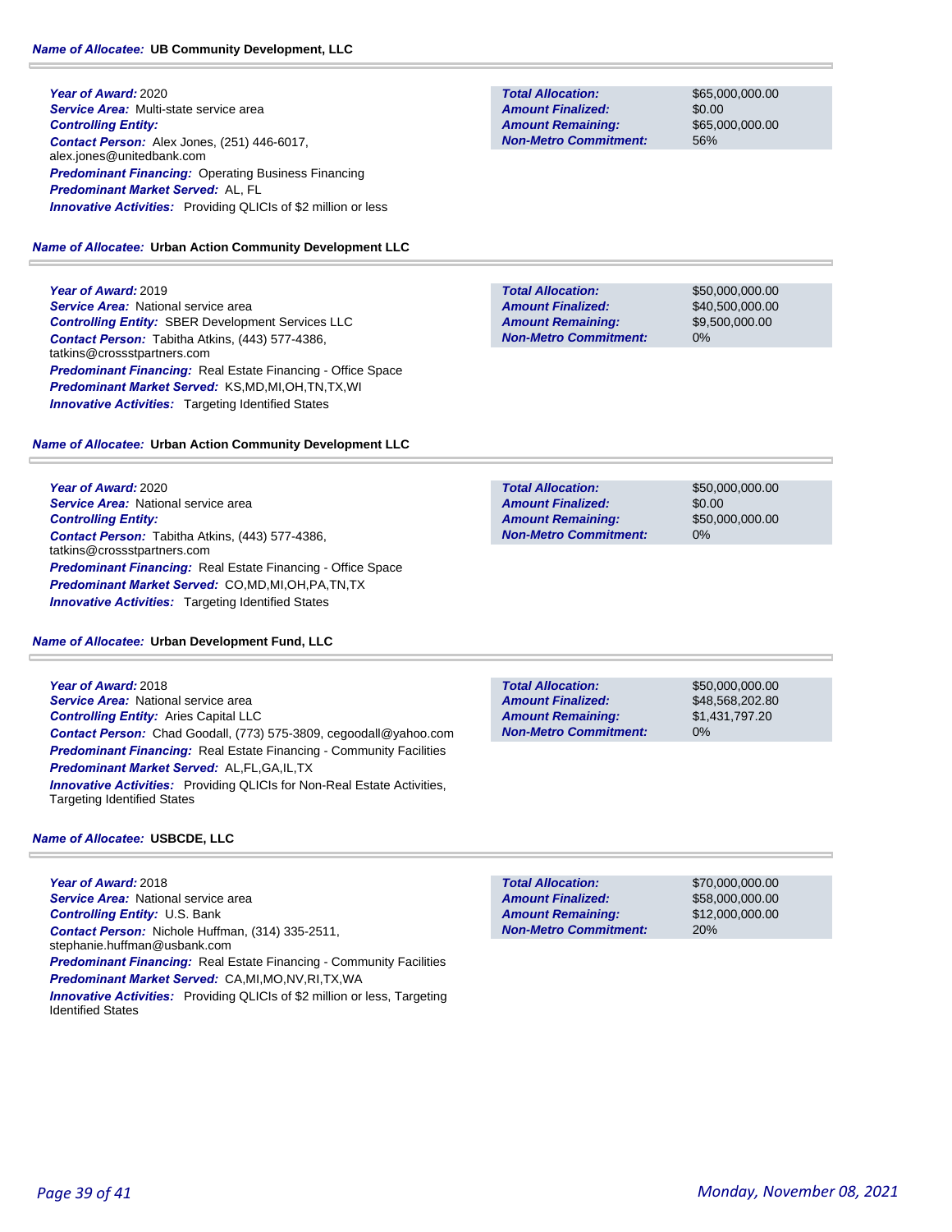**Name of Allocatee:** UB Community Development, LLC

**Year of Award:** 2020
**Service Area:** Multi-state service area
**Controlling Entity:**
**Contact Person:** Alex Jones, (251) 446-6017, alex.jones@unitedbank.com
**Predominant Financing:** Operating Business Financing
**Predominant Market Served:** AL, FL
**Innovative Activities:** Providing QLICIs of $2 million or less

| | |
|---|---|
| **Total Allocation:** | $65,000,000.00 |
| **Amount Finalized:** | $0.00 |
| **Amount Remaining:** | $65,000,000.00 |
| **Non-Metro Commitment:** | 56% |

**Name of Allocatee:** Urban Action Community Development LLC

**Year of Award:** 2019
**Service Area:** National service area
**Controlling Entity:** SBER Development Services LLC
**Contact Person:** Tabitha Atkins, (443) 577-4386, tatkins@crossstpartners.com
**Predominant Financing:** Real Estate Financing - Office Space
**Predominant Market Served:** KS,MD,MI,OH,TN,TX,WI
**Innovative Activities:** Targeting Identified States

| | |
|---|---|
| **Total Allocation:** | $50,000,000.00 |
| **Amount Finalized:** | $40,500,000.00 |
| **Amount Remaining:** | $9,500,000.00 |
| **Non-Metro Commitment:** | 0% |

**Name of Allocatee:** Urban Action Community Development LLC

**Year of Award:** 2020
**Service Area:** National service area
**Controlling Entity:**
**Contact Person:** Tabitha Atkins, (443) 577-4386, tatkins@crossstpartners.com
**Predominant Financing:** Real Estate Financing - Office Space
**Predominant Market Served:** CO,MD,MI,OH,PA,TN,TX
**Innovative Activities:** Targeting Identified States

| | |
|---|---|
| **Total Allocation:** | $50,000,000.00 |
| **Amount Finalized:** | $0.00 |
| **Amount Remaining:** | $50,000,000.00 |
| **Non-Metro Commitment:** | 0% |

**Name of Allocatee:** Urban Development Fund, LLC

**Year of Award:** 2018
**Service Area:** National service area
**Controlling Entity:** Aries Capital LLC
**Contact Person:** Chad Goodall, (773) 575-3809, cegoodall@yahoo.com
**Predominant Financing:** Real Estate Financing - Community Facilities
**Predominant Market Served:** AL,FL,GA,IL,TX
**Innovative Activities:** Providing QLICIs for Non-Real Estate Activities, Targeting Identified States

| | |
|---|---|
| **Total Allocation:** | $50,000,000.00 |
| **Amount Finalized:** | $48,568,202.80 |
| **Amount Remaining:** | $1,431,797.20 |
| **Non-Metro Commitment:** | 0% |

**Name of Allocatee:** USBCDE, LLC

**Year of Award:** 2018
**Service Area:** National service area
**Controlling Entity:** U.S. Bank
**Contact Person:** Nichole Huffman, (314) 335-2511, stephanie.huffman@usbank.com
**Predominant Financing:** Real Estate Financing - Community Facilities
**Predominant Market Served:** CA,MI,MO,NV,RI,TX,WA
**Innovative Activities:** Providing QLICIs of $2 million or less, Targeting Identified States

| | |
|---|---|
| **Total Allocation:** | $70,000,000.00 |
| **Amount Finalized:** | $58,000,000.00 |
| **Amount Remaining:** | $12,000,000.00 |
| **Non-Metro Commitment:** | 20% |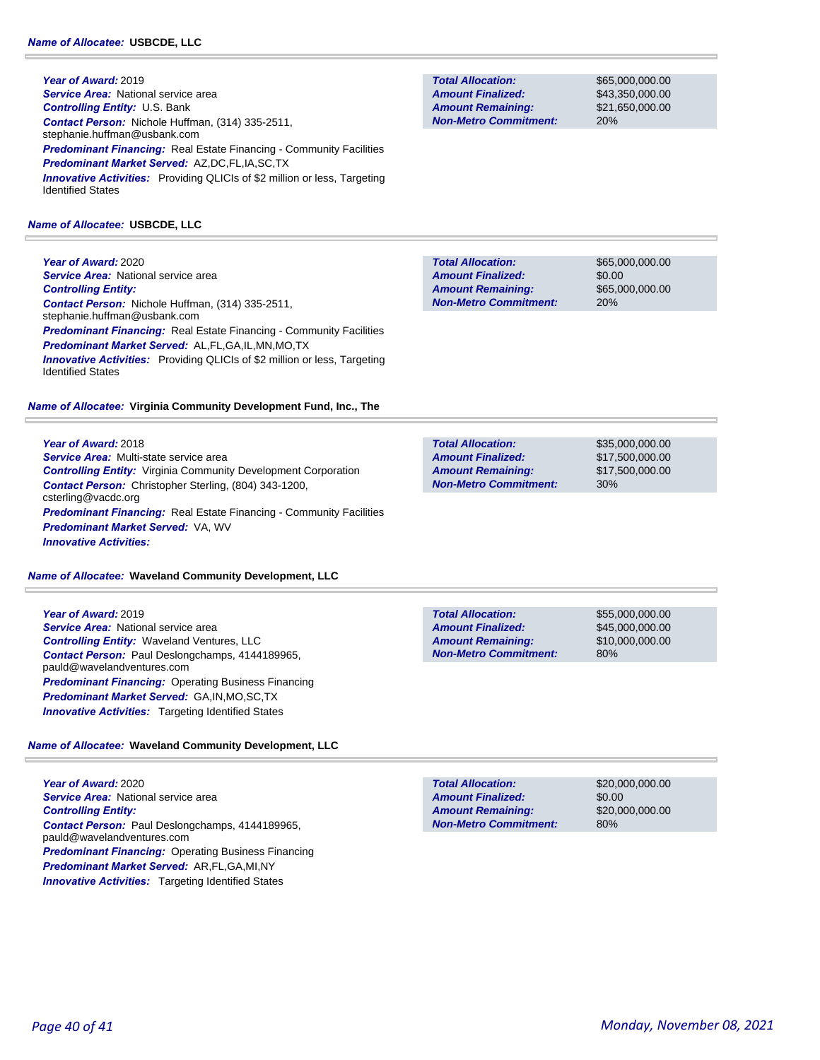**Name of Allocatee:** **USBCDE, LLC**

***Year of Award:*** 2019
***Service Area:*** National service area
***Controlling Entity:*** U.S. Bank
***Contact Person:*** Nichole Huffman, (314) 335-2511, stephanie.huffman@usbank.com
***Predominant Financing:*** Real Estate Financing - Community Facilities
***Predominant Market Served:*** AZ,DC,FL,IA,SC,TX
***Innovative Activities:*** Providing QLICIs of $2 million or less, Targeting Identified States

| | |
|---|---|
| ***Total Allocation:*** | $65,000,000.00 |
| ***Amount Finalized:*** | $43,350,000.00 |
| ***Amount Remaining:*** | $21,650,000.00 |
| ***Non-Metro Commitment:*** | 20% |

**Name of Allocatee:** **USBCDE, LLC**

***Year of Award:*** 2020
***Service Area:*** National service area
***Controlling Entity:***
***Contact Person:*** Nichole Huffman, (314) 335-2511, stephanie.huffman@usbank.com
***Predominant Financing:*** Real Estate Financing - Community Facilities
***Predominant Market Served:*** AL,FL,GA,IL,MN,MO,TX
***Innovative Activities:*** Providing QLICIs of $2 million or less, Targeting Identified States

| | |
|---|---|
| ***Total Allocation:*** | $65,000,000.00 |
| ***Amount Finalized:*** | $0.00 |
| ***Amount Remaining:*** | $65,000,000.00 |
| ***Non-Metro Commitment:*** | 20% |

**Name of Allocatee:** **Virginia Community Development Fund, Inc., The**

***Year of Award:*** 2018
***Service Area:*** Multi-state service area
***Controlling Entity:*** Virginia Community Development Corporation
***Contact Person:*** Christopher Sterling, (804) 343-1200, csterling@vacdc.org
***Predominant Financing:*** Real Estate Financing - Community Facilities
***Predominant Market Served:*** VA, WV
***Innovative Activities:***

| | |
|---|---|
| ***Total Allocation:*** | $35,000,000.00 |
| ***Amount Finalized:*** | $17,500,000.00 |
| ***Amount Remaining:*** | $17,500,000.00 |
| ***Non-Metro Commitment:*** | 30% |

**Name of Allocatee:** **Waveland Community Development, LLC**

***Year of Award:*** 2019
***Service Area:*** National service area
***Controlling Entity:*** Waveland Ventures, LLC
***Contact Person:*** Paul Deslongchamps, 4144189965, pauld@wavelandventures.com
***Predominant Financing:*** Operating Business Financing
***Predominant Market Served:*** GA,IN,MO,SC,TX
***Innovative Activities:*** Targeting Identified States

| | |
|---|---|
| ***Total Allocation:*** | $55,000,000.00 |
| ***Amount Finalized:*** | $45,000,000.00 |
| ***Amount Remaining:*** | $10,000,000.00 |
| ***Non-Metro Commitment:*** | 80% |

**Name of Allocatee:** **Waveland Community Development, LLC**

***Year of Award:*** 2020
***Service Area:*** National service area
***Controlling Entity:***
***Contact Person:*** Paul Deslongchamps, 4144189965, pauld@wavelandventures.com
***Predominant Financing:*** Operating Business Financing
***Predominant Market Served:*** AR,FL,GA,MI,NY
***Innovative Activities:*** Targeting Identified States

| | |
|---|---|
| ***Total Allocation:*** | $20,000,000.00 |
| ***Amount Finalized:*** | $0.00 |
| ***Amount Remaining:*** | $20,000,000.00 |
| ***Non-Metro Commitment:*** | 80% |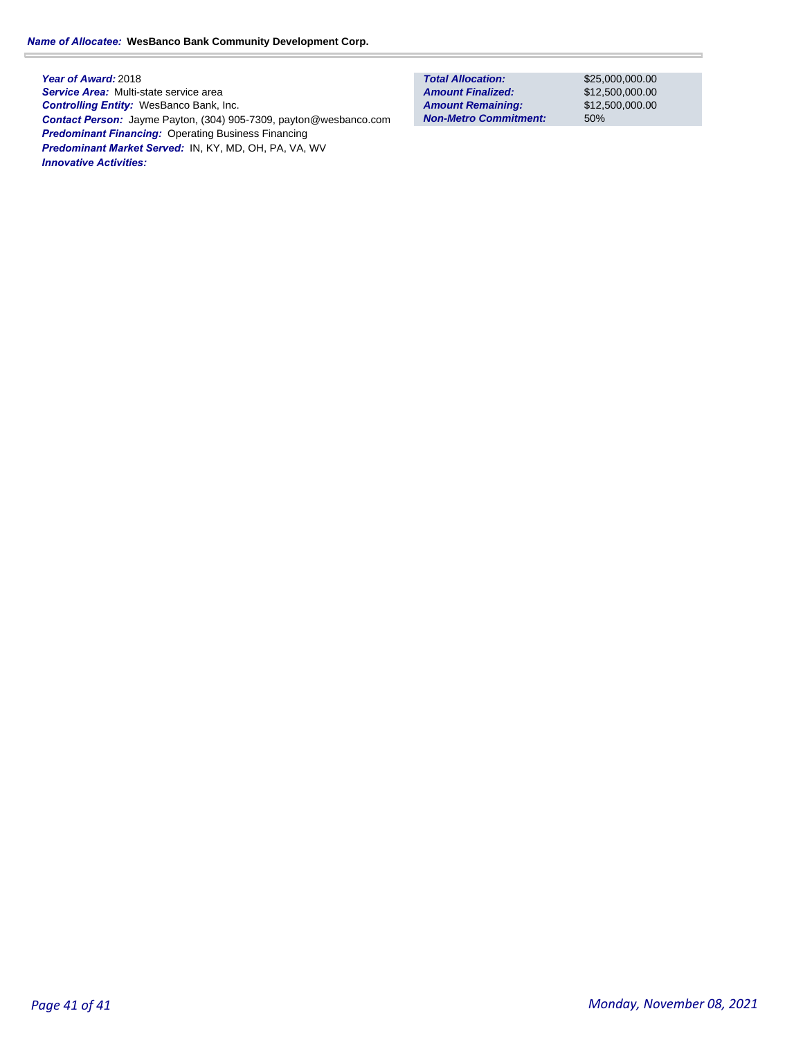***Name of Allocatee:*** **WesBanco Bank Community Development Corp.**

***Year of Award:*** 2018
***Service Area:*** Multi-state service area
***Controlling Entity:*** WesBanco Bank, Inc.
***Contact Person:*** Jayme Payton, (304) 905-7309, payton@wesbanco.com
***Predominant Financing:*** Operating Business Financing
***Predominant Market Served:*** IN, KY, MD, OH, PA, VA, WV
***Innovative Activities:***

| | |
|---|---|
| ***Total Allocation:*** | $25,000,000.00 |
| ***Amount Finalized:*** | $12,500,000.00 |
| ***Amount Remaining:*** | $12,500,000.00 |
| ***Non-Metro Commitment:*** | 50% |